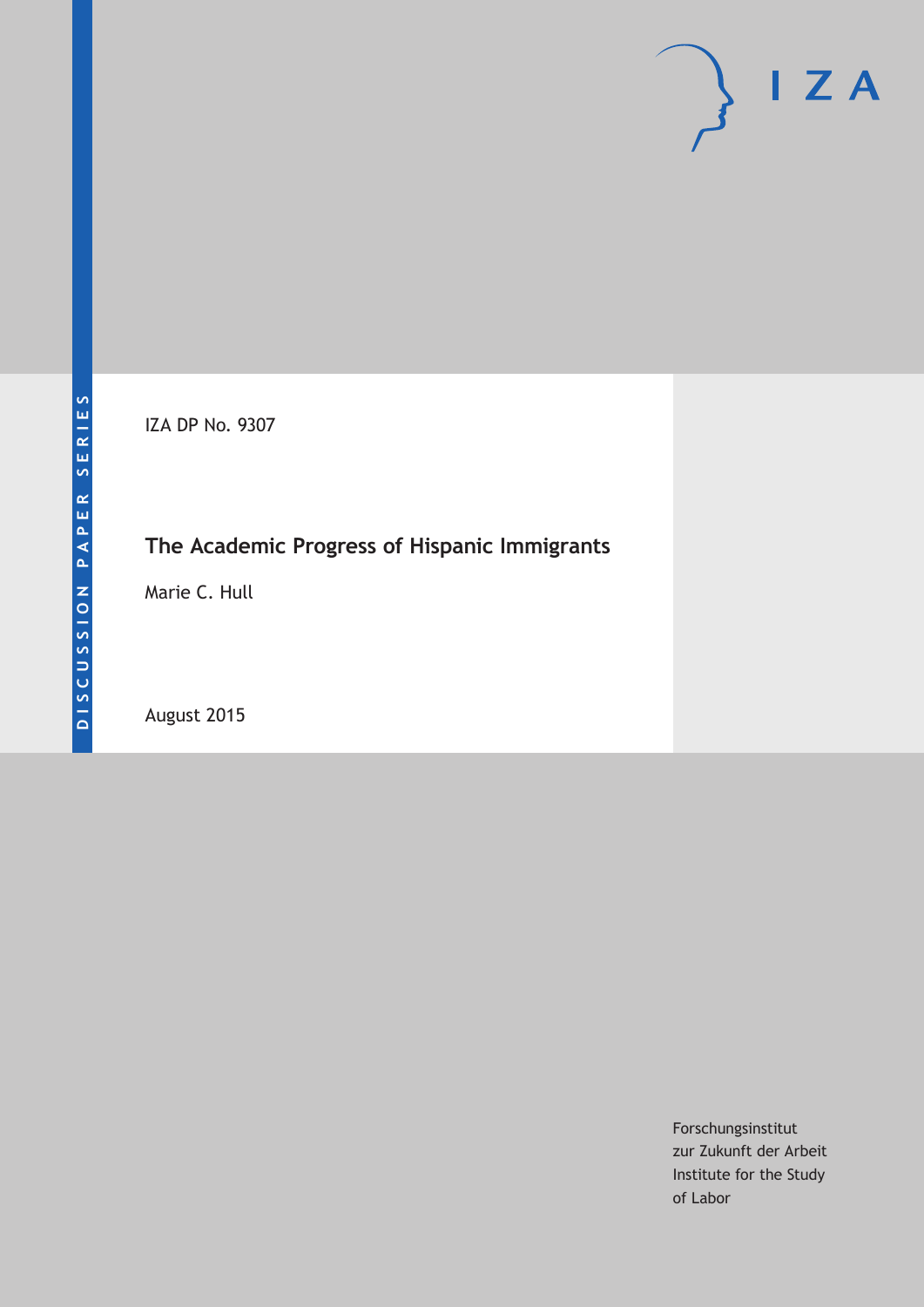IZA DP No. 9307

# The Academic Progress of Hispanic Immigrants

Marie C. Hull

August 2015

DISCUSSION PAPER SERIES

Forschungsinstitut
zur Zukunft der Arbeit
Institute for the Study
of Labor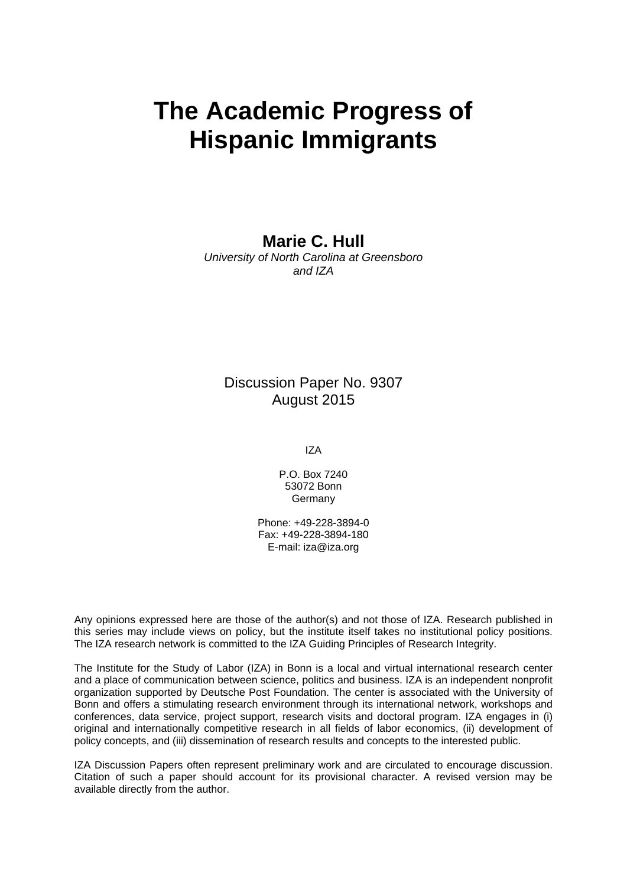# The Academic Progress of Hispanic Immigrants

**Marie C. Hull**
*University of North Carolina at Greensboro and IZA*

Discussion Paper No. 9307
August 2015

IZA

P.O. Box 7240
53072 Bonn
Germany

Phone: +49-228-3894-0
Fax: +49-228-3894-180
E-mail: iza@iza.org

Any opinions expressed here are those of the author(s) and not those of IZA. Research published in this series may include views on policy, but the institute itself takes no institutional policy positions. The IZA research network is committed to the IZA Guiding Principles of Research Integrity.

The Institute for the Study of Labor (IZA) in Bonn is a local and virtual international research center and a place of communication between science, politics and business. IZA is an independent nonprofit organization supported by Deutsche Post Foundation. The center is associated with the University of Bonn and offers a stimulating research environment through its international network, workshops and conferences, data service, project support, research visits and doctoral program. IZA engages in (i) original and internationally competitive research in all fields of labor economics, (ii) development of policy concepts, and (iii) dissemination of research results and concepts to the interested public.

IZA Discussion Papers often represent preliminary work and are circulated to encourage discussion. Citation of such a paper should account for its provisional character. A revised version may be available directly from the author.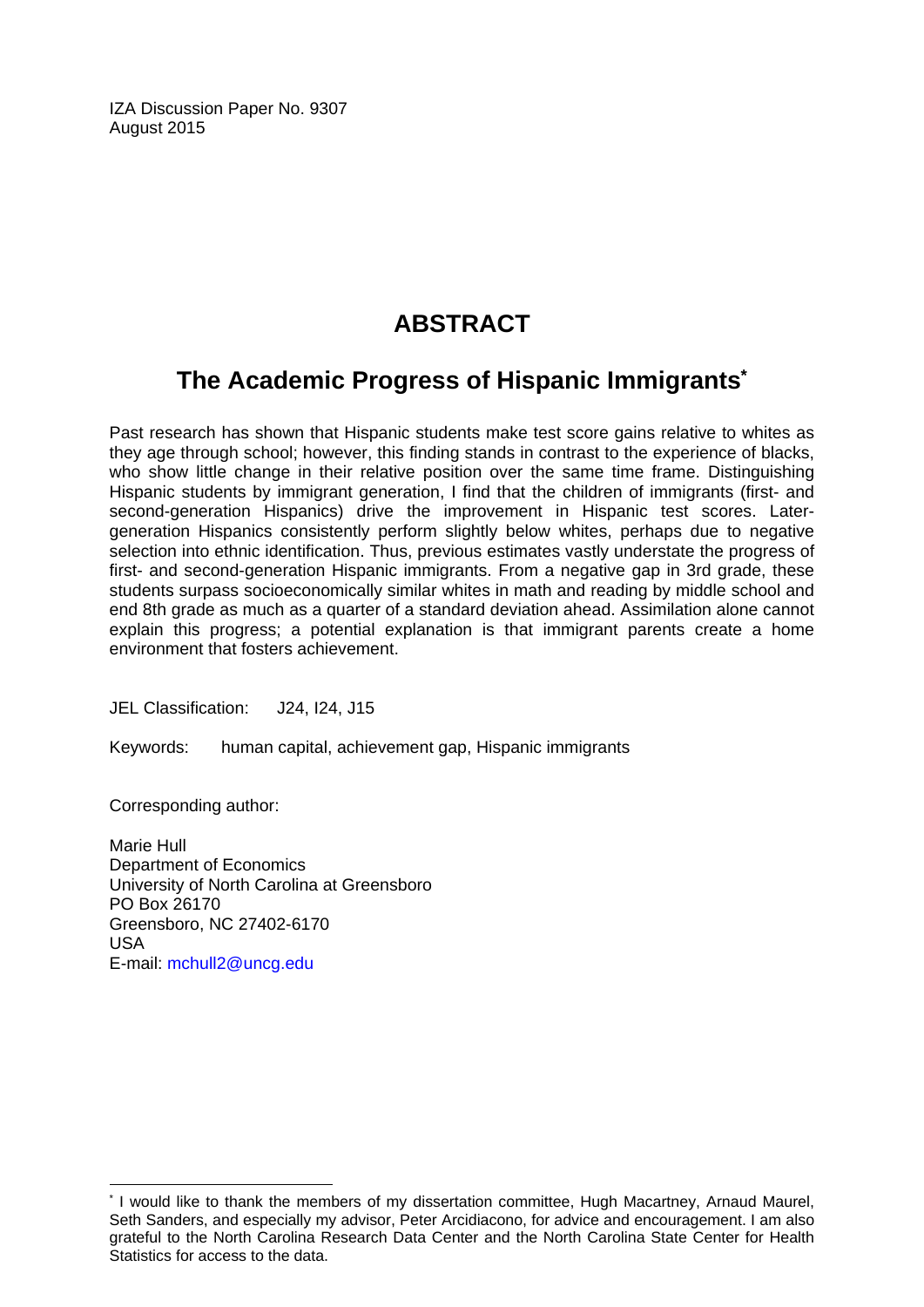IZA Discussion Paper No. 9307
August 2015

# ABSTRACT

## The Academic Progress of Hispanic Immigrants*

Past research has shown that Hispanic students make test score gains relative to whites as they age through school; however, this finding stands in contrast to the experience of blacks, who show little change in their relative position over the same time frame. Distinguishing Hispanic students by immigrant generation, I find that the children of immigrants (first- and second-generation Hispanics) drive the improvement in Hispanic test scores. Later-generation Hispanics consistently perform slightly below whites, perhaps due to negative selection into ethnic identification. Thus, previous estimates vastly understate the progress of first- and second-generation Hispanic immigrants. From a negative gap in 3rd grade, these students surpass socioeconomically similar whites in math and reading by middle school and end 8th grade as much as a quarter of a standard deviation ahead. Assimilation alone cannot explain this progress; a potential explanation is that immigrant parents create a home environment that fosters achievement.

JEL Classification: J24, I24, J15

Keywords: human capital, achievement gap, Hispanic immigrants

Corresponding author:

Marie Hull
Department of Economics
University of North Carolina at Greensboro
PO Box 26170
Greensboro, NC 27402-6170
USA
E-mail: mchull2@uncg.edu

---

* I would like to thank the members of my dissertation committee, Hugh Macartney, Arnaud Maurel, Seth Sanders, and especially my advisor, Peter Arcidiacono, for advice and encouragement. I am also grateful to the North Carolina Research Data Center and the North Carolina State Center for Health Statistics for access to the data.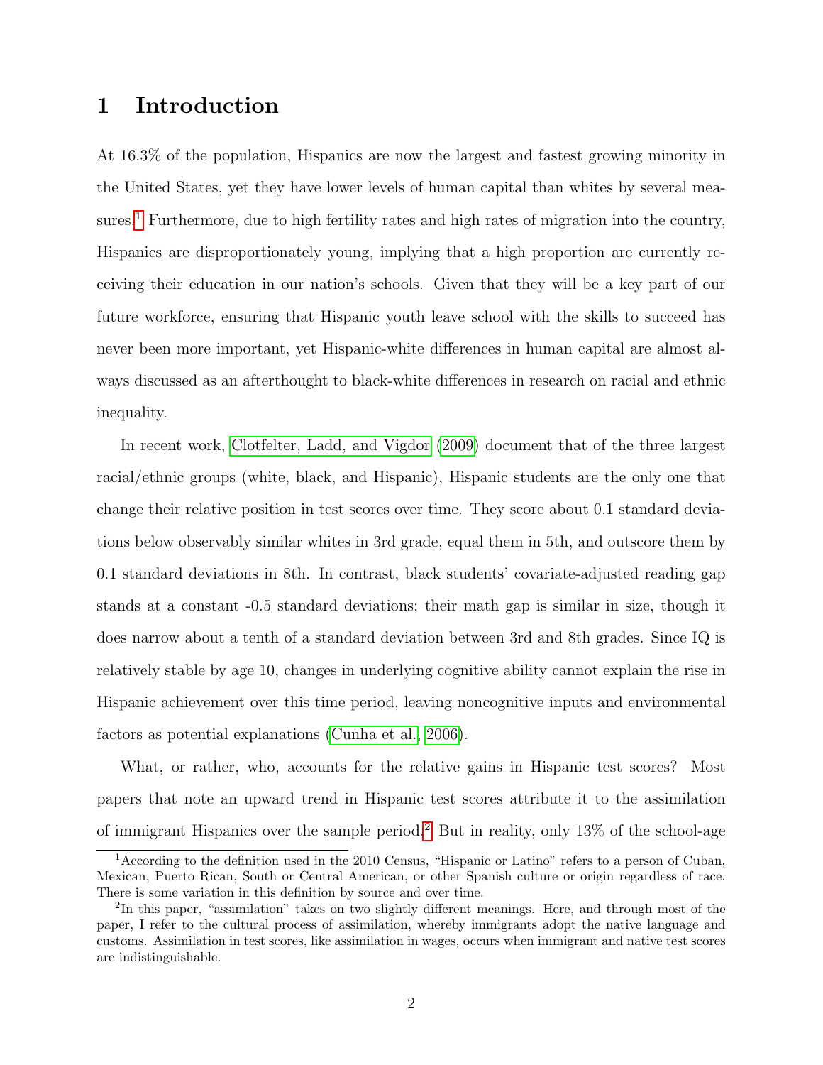# 1 Introduction

At 16.3% of the population, Hispanics are now the largest and fastest growing minority in the United States, yet they have lower levels of human capital than whites by several measures.[1] Furthermore, due to high fertility rates and high rates of migration into the country, Hispanics are disproportionately young, implying that a high proportion are currently receiving their education in our nation's schools. Given that they will be a key part of our future workforce, ensuring that Hispanic youth leave school with the skills to succeed has never been more important, yet Hispanic-white differences in human capital are almost always discussed as an afterthought to black-white differences in research on racial and ethnic inequality.

In recent work, Clotfelter, Ladd, and Vigdor (2009) document that of the three largest racial/ethnic groups (white, black, and Hispanic), Hispanic students are the only one that change their relative position in test scores over time. They score about 0.1 standard deviations below observably similar whites in 3rd grade, equal them in 5th, and outscore them by 0.1 standard deviations in 8th. In contrast, black students' covariate-adjusted reading gap stands at a constant -0.5 standard deviations; their math gap is similar in size, though it does narrow about a tenth of a standard deviation between 3rd and 8th grades. Since IQ is relatively stable by age 10, changes in underlying cognitive ability cannot explain the rise in Hispanic achievement over this time period, leaving noncognitive inputs and environmental factors as potential explanations (Cunha et al., 2006).

What, or rather, who, accounts for the relative gains in Hispanic test scores? Most papers that note an upward trend in Hispanic test scores attribute it to the assimilation of immigrant Hispanics over the sample period.[2] But in reality, only 13% of the school-age

[1] According to the definition used in the 2010 Census, "Hispanic or Latino" refers to a person of Cuban, Mexican, Puerto Rican, South or Central American, or other Spanish culture or origin regardless of race. There is some variation in this definition by source and over time.

[2] In this paper, "assimilation" takes on two slightly different meanings. Here, and through most of the paper, I refer to the cultural process of assimilation, whereby immigrants adopt the native language and customs. Assimilation in test scores, like assimilation in wages, occurs when immigrant and native test scores are indistinguishable.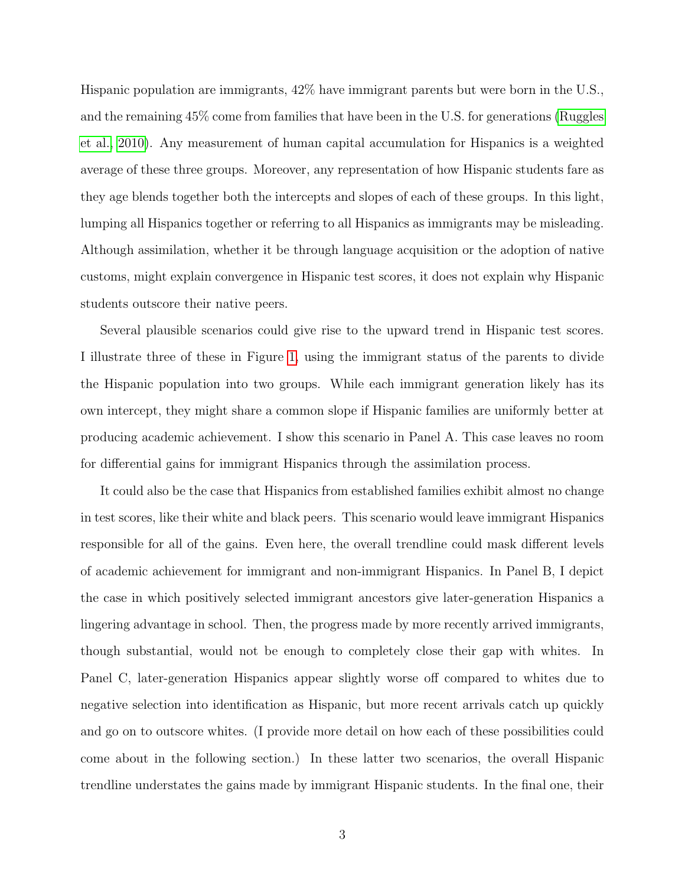Hispanic population are immigrants, 42% have immigrant parents but were born in the U.S., and the remaining 45% come from families that have been in the U.S. for generations (Ruggles et al., 2010). Any measurement of human capital accumulation for Hispanics is a weighted average of these three groups. Moreover, any representation of how Hispanic students fare as they age blends together both the intercepts and slopes of each of these groups. In this light, lumping all Hispanics together or referring to all Hispanics as immigrants may be misleading. Although assimilation, whether it be through language acquisition or the adoption of native customs, might explain convergence in Hispanic test scores, it does not explain why Hispanic students outscore their native peers.

Several plausible scenarios could give rise to the upward trend in Hispanic test scores. I illustrate three of these in Figure 1, using the immigrant status of the parents to divide the Hispanic population into two groups. While each immigrant generation likely has its own intercept, they might share a common slope if Hispanic families are uniformly better at producing academic achievement. I show this scenario in Panel A. This case leaves no room for differential gains for immigrant Hispanics through the assimilation process.

It could also be the case that Hispanics from established families exhibit almost no change in test scores, like their white and black peers. This scenario would leave immigrant Hispanics responsible for all of the gains. Even here, the overall trendline could mask different levels of academic achievement for immigrant and non-immigrant Hispanics. In Panel B, I depict the case in which positively selected immigrant ancestors give later-generation Hispanics a lingering advantage in school. Then, the progress made by more recently arrived immigrants, though substantial, would not be enough to completely close their gap with whites. In Panel C, later-generation Hispanics appear slightly worse off compared to whites due to negative selection into identification as Hispanic, but more recent arrivals catch up quickly and go on to outscore whites. (I provide more detail on how each of these possibilities could come about in the following section.) In these latter two scenarios, the overall Hispanic trendline understates the gains made by immigrant Hispanic students. In the final one, their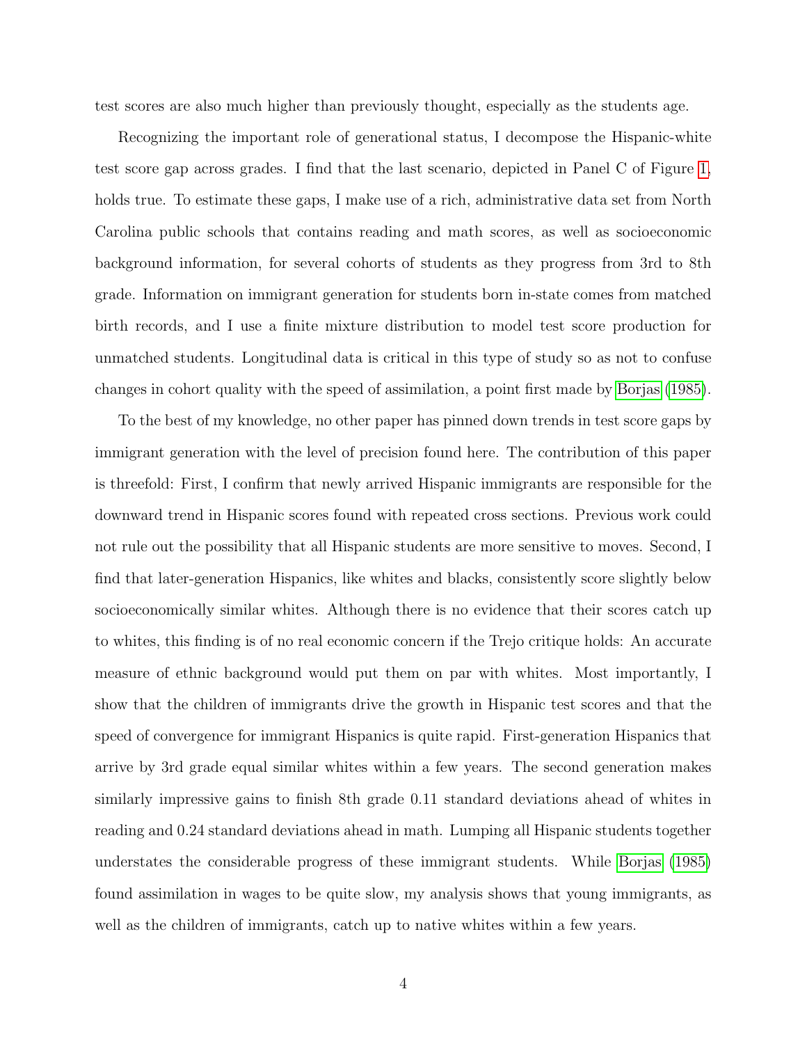test scores are also much higher than previously thought, especially as the students age.

Recognizing the important role of generational status, I decompose the Hispanic-white test score gap across grades. I find that the last scenario, depicted in Panel C of Figure 1, holds true. To estimate these gaps, I make use of a rich, administrative data set from North Carolina public schools that contains reading and math scores, as well as socioeconomic background information, for several cohorts of students as they progress from 3rd to 8th grade. Information on immigrant generation for students born in-state comes from matched birth records, and I use a finite mixture distribution to model test score production for unmatched students. Longitudinal data is critical in this type of study so as not to confuse changes in cohort quality with the speed of assimilation, a point first made by Borjas (1985).

To the best of my knowledge, no other paper has pinned down trends in test score gaps by immigrant generation with the level of precision found here. The contribution of this paper is threefold: First, I confirm that newly arrived Hispanic immigrants are responsible for the downward trend in Hispanic scores found with repeated cross sections. Previous work could not rule out the possibility that all Hispanic students are more sensitive to moves. Second, I find that later-generation Hispanics, like whites and blacks, consistently score slightly below socioeconomically similar whites. Although there is no evidence that their scores catch up to whites, this finding is of no real economic concern if the Trejo critique holds: An accurate measure of ethnic background would put them on par with whites. Most importantly, I show that the children of immigrants drive the growth in Hispanic test scores and that the speed of convergence for immigrant Hispanics is quite rapid. First-generation Hispanics that arrive by 3rd grade equal similar whites within a few years. The second generation makes similarly impressive gains to finish 8th grade 0.11 standard deviations ahead of whites in reading and 0.24 standard deviations ahead in math. Lumping all Hispanic students together understates the considerable progress of these immigrant students. While Borjas (1985) found assimilation in wages to be quite slow, my analysis shows that young immigrants, as well as the children of immigrants, catch up to native whites within a few years.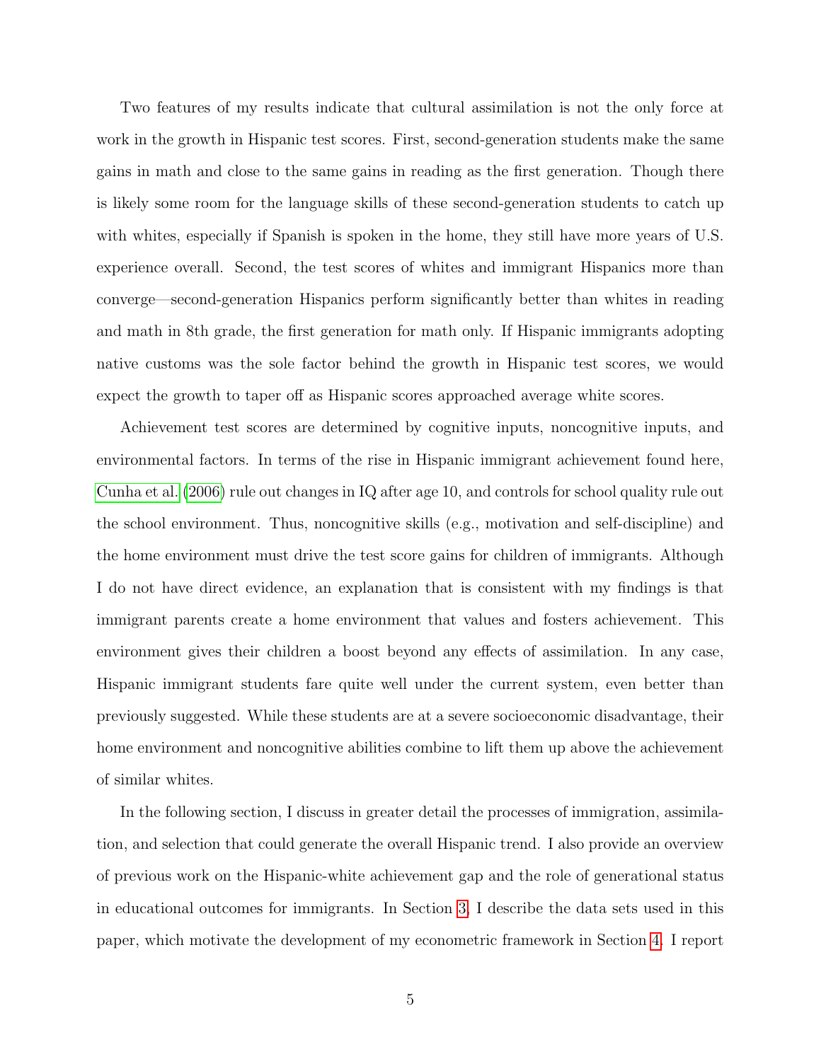Two features of my results indicate that cultural assimilation is not the only force at work in the growth in Hispanic test scores. First, second-generation students make the same gains in math and close to the same gains in reading as the first generation. Though there is likely some room for the language skills of these second-generation students to catch up with whites, especially if Spanish is spoken in the home, they still have more years of U.S. experience overall. Second, the test scores of whites and immigrant Hispanics more than converge—second-generation Hispanics perform significantly better than whites in reading and math in 8th grade, the first generation for math only. If Hispanic immigrants adopting native customs was the sole factor behind the growth in Hispanic test scores, we would expect the growth to taper off as Hispanic scores approached average white scores.

Achievement test scores are determined by cognitive inputs, noncognitive inputs, and environmental factors. In terms of the rise in Hispanic immigrant achievement found here, Cunha et al. (2006) rule out changes in IQ after age 10, and controls for school quality rule out the school environment. Thus, noncognitive skills (e.g., motivation and self-discipline) and the home environment must drive the test score gains for children of immigrants. Although I do not have direct evidence, an explanation that is consistent with my findings is that immigrant parents create a home environment that values and fosters achievement. This environment gives their children a boost beyond any effects of assimilation. In any case, Hispanic immigrant students fare quite well under the current system, even better than previously suggested. While these students are at a severe socioeconomic disadvantage, their home environment and noncognitive abilities combine to lift them up above the achievement of similar whites.

In the following section, I discuss in greater detail the processes of immigration, assimilation, and selection that could generate the overall Hispanic trend. I also provide an overview of previous work on the Hispanic-white achievement gap and the role of generational status in educational outcomes for immigrants. In Section 3, I describe the data sets used in this paper, which motivate the development of my econometric framework in Section 4. I report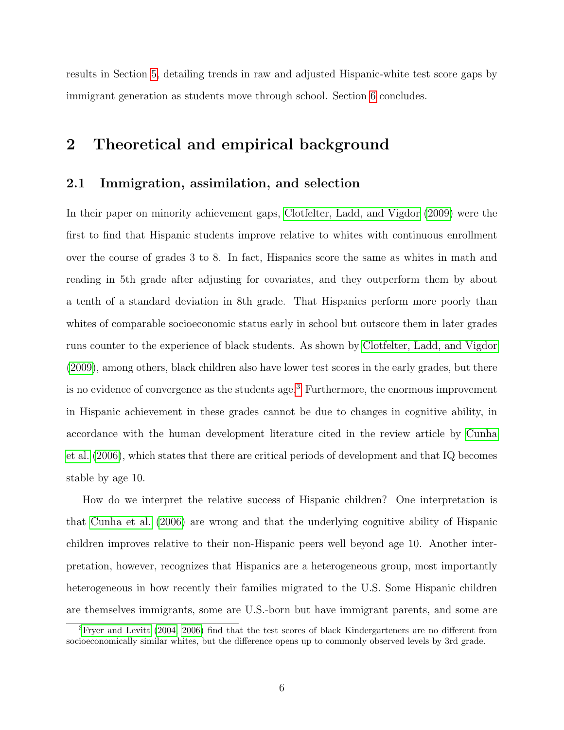results in Section 5, detailing trends in raw and adjusted Hispanic-white test score gaps by immigrant generation as students move through school. Section 6 concludes.

# 2 Theoretical and empirical background

## 2.1 Immigration, assimilation, and selection

In their paper on minority achievement gaps, Clotfelter, Ladd, and Vigdor (2009) were the first to find that Hispanic students improve relative to whites with continuous enrollment over the course of grades 3 to 8. In fact, Hispanics score the same as whites in math and reading in 5th grade after adjusting for covariates, and they outperform them by about a tenth of a standard deviation in 8th grade. That Hispanics perform more poorly than whites of comparable socioeconomic status early in school but outscore them in later grades runs counter to the experience of black students. As shown by Clotfelter, Ladd, and Vigdor (2009), among others, black children also have lower test scores in the early grades, but there is no evidence of convergence as the students age.[3] Furthermore, the enormous improvement in Hispanic achievement in these grades cannot be due to changes in cognitive ability, in accordance with the human development literature cited in the review article by Cunha et al. (2006), which states that there are critical periods of development and that IQ becomes stable by age 10.

How do we interpret the relative success of Hispanic children? One interpretation is that Cunha et al. (2006) are wrong and that the underlying cognitive ability of Hispanic children improves relative to their non-Hispanic peers well beyond age 10. Another interpretation, however, recognizes that Hispanics are a heterogeneous group, most importantly heterogeneous in how recently their families migrated to the U.S. Some Hispanic children are themselves immigrants, some are U.S.-born but have immigrant parents, and some are

[3] Fryer and Levitt (2004, 2006) find that the test scores of black Kindergarteners are no different from socioeconomically similar whites, but the difference opens up to commonly observed levels by 3rd grade.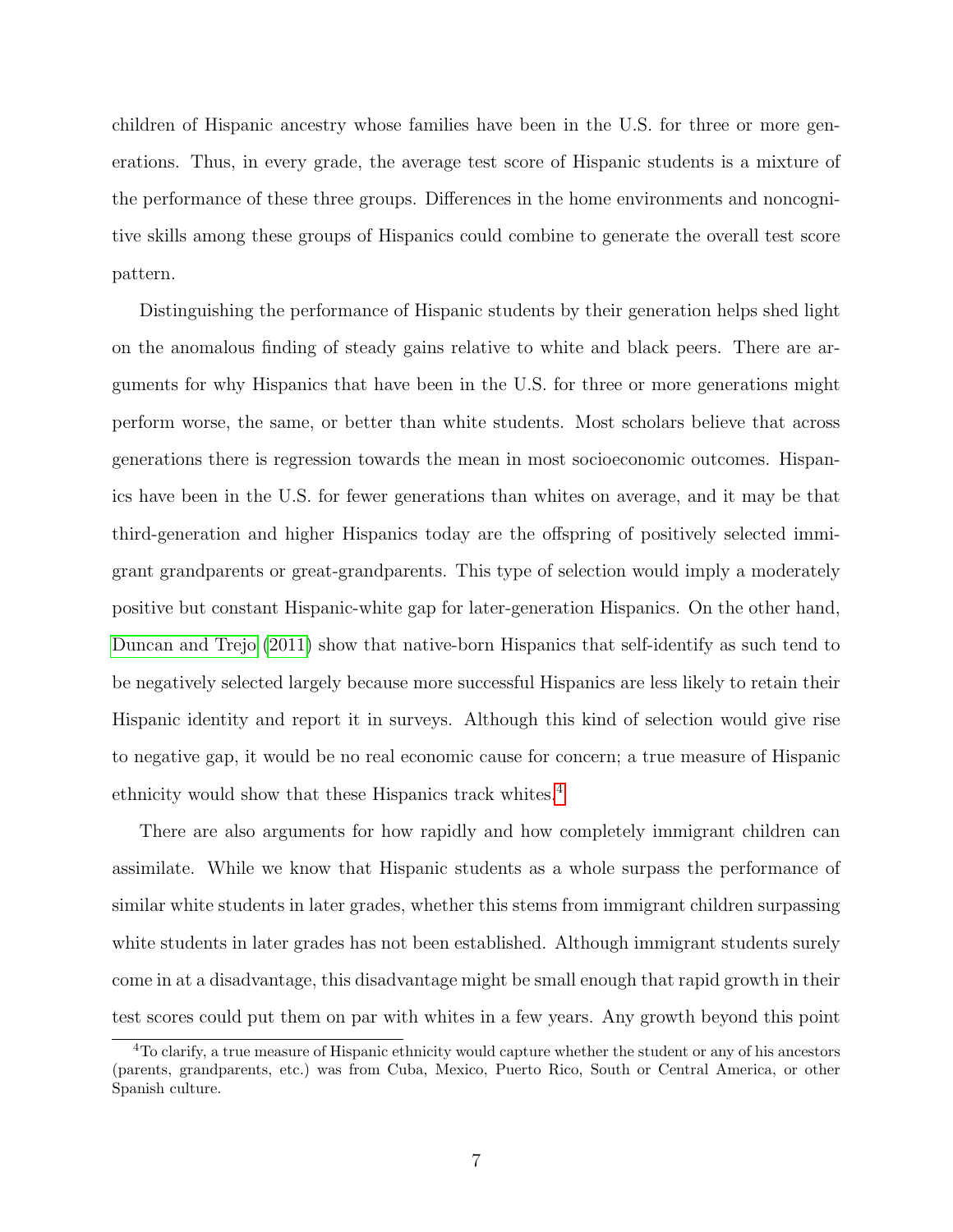children of Hispanic ancestry whose families have been in the U.S. for three or more generations. Thus, in every grade, the average test score of Hispanic students is a mixture of the performance of these three groups. Differences in the home environments and noncognitive skills among these groups of Hispanics could combine to generate the overall test score pattern.

Distinguishing the performance of Hispanic students by their generation helps shed light on the anomalous finding of steady gains relative to white and black peers. There are arguments for why Hispanics that have been in the U.S. for three or more generations might perform worse, the same, or better than white students. Most scholars believe that across generations there is regression towards the mean in most socioeconomic outcomes. Hispanics have been in the U.S. for fewer generations than whites on average, and it may be that third-generation and higher Hispanics today are the offspring of positively selected immigrant grandparents or great-grandparents. This type of selection would imply a moderately positive but constant Hispanic-white gap for later-generation Hispanics. On the other hand, Duncan and Trejo (2011) show that native-born Hispanics that self-identify as such tend to be negatively selected largely because more successful Hispanics are less likely to retain their Hispanic identity and report it in surveys. Although this kind of selection would give rise to negative gap, it would be no real economic cause for concern; a true measure of Hispanic ethnicity would show that these Hispanics track whites.[4]

There are also arguments for how rapidly and how completely immigrant children can assimilate. While we know that Hispanic students as a whole surpass the performance of similar white students in later grades, whether this stems from immigrant children surpassing white students in later grades has not been established. Although immigrant students surely come in at a disadvantage, this disadvantage might be small enough that rapid growth in their test scores could put them on par with whites in a few years. Any growth beyond this point

[4] To clarify, a true measure of Hispanic ethnicity would capture whether the student or any of his ancestors (parents, grandparents, etc.) was from Cuba, Mexico, Puerto Rico, South or Central America, or other Spanish culture.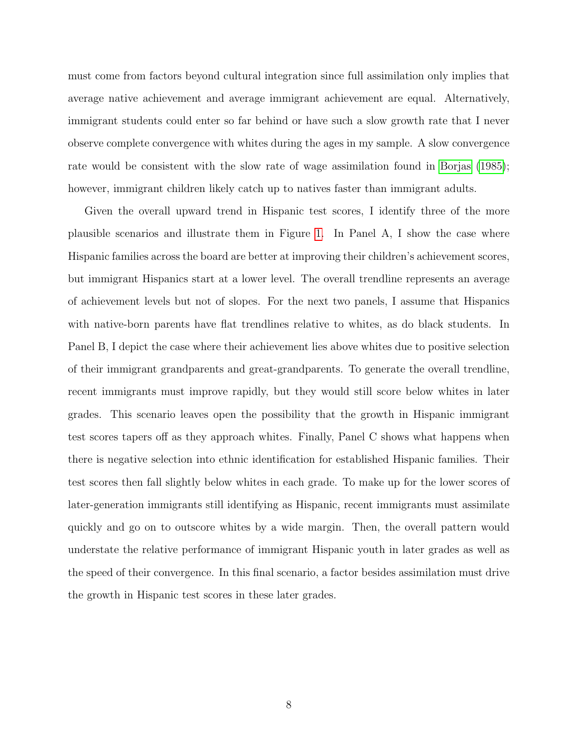must come from factors beyond cultural integration since full assimilation only implies that average native achievement and average immigrant achievement are equal. Alternatively, immigrant students could enter so far behind or have such a slow growth rate that I never observe complete convergence with whites during the ages in my sample. A slow convergence rate would be consistent with the slow rate of wage assimilation found in Borjas (1985); however, immigrant children likely catch up to natives faster than immigrant adults.

Given the overall upward trend in Hispanic test scores, I identify three of the more plausible scenarios and illustrate them in Figure 1. In Panel A, I show the case where Hispanic families across the board are better at improving their children's achievement scores, but immigrant Hispanics start at a lower level. The overall trendline represents an average of achievement levels but not of slopes. For the next two panels, I assume that Hispanics with native-born parents have flat trendlines relative to whites, as do black students. In Panel B, I depict the case where their achievement lies above whites due to positive selection of their immigrant grandparents and great-grandparents. To generate the overall trendline, recent immigrants must improve rapidly, but they would still score below whites in later grades. This scenario leaves open the possibility that the growth in Hispanic immigrant test scores tapers off as they approach whites. Finally, Panel C shows what happens when there is negative selection into ethnic identification for established Hispanic families. Their test scores then fall slightly below whites in each grade. To make up for the lower scores of later-generation immigrants still identifying as Hispanic, recent immigrants must assimilate quickly and go on to outscore whites by a wide margin. Then, the overall pattern would understate the relative performance of immigrant Hispanic youth in later grades as well as the speed of their convergence. In this final scenario, a factor besides assimilation must drive the growth in Hispanic test scores in these later grades.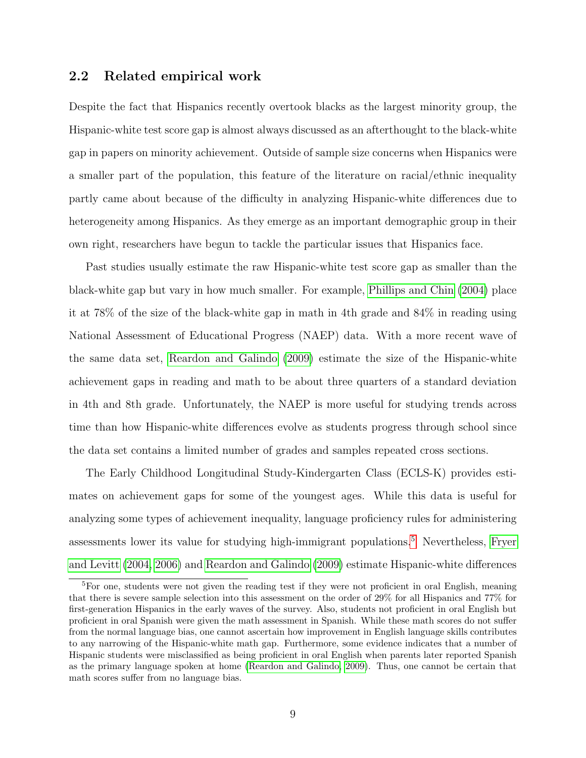## 2.2 Related empirical work

Despite the fact that Hispanics recently overtook blacks as the largest minority group, the Hispanic-white test score gap is almost always discussed as an afterthought to the black-white gap in papers on minority achievement. Outside of sample size concerns when Hispanics were a smaller part of the population, this feature of the literature on racial/ethnic inequality partly came about because of the difficulty in analyzing Hispanic-white differences due to heterogeneity among Hispanics. As they emerge as an important demographic group in their own right, researchers have begun to tackle the particular issues that Hispanics face.

Past studies usually estimate the raw Hispanic-white test score gap as smaller than the black-white gap but vary in how much smaller. For example, Phillips and Chin (2004) place it at 78% of the size of the black-white gap in math in 4th grade and 84% in reading using National Assessment of Educational Progress (NAEP) data. With a more recent wave of the same data set, Reardon and Galindo (2009) estimate the size of the Hispanic-white achievement gaps in reading and math to be about three quarters of a standard deviation in 4th and 8th grade. Unfortunately, the NAEP is more useful for studying trends across time than how Hispanic-white differences evolve as students progress through school since the data set contains a limited number of grades and samples repeated cross sections.

The Early Childhood Longitudinal Study-Kindergarten Class (ECLS-K) provides estimates on achievement gaps for some of the youngest ages. While this data is useful for analyzing some types of achievement inequality, language proficiency rules for administering assessments lower its value for studying high-immigrant populations.[5] Nevertheless, Fryer and Levitt (2004, 2006) and Reardon and Galindo (2009) estimate Hispanic-white differences

[5] For one, students were not given the reading test if they were not proficient in oral English, meaning that there is severe sample selection into this assessment on the order of 29% for all Hispanics and 77% for first-generation Hispanics in the early waves of the survey. Also, students not proficient in oral English but proficient in oral Spanish were given the math assessment in Spanish. While these math scores do not suffer from the normal language bias, one cannot ascertain how improvement in English language skills contributes to any narrowing of the Hispanic-white math gap. Furthermore, some evidence indicates that a number of Hispanic students were misclassified as being proficient in oral English when parents later reported Spanish as the primary language spoken at home (Reardon and Galindo, 2009). Thus, one cannot be certain that math scores suffer from no language bias.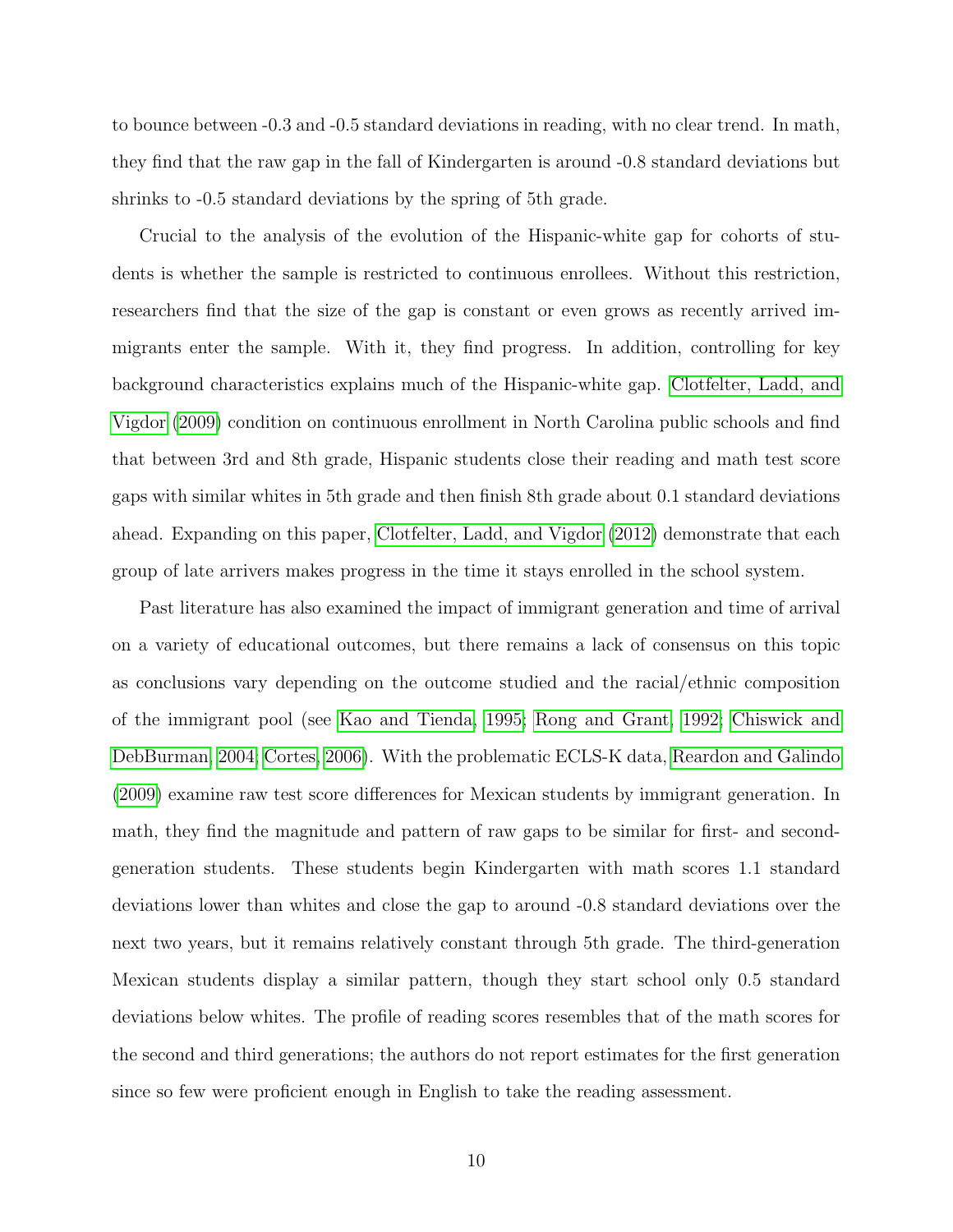to bounce between -0.3 and -0.5 standard deviations in reading, with no clear trend. In math, they find that the raw gap in the fall of Kindergarten is around -0.8 standard deviations but shrinks to -0.5 standard deviations by the spring of 5th grade.

Crucial to the analysis of the evolution of the Hispanic-white gap for cohorts of students is whether the sample is restricted to continuous enrollees. Without this restriction, researchers find that the size of the gap is constant or even grows as recently arrived immigrants enter the sample. With it, they find progress. In addition, controlling for key background characteristics explains much of the Hispanic-white gap. Clotfelter, Ladd, and Vigdor (2009) condition on continuous enrollment in North Carolina public schools and find that between 3rd and 8th grade, Hispanic students close their reading and math test score gaps with similar whites in 5th grade and then finish 8th grade about 0.1 standard deviations ahead. Expanding on this paper, Clotfelter, Ladd, and Vigdor (2012) demonstrate that each group of late arrivers makes progress in the time it stays enrolled in the school system.

Past literature has also examined the impact of immigrant generation and time of arrival on a variety of educational outcomes, but there remains a lack of consensus on this topic as conclusions vary depending on the outcome studied and the racial/ethnic composition of the immigrant pool (see Kao and Tienda, 1995; Rong and Grant, 1992; Chiswick and DebBurman, 2004; Cortes, 2006). With the problematic ECLS-K data, Reardon and Galindo (2009) examine raw test score differences for Mexican students by immigrant generation. In math, they find the magnitude and pattern of raw gaps to be similar for first- and second-generation students. These students begin Kindergarten with math scores 1.1 standard deviations lower than whites and close the gap to around -0.8 standard deviations over the next two years, but it remains relatively constant through 5th grade. The third-generation Mexican students display a similar pattern, though they start school only 0.5 standard deviations below whites. The profile of reading scores resembles that of the math scores for the second and third generations; the authors do not report estimates for the first generation since so few were proficient enough in English to take the reading assessment.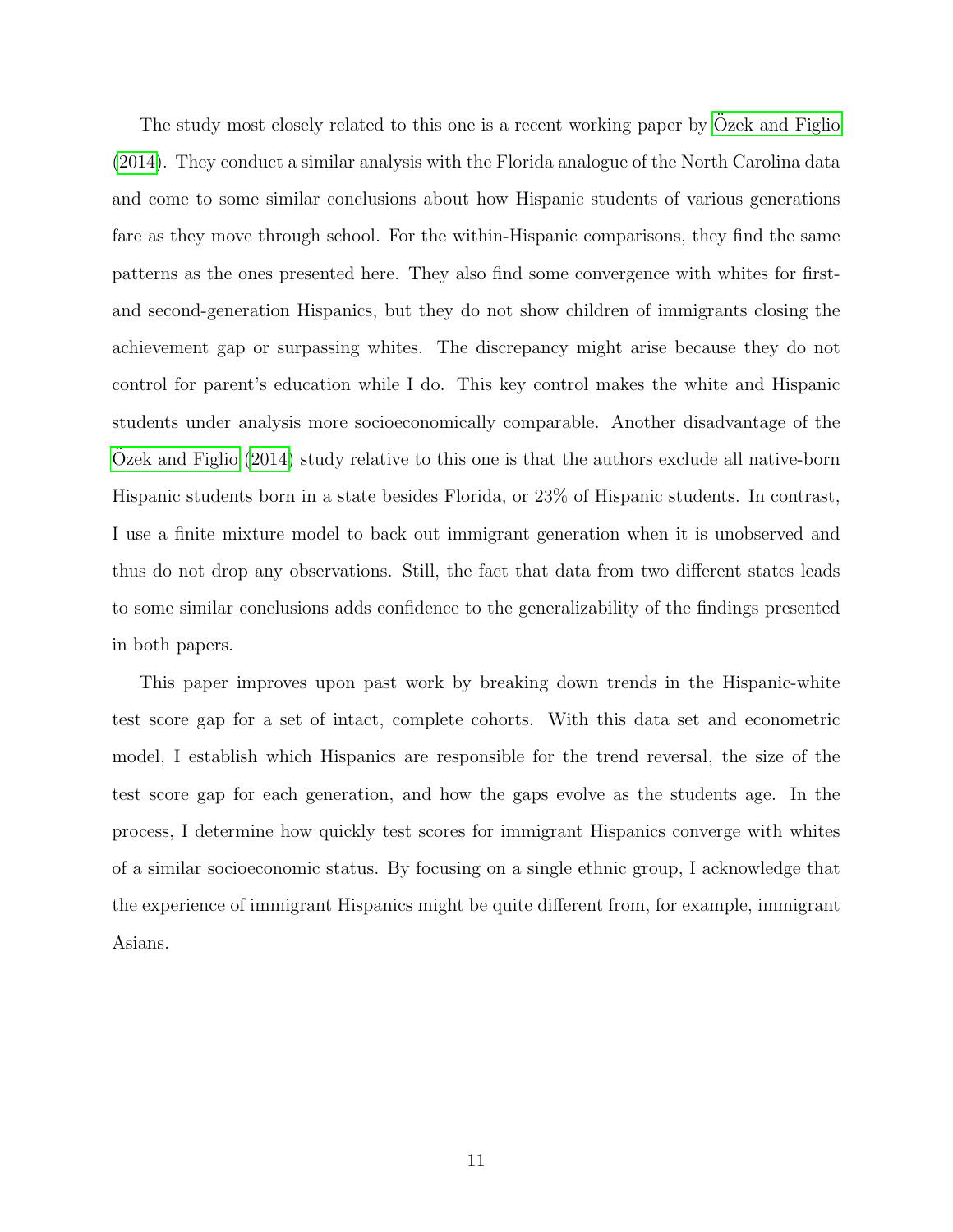The study most closely related to this one is a recent working paper by Özek and Figlio (2014). They conduct a similar analysis with the Florida analogue of the North Carolina data and come to some similar conclusions about how Hispanic students of various generations fare as they move through school. For the within-Hispanic comparisons, they find the same patterns as the ones presented here. They also find some convergence with whites for first- and second-generation Hispanics, but they do not show children of immigrants closing the achievement gap or surpassing whites. The discrepancy might arise because they do not control for parent's education while I do. This key control makes the white and Hispanic students under analysis more socioeconomically comparable. Another disadvantage of the Özek and Figlio (2014) study relative to this one is that the authors exclude all native-born Hispanic students born in a state besides Florida, or 23% of Hispanic students. In contrast, I use a finite mixture model to back out immigrant generation when it is unobserved and thus do not drop any observations. Still, the fact that data from two different states leads to some similar conclusions adds confidence to the generalizability of the findings presented in both papers.

This paper improves upon past work by breaking down trends in the Hispanic-white test score gap for a set of intact, complete cohorts. With this data set and econometric model, I establish which Hispanics are responsible for the trend reversal, the size of the test score gap for each generation, and how the gaps evolve as the students age. In the process, I determine how quickly test scores for immigrant Hispanics converge with whites of a similar socioeconomic status. By focusing on a single ethnic group, I acknowledge that the experience of immigrant Hispanics might be quite different from, for example, immigrant Asians.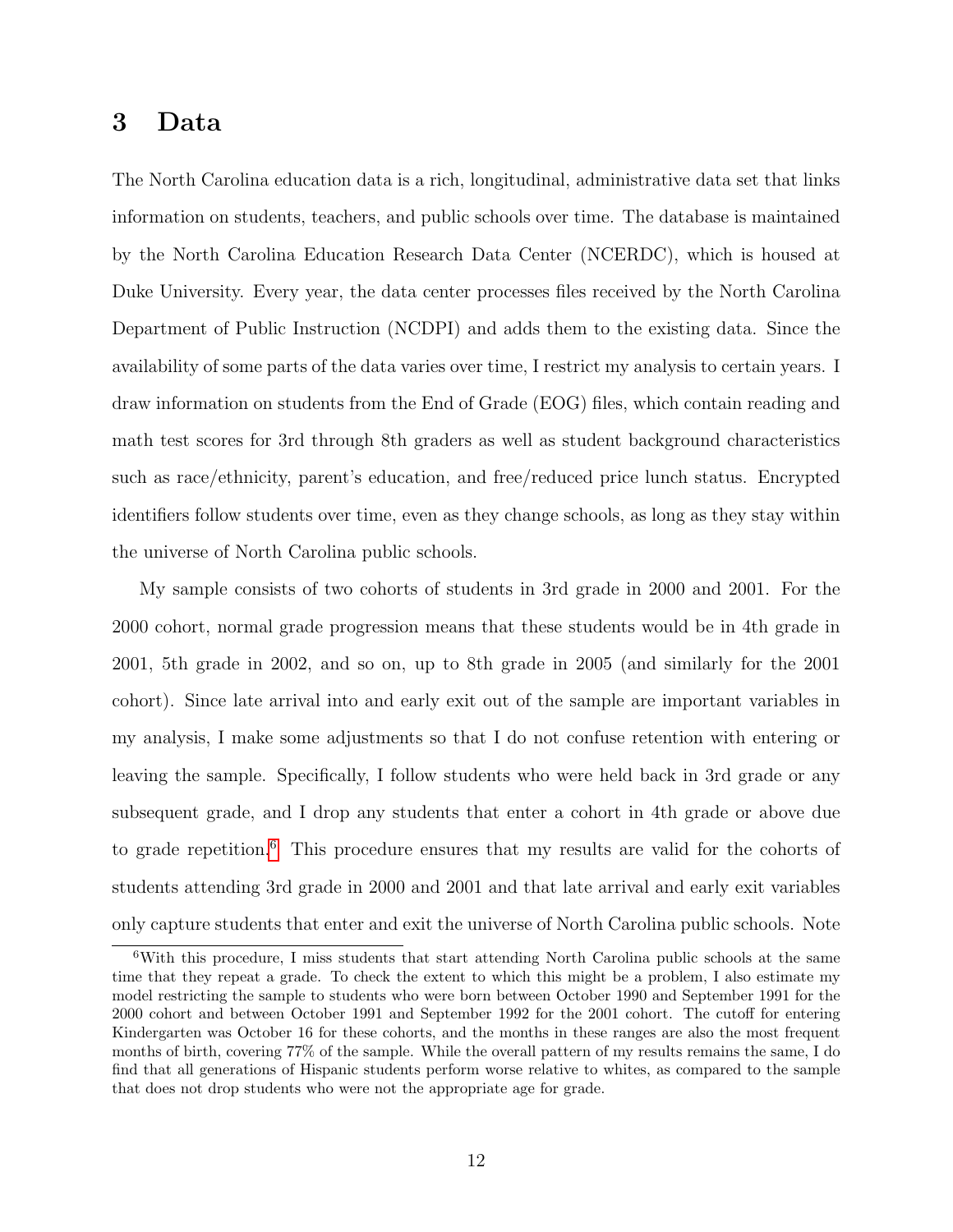# 3 Data

The North Carolina education data is a rich, longitudinal, administrative data set that links information on students, teachers, and public schools over time. The database is maintained by the North Carolina Education Research Data Center (NCERDC), which is housed at Duke University. Every year, the data center processes files received by the North Carolina Department of Public Instruction (NCDPI) and adds them to the existing data. Since the availability of some parts of the data varies over time, I restrict my analysis to certain years. I draw information on students from the End of Grade (EOG) files, which contain reading and math test scores for 3rd through 8th graders as well as student background characteristics such as race/ethnicity, parent's education, and free/reduced price lunch status. Encrypted identifiers follow students over time, even as they change schools, as long as they stay within the universe of North Carolina public schools.

My sample consists of two cohorts of students in 3rd grade in 2000 and 2001. For the 2000 cohort, normal grade progression means that these students would be in 4th grade in 2001, 5th grade in 2002, and so on, up to 8th grade in 2005 (and similarly for the 2001 cohort). Since late arrival into and early exit out of the sample are important variables in my analysis, I make some adjustments so that I do not confuse retention with entering or leaving the sample. Specifically, I follow students who were held back in 3rd grade or any subsequent grade, and I drop any students that enter a cohort in 4th grade or above due to grade repetition.[6] This procedure ensures that my results are valid for the cohorts of students attending 3rd grade in 2000 and 2001 and that late arrival and early exit variables only capture students that enter and exit the universe of North Carolina public schools. Note

[6] With this procedure, I miss students that start attending North Carolina public schools at the same time that they repeat a grade. To check the extent to which this might be a problem, I also estimate my model restricting the sample to students who were born between October 1990 and September 1991 for the 2000 cohort and between October 1991 and September 1992 for the 2001 cohort. The cutoff for entering Kindergarten was October 16 for these cohorts, and the months in these ranges are also the most frequent months of birth, covering 77% of the sample. While the overall pattern of my results remains the same, I do find that all generations of Hispanic students perform worse relative to whites, as compared to the sample that does not drop students who were not the appropriate age for grade.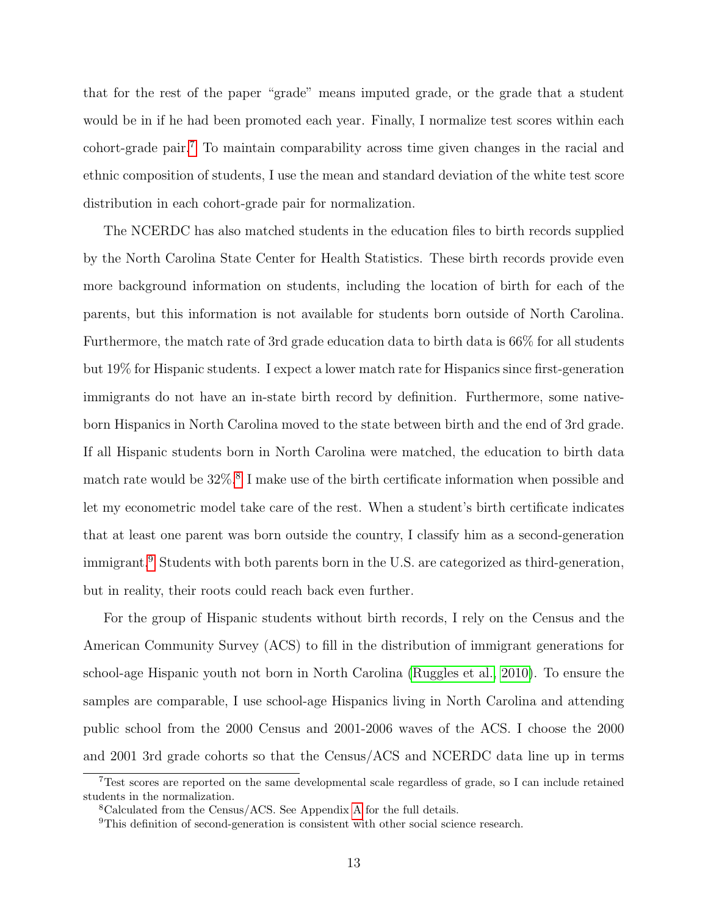that for the rest of the paper "grade" means imputed grade, or the grade that a student would be in if he had been promoted each year. Finally, I normalize test scores within each cohort-grade pair.[7] To maintain comparability across time given changes in the racial and ethnic composition of students, I use the mean and standard deviation of the white test score distribution in each cohort-grade pair for normalization.

The NCERDC has also matched students in the education files to birth records supplied by the North Carolina State Center for Health Statistics. These birth records provide even more background information on students, including the location of birth for each of the parents, but this information is not available for students born outside of North Carolina. Furthermore, the match rate of 3rd grade education data to birth data is 66% for all students but 19% for Hispanic students. I expect a lower match rate for Hispanics since first-generation immigrants do not have an in-state birth record by definition. Furthermore, some native-born Hispanics in North Carolina moved to the state between birth and the end of 3rd grade. If all Hispanic students born in North Carolina were matched, the education to birth data match rate would be 32%.[8] I make use of the birth certificate information when possible and let my econometric model take care of the rest. When a student's birth certificate indicates that at least one parent was born outside the country, I classify him as a second-generation immigrant.[9] Students with both parents born in the U.S. are categorized as third-generation, but in reality, their roots could reach back even further.

For the group of Hispanic students without birth records, I rely on the Census and the American Community Survey (ACS) to fill in the distribution of immigrant generations for school-age Hispanic youth not born in North Carolina (Ruggles et al. 2010). To ensure the samples are comparable, I use school-age Hispanics living in North Carolina and attending public school from the 2000 Census and 2001-2006 waves of the ACS. I choose the 2000 and 2001 3rd grade cohorts so that the Census/ACS and NCERDC data line up in terms

[7] Test scores are reported on the same developmental scale regardless of grade, so I can include retained students in the normalization.

[8] Calculated from the Census/ACS. See Appendix A for the full details.

[9] This definition of second-generation is consistent with other social science research.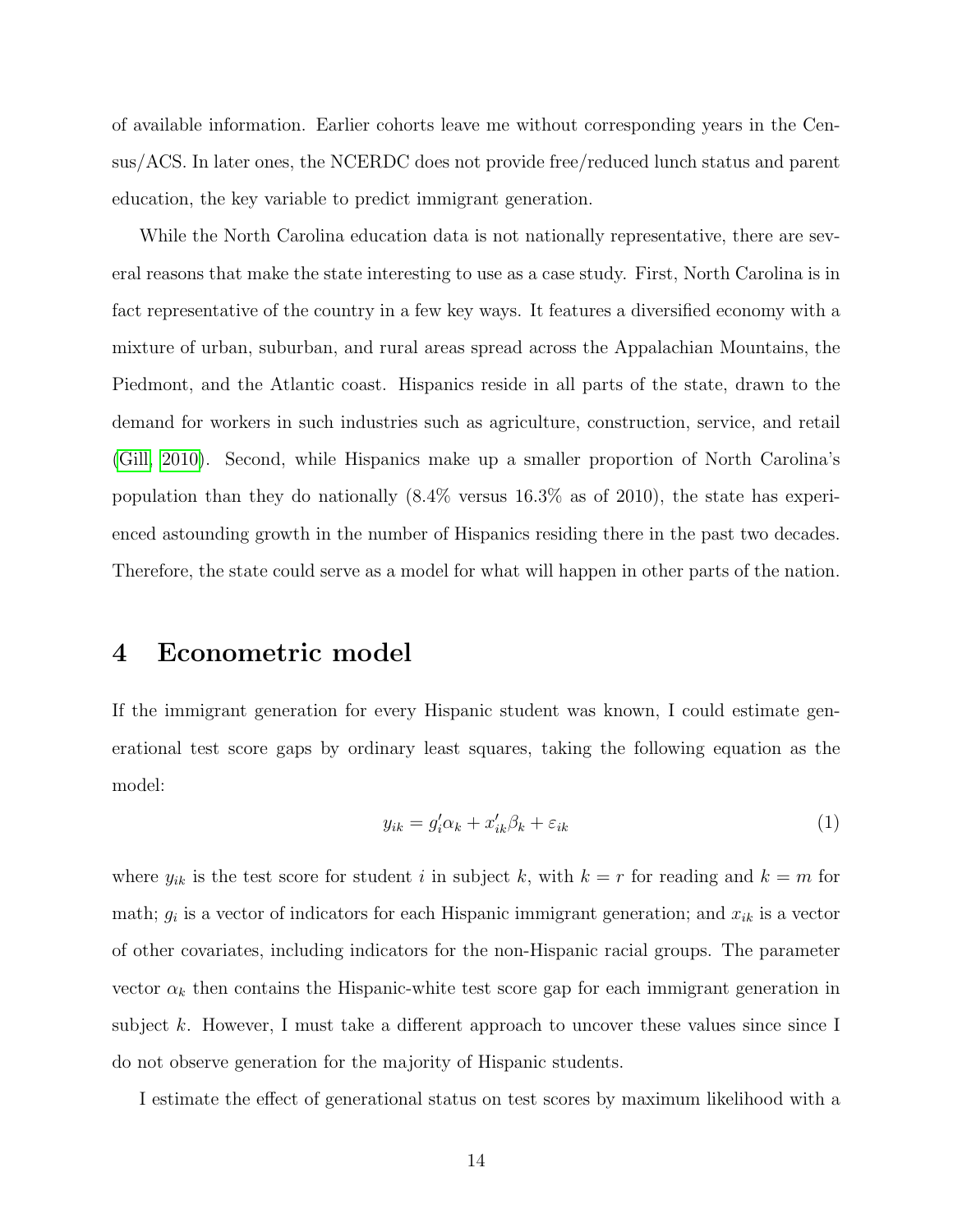of available information. Earlier cohorts leave me without corresponding years in the Census/ACS. In later ones, the NCERDC does not provide free/reduced lunch status and parent education, the key variable to predict immigrant generation.

While the North Carolina education data is not nationally representative, there are several reasons that make the state interesting to use as a case study. First, North Carolina is in fact representative of the country in a few key ways. It features a diversified economy with a mixture of urban, suburban, and rural areas spread across the Appalachian Mountains, the Piedmont, and the Atlantic coast. Hispanics reside in all parts of the state, drawn to the demand for workers in such industries such as agriculture, construction, service, and retail (Gill, 2010). Second, while Hispanics make up a smaller proportion of North Carolina's population than they do nationally (8.4% versus 16.3% as of 2010), the state has experienced astounding growth in the number of Hispanics residing there in the past two decades. Therefore, the state could serve as a model for what will happen in other parts of the nation.

# 4 Econometric model

If the immigrant generation for every Hispanic student was known, I could estimate generational test score gaps by ordinary least squares, taking the following equation as the model:

$$y_{ik} = g_i'\alpha_k + x_{ik}'\beta_k + \varepsilon_{ik} \tag{1}$$

where $y_{ik}$ is the test score for student $i$ in subject $k$, with $k = r$ for reading and $k = m$ for math; $g_i$ is a vector of indicators for each Hispanic immigrant generation; and $x_{ik}$ is a vector of other covariates, including indicators for the non-Hispanic racial groups. The parameter vector $\alpha_k$ then contains the Hispanic-white test score gap for each immigrant generation in subject $k$. However, I must take a different approach to uncover these values since since I do not observe generation for the majority of Hispanic students.

I estimate the effect of generational status on test scores by maximum likelihood with a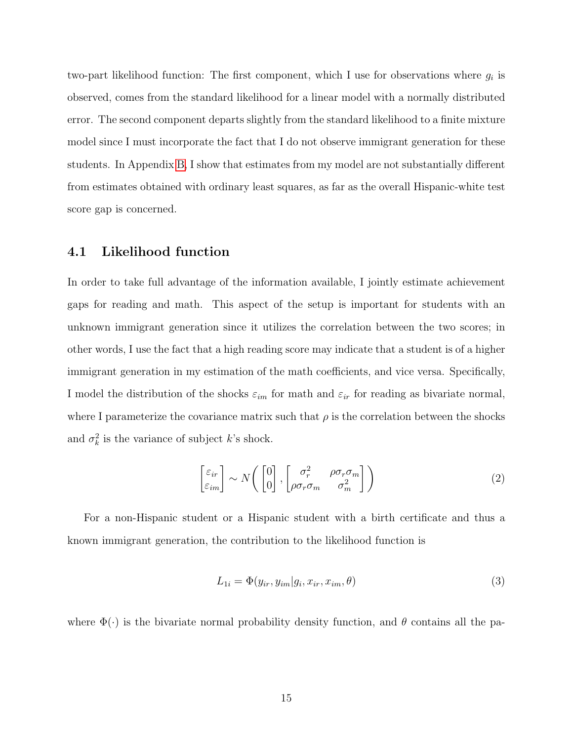two-part likelihood function: The first component, which I use for observations where $g_i$ is observed, comes from the standard likelihood for a linear model with a normally distributed error. The second component departs slightly from the standard likelihood to a finite mixture model since I must incorporate the fact that I do not observe immigrant generation for these students. In Appendix B, I show that estimates from my model are not substantially different from estimates obtained with ordinary least squares, as far as the overall Hispanic-white test score gap is concerned.

## 4.1 Likelihood function

In order to take full advantage of the information available, I jointly estimate achievement gaps for reading and math. This aspect of the setup is important for students with an unknown immigrant generation since it utilizes the correlation between the two scores; in other words, I use the fact that a high reading score may indicate that a student is of a higher immigrant generation in my estimation of the math coefficients, and vice versa. Specifically, I model the distribution of the shocks $\varepsilon_{im}$ for math and $\varepsilon_{ir}$ for reading as bivariate normal, where I parameterize the covariance matrix such that $\rho$ is the correlation between the shocks and $\sigma_k^2$ is the variance of subject $k$'s shock.

$$\begin{bmatrix} \varepsilon_{ir} \\ \varepsilon_{im} \end{bmatrix} \sim N\left( \begin{bmatrix} 0 \\ 0 \end{bmatrix}, \begin{bmatrix} \sigma_r^2 & \rho\sigma_r\sigma_m \\ \rho\sigma_r\sigma_m & \sigma_m^2 \end{bmatrix} \right) \tag{2}$$

For a non-Hispanic student or a Hispanic student with a birth certificate and thus a known immigrant generation, the contribution to the likelihood function is

$$L_{1i} = \Phi(y_{ir}, y_{im} | g_i, x_{ir}, x_{im}, \theta) \tag{3}$$

where $\Phi(\cdot)$ is the bivariate normal probability density function, and $\theta$ contains all the pa-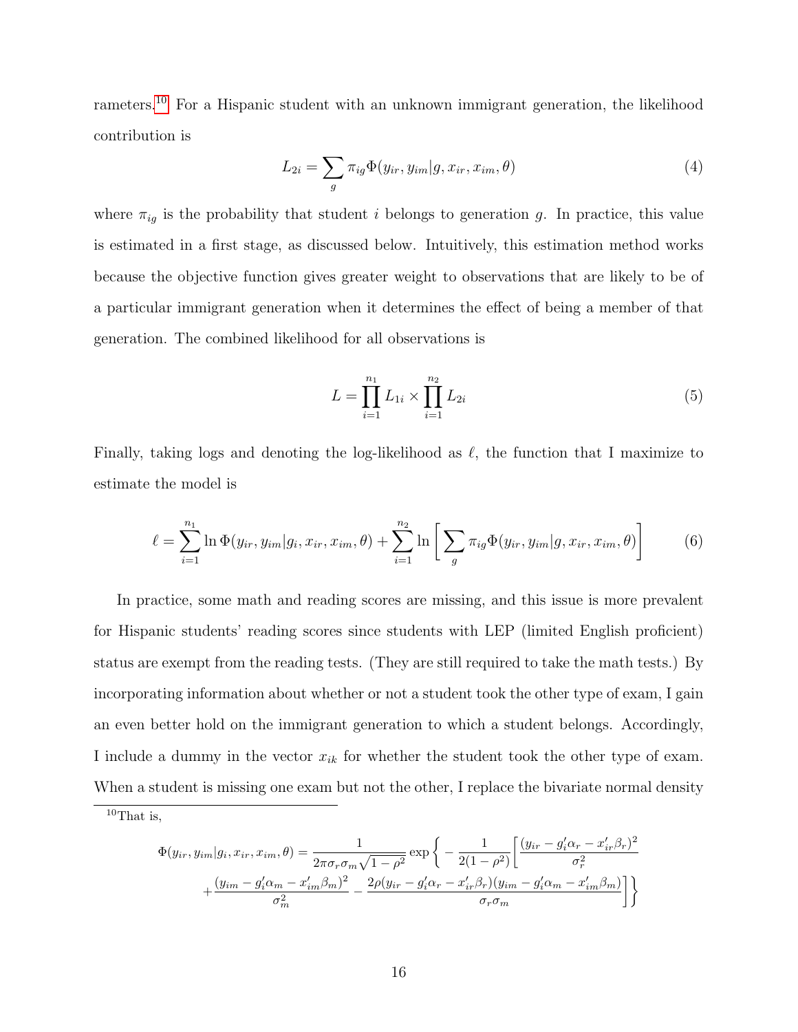rameters.[10] For a Hispanic student with an unknown immigrant generation, the likelihood contribution is

$$L_{2i} = \sum_g \pi_{ig} \Phi(y_{ir}, y_{im} | g, x_{ir}, x_{im}, \theta) \tag{4}$$

where $\pi_{ig}$ is the probability that student $i$ belongs to generation $g$. In practice, this value is estimated in a first stage, as discussed below. Intuitively, this estimation method works because the objective function gives greater weight to observations that are likely to be of a particular immigrant generation when it determines the effect of being a member of that generation. The combined likelihood for all observations is

$$L = \prod_{i=1}^{n_1} L_{1i} \times \prod_{i=1}^{n_2} L_{2i} \tag{5}$$

Finally, taking logs and denoting the log-likelihood as $\ell$, the function that I maximize to estimate the model is

$$\ell = \sum_{i=1}^{n_1} \ln \Phi(y_{ir}, y_{im} | g_i, x_{ir}, x_{im}, \theta) + \sum_{i=1}^{n_2} \ln \Bigg[ \sum_g \pi_{ig} \Phi(y_{ir}, y_{im} | g, x_{ir}, x_{im}, \theta) \Bigg] \tag{6}$$

In practice, some math and reading scores are missing, and this issue is more prevalent for Hispanic students' reading scores since students with LEP (limited English proficient) status are exempt from the reading tests. (They are still required to take the math tests.) By incorporating information about whether or not a student took the other type of exam, I gain an even better hold on the immigrant generation to which a student belongs. Accordingly, I include a dummy in the vector $x_{ik}$ for whether the student took the other type of exam. When a student is missing one exam but not the other, I replace the bivariate normal density

[10] That is,

$$\Phi(y_{ir}, y_{im} | g_i, x_{ir}, x_{im}, \theta) = \frac{1}{2\pi \sigma_r \sigma_m \sqrt{1-\rho^2}} \exp\Bigg\{ -\frac{1}{2(1-\rho^2)} \Bigg[ \frac{(y_{ir} - g_i'\alpha_r - x_{ir}'\beta_r)^2}{\sigma_r^2} + \frac{(y_{im} - g_i'\alpha_m - x_{im}'\beta_m)^2}{\sigma_m^2} - \frac{2\rho(y_{ir} - g_i'\alpha_r - x_{ir}'\beta_r)(y_{im} - g_i'\alpha_m - x_{im}'\beta_m)}{\sigma_r \sigma_m} \Bigg] \Bigg\}$$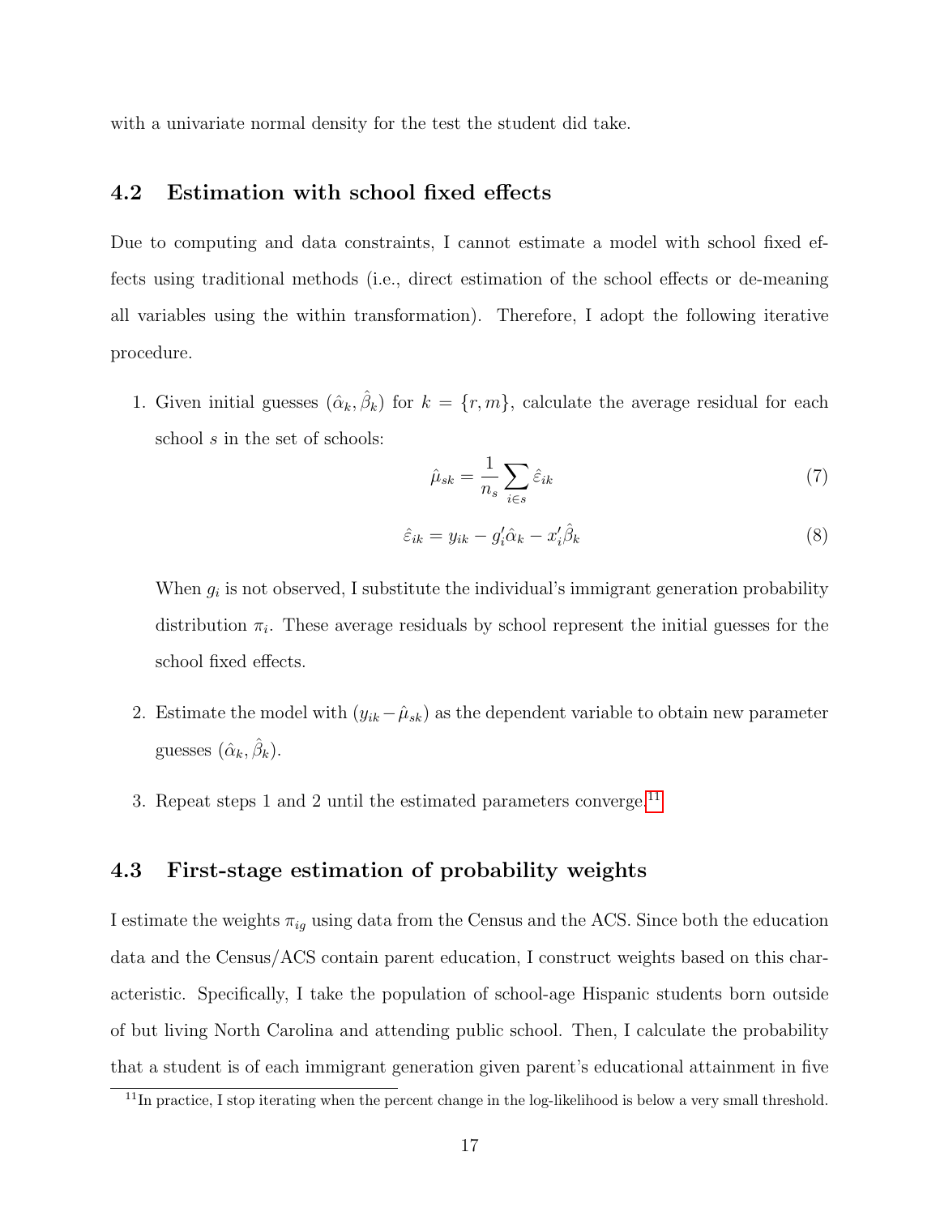with a univariate normal density for the test the student did take.

### 4.2 Estimation with school fixed effects

Due to computing and data constraints, I cannot estimate a model with school fixed effects using traditional methods (i.e., direct estimation of the school effects or de-meaning all variables using the within transformation). Therefore, I adopt the following iterative procedure.

1. Given initial guesses $(\hat{\alpha}_k, \hat{\beta}_k)$ for $k = \{r, m\}$, calculate the average residual for each school $s$ in the set of schools:

$$\hat{\mu}_{sk} = \frac{1}{n_s} \sum_{i \in s} \hat{\varepsilon}_{ik} \tag{7}$$

$$\hat{\varepsilon}_{ik} = y_{ik} - g_i' \hat{\alpha}_k - x_i' \hat{\beta}_k \tag{8}$$

   When $g_i$ is not observed, I substitute the individual's immigrant generation probability distribution $\pi_i$. These average residuals by school represent the initial guesses for the school fixed effects.

2. Estimate the model with $(y_{ik} - \hat{\mu}_{sk})$ as the dependent variable to obtain new parameter guesses $(\hat{\alpha}_k, \hat{\beta}_k)$.

3. Repeat steps 1 and 2 until the estimated parameters converge.[11]

### 4.3 First-stage estimation of probability weights

I estimate the weights $\pi_{ig}$ using data from the Census and the ACS. Since both the education data and the Census/ACS contain parent education, I construct weights based on this characteristic. Specifically, I take the population of school-age Hispanic students born outside of but living North Carolina and attending public school. Then, I calculate the probability that a student is of each immigrant generation given parent's educational attainment in five

[11] In practice, I stop iterating when the percent change in the log-likelihood is below a very small threshold.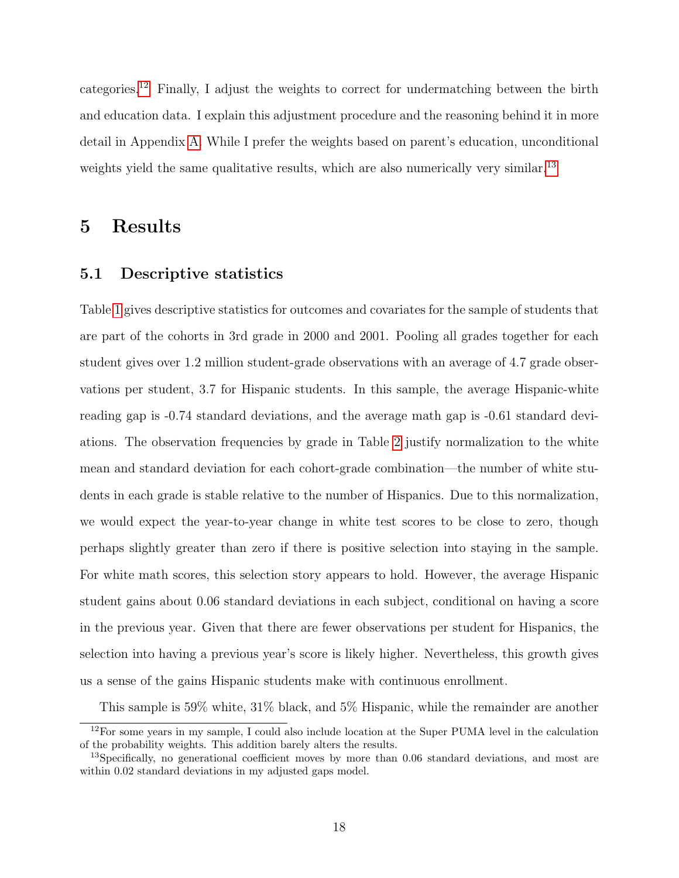categories.[12] Finally, I adjust the weights to correct for undermatching between the birth and education data. I explain this adjustment procedure and the reasoning behind it in more detail in Appendix A. While I prefer the weights based on parent's education, unconditional weights yield the same qualitative results, which are also numerically very similar.[13]

# 5 Results

## 5.1 Descriptive statistics

Table 1 gives descriptive statistics for outcomes and covariates for the sample of students that are part of the cohorts in 3rd grade in 2000 and 2001. Pooling all grades together for each student gives over 1.2 million student-grade observations with an average of 4.7 grade observations per student, 3.7 for Hispanic students. In this sample, the average Hispanic-white reading gap is -0.74 standard deviations, and the average math gap is -0.61 standard deviations. The observation frequencies by grade in Table 2 justify normalization to the white mean and standard deviation for each cohort-grade combination—the number of white students in each grade is stable relative to the number of Hispanics. Due to this normalization, we would expect the year-to-year change in white test scores to be close to zero, though perhaps slightly greater than zero if there is positive selection into staying in the sample. For white math scores, this selection story appears to hold. However, the average Hispanic student gains about 0.06 standard deviations in each subject, conditional on having a score in the previous year. Given that there are fewer observations per student for Hispanics, the selection into having a previous year's score is likely higher. Nevertheless, this growth gives us a sense of the gains Hispanic students make with continuous enrollment.

This sample is 59% white, 31% black, and 5% Hispanic, while the remainder are another

[12] For some years in my sample, I could also include location at the Super PUMA level in the calculation of the probability weights. This addition barely alters the results.

[13] Specifically, no generational coefficient moves by more than 0.06 standard deviations, and most are within 0.02 standard deviations in my adjusted gaps model.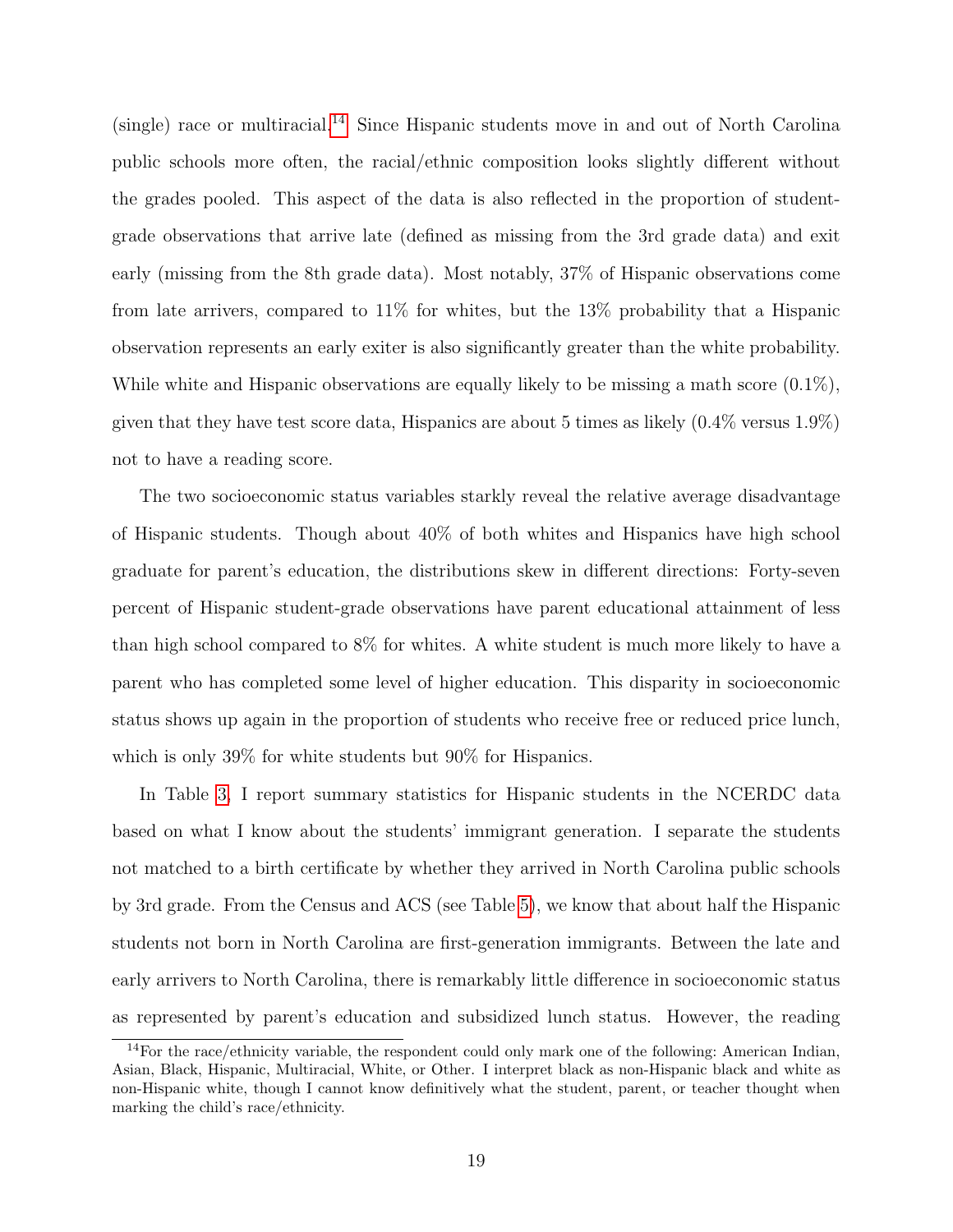(single) race or multiracial.[14] Since Hispanic students move in and out of North Carolina public schools more often, the racial/ethnic composition looks slightly different without the grades pooled. This aspect of the data is also reflected in the proportion of student-grade observations that arrive late (defined as missing from the 3rd grade data) and exit early (missing from the 8th grade data). Most notably, 37% of Hispanic observations come from late arrivers, compared to 11% for whites, but the 13% probability that a Hispanic observation represents an early exiter is also significantly greater than the white probability. While white and Hispanic observations are equally likely to be missing a math score (0.1%), given that they have test score data, Hispanics are about 5 times as likely (0.4% versus 1.9%) not to have a reading score.

The two socioeconomic status variables starkly reveal the relative average disadvantage of Hispanic students. Though about 40% of both whites and Hispanics have high school graduate for parent's education, the distributions skew in different directions: Forty-seven percent of Hispanic student-grade observations have parent educational attainment of less than high school compared to 8% for whites. A white student is much more likely to have a parent who has completed some level of higher education. This disparity in socioeconomic status shows up again in the proportion of students who receive free or reduced price lunch, which is only 39% for white students but 90% for Hispanics.

In Table 3, I report summary statistics for Hispanic students in the NCERDC data based on what I know about the students' immigrant generation. I separate the students not matched to a birth certificate by whether they arrived in North Carolina public schools by 3rd grade. From the Census and ACS (see Table 5), we know that about half the Hispanic students not born in North Carolina are first-generation immigrants. Between the late and early arrivers to North Carolina, there is remarkably little difference in socioeconomic status as represented by parent's education and subsidized lunch status. However, the reading

[14] For the race/ethnicity variable, the respondent could only mark one of the following: American Indian, Asian, Black, Hispanic, Multiracial, White, or Other. I interpret black as non-Hispanic black and white as non-Hispanic white, though I cannot know definitively what the student, parent, or teacher thought when marking the child's race/ethnicity.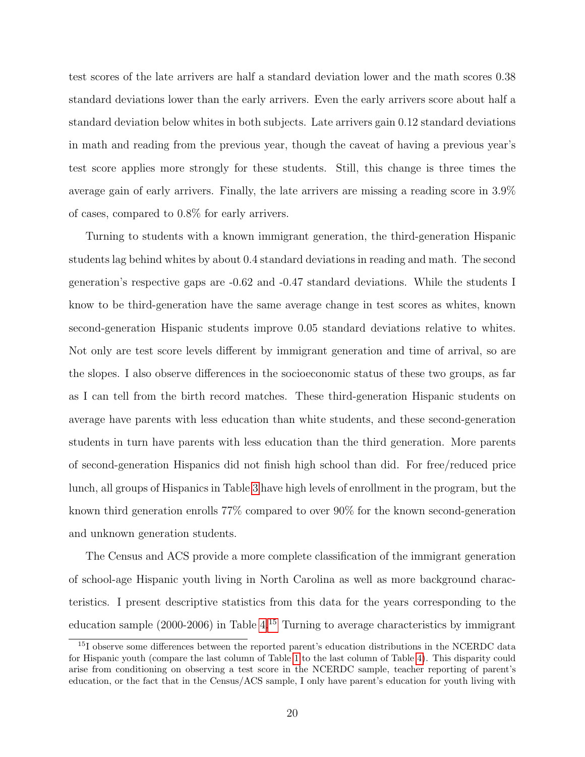test scores of the late arrivers are half a standard deviation lower and the math scores 0.38 standard deviations lower than the early arrivers. Even the early arrivers score about half a standard deviation below whites in both subjects. Late arrivers gain 0.12 standard deviations in math and reading from the previous year, though the caveat of having a previous year's test score applies more strongly for these students. Still, this change is three times the average gain of early arrivers. Finally, the late arrivers are missing a reading score in 3.9% of cases, compared to 0.8% for early arrivers.

Turning to students with a known immigrant generation, the third-generation Hispanic students lag behind whites by about 0.4 standard deviations in reading and math. The second generation's respective gaps are -0.62 and -0.47 standard deviations. While the students I know to be third-generation have the same average change in test scores as whites, known second-generation Hispanic students improve 0.05 standard deviations relative to whites. Not only are test score levels different by immigrant generation and time of arrival, so are the slopes. I also observe differences in the socioeconomic status of these two groups, as far as I can tell from the birth record matches. These third-generation Hispanic students on average have parents with less education than white students, and these second-generation students in turn have parents with less education than the third generation. More parents of second-generation Hispanics did not finish high school than did. For free/reduced price lunch, all groups of Hispanics in Table 3 have high levels of enrollment in the program, but the known third generation enrolls 77% compared to over 90% for the known second-generation and unknown generation students.

The Census and ACS provide a more complete classification of the immigrant generation of school-age Hispanic youth living in North Carolina as well as more background characteristics. I present descriptive statistics from this data for the years corresponding to the education sample (2000-2006) in Table 4.[15] Turning to average characteristics by immigrant

[15] I observe some differences between the reported parent's education distributions in the NCERDC data for Hispanic youth (compare the last column of Table 1 to the last column of Table 4). This disparity could arise from conditioning on observing a test score in the NCERDC sample, teacher reporting of parent's education, or the fact that in the Census/ACS sample, I only have parent's education for youth living with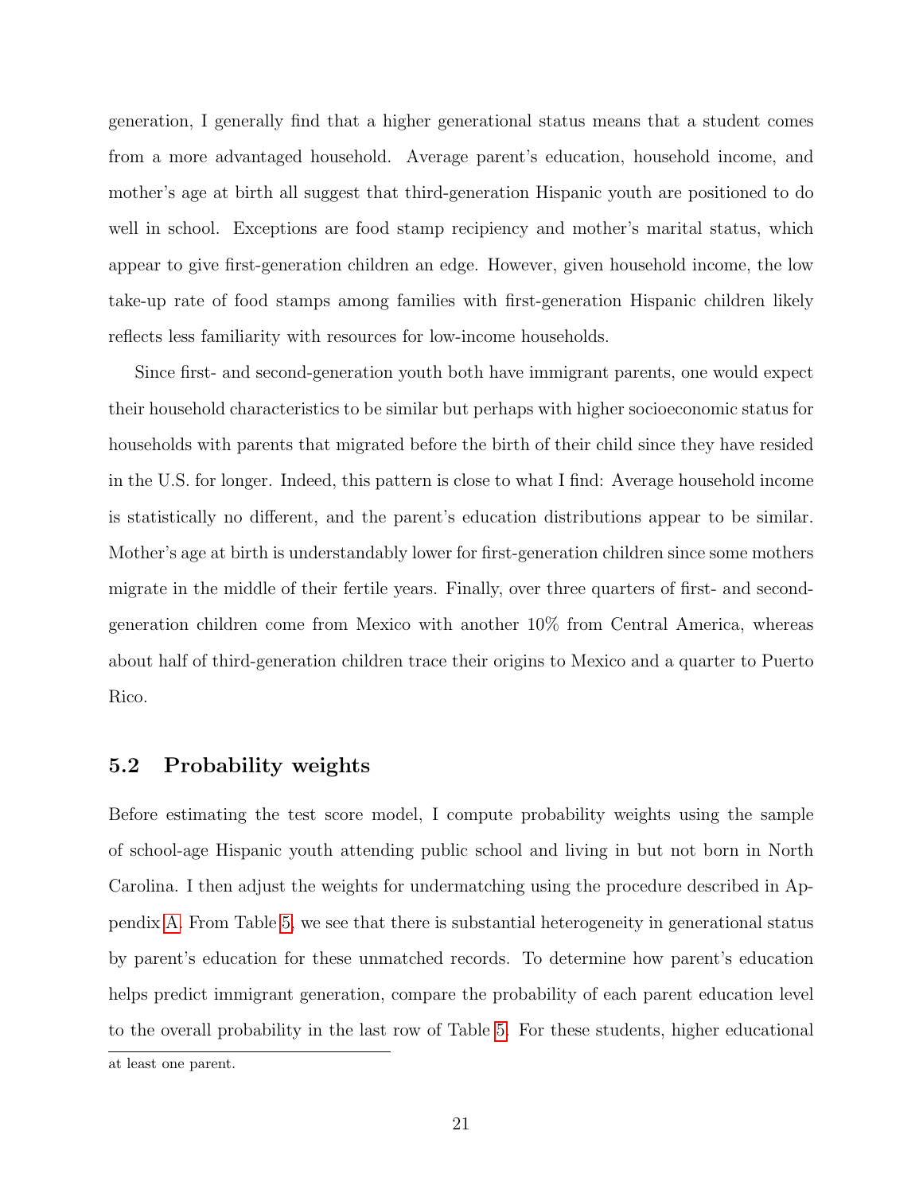generation, I generally find that a higher generational status means that a student comes from a more advantaged household. Average parent's education, household income, and mother's age at birth all suggest that third-generation Hispanic youth are positioned to do well in school. Exceptions are food stamp recipiency and mother's marital status, which appear to give first-generation children an edge. However, given household income, the low take-up rate of food stamps among families with first-generation Hispanic children likely reflects less familiarity with resources for low-income households.

Since first- and second-generation youth both have immigrant parents, one would expect their household characteristics to be similar but perhaps with higher socioeconomic status for households with parents that migrated before the birth of their child since they have resided in the U.S. for longer. Indeed, this pattern is close to what I find: Average household income is statistically no different, and the parent's education distributions appear to be similar. Mother's age at birth is understandably lower for first-generation children since some mothers migrate in the middle of their fertile years. Finally, over three quarters of first- and second-generation children come from Mexico with another 10% from Central America, whereas about half of third-generation children trace their origins to Mexico and a quarter to Puerto Rico.

## 5.2 Probability weights

Before estimating the test score model, I compute probability weights using the sample of school-age Hispanic youth attending public school and living in but not born in North Carolina. I then adjust the weights for undermatching using the procedure described in Appendix A. From Table 5, we see that there is substantial heterogeneity in generational status by parent's education for these unmatched records. To determine how parent's education helps predict immigrant generation, compare the probability of each parent education level to the overall probability in the last row of Table 5. For these students, higher educational

at least one parent.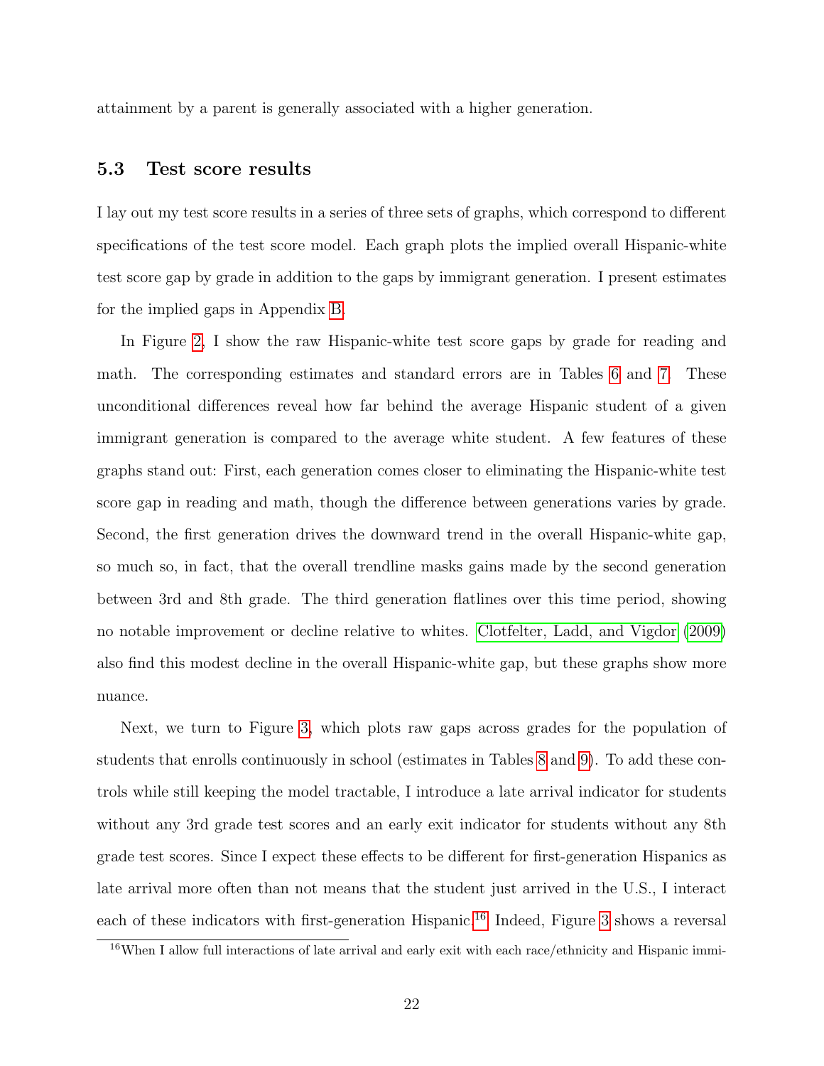attainment by a parent is generally associated with a higher generation.

### 5.3 Test score results

I lay out my test score results in a series of three sets of graphs, which correspond to different specifications of the test score model. Each graph plots the implied overall Hispanic-white test score gap by grade in addition to the gaps by immigrant generation. I present estimates for the implied gaps in Appendix B.

In Figure 2, I show the raw Hispanic-white test score gaps by grade for reading and math. The corresponding estimates and standard errors are in Tables 6 and 7. These unconditional differences reveal how far behind the average Hispanic student of a given immigrant generation is compared to the average white student. A few features of these graphs stand out: First, each generation comes closer to eliminating the Hispanic-white test score gap in reading and math, though the difference between generations varies by grade. Second, the first generation drives the downward trend in the overall Hispanic-white gap, so much so, in fact, that the overall trendline masks gains made by the second generation between 3rd and 8th grade. The third generation flatlines over this time period, showing no notable improvement or decline relative to whites. Clotfelter, Ladd, and Vigdor (2009) also find this modest decline in the overall Hispanic-white gap, but these graphs show more nuance.

Next, we turn to Figure 3, which plots raw gaps across grades for the population of students that enrolls continuously in school (estimates in Tables 8 and 9). To add these controls while still keeping the model tractable, I introduce a late arrival indicator for students without any 3rd grade test scores and an early exit indicator for students without any 8th grade test scores. Since I expect these effects to be different for first-generation Hispanics as late arrival more often than not means that the student just arrived in the U.S., I interact each of these indicators with first-generation Hispanic.[16] Indeed, Figure 3 shows a reversal

[16]When I allow full interactions of late arrival and early exit with each race/ethnicity and Hispanic immi-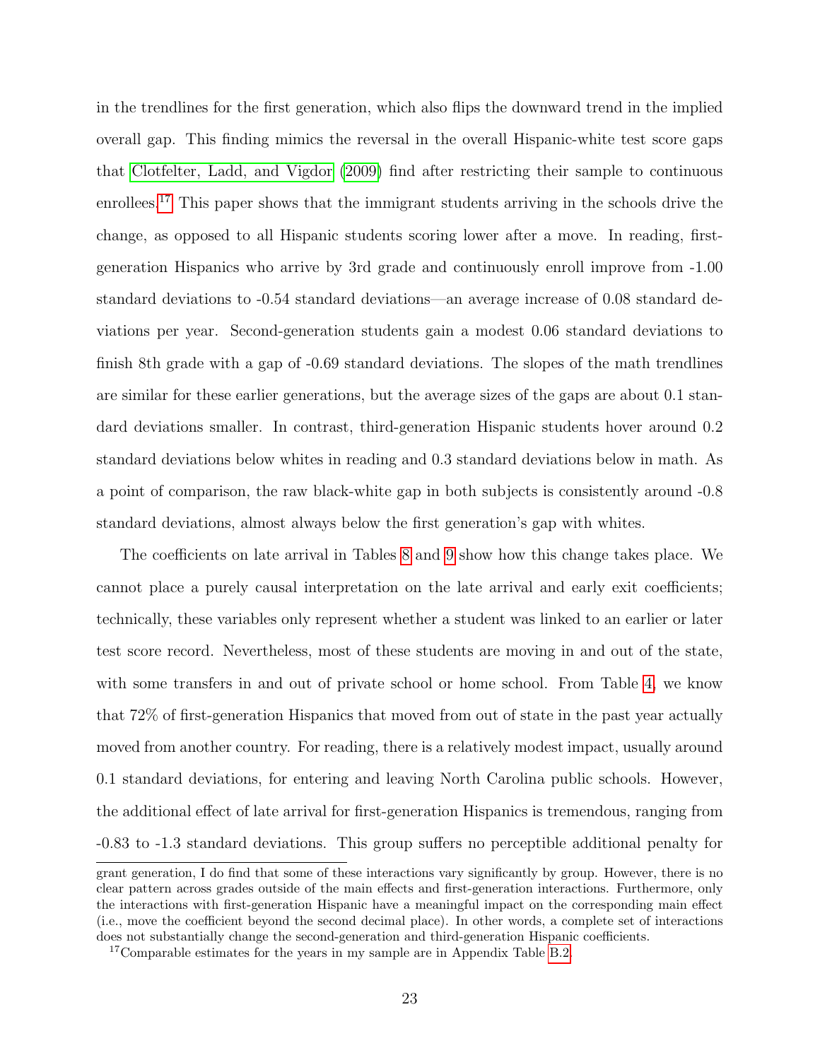in the trendlines for the first generation, which also flips the downward trend in the implied overall gap. This finding mimics the reversal in the overall Hispanic-white test score gaps that Clotfelter, Ladd, and Vigdor (2009) find after restricting their sample to continuous enrollees.[17] This paper shows that the immigrant students arriving in the schools drive the change, as opposed to all Hispanic students scoring lower after a move. In reading, first-generation Hispanics who arrive by 3rd grade and continuously enroll improve from -1.00 standard deviations to -0.54 standard deviations—an average increase of 0.08 standard deviations per year. Second-generation students gain a modest 0.06 standard deviations to finish 8th grade with a gap of -0.69 standard deviations. The slopes of the math trendlines are similar for these earlier generations, but the average sizes of the gaps are about 0.1 standard deviations smaller. In contrast, third-generation Hispanic students hover around 0.2 standard deviations below whites in reading and 0.3 standard deviations below in math. As a point of comparison, the raw black-white gap in both subjects is consistently around -0.8 standard deviations, almost always below the first generation's gap with whites.

The coefficients on late arrival in Tables 8 and 9 show how this change takes place. We cannot place a purely causal interpretation on the late arrival and early exit coefficients; technically, these variables only represent whether a student was linked to an earlier or later test score record. Nevertheless, most of these students are moving in and out of the state, with some transfers in and out of private school or home school. From Table 4, we know that 72% of first-generation Hispanics that moved from out of state in the past year actually moved from another country. For reading, there is a relatively modest impact, usually around 0.1 standard deviations, for entering and leaving North Carolina public schools. However, the additional effect of late arrival for first-generation Hispanics is tremendous, ranging from -0.83 to -1.3 standard deviations. This group suffers no perceptible additional penalty for

grant generation, I do find that some of these interactions vary significantly by group. However, there is no clear pattern across grades outside of the main effects and first-generation interactions. Furthermore, only the interactions with first-generation Hispanic have a meaningful impact on the corresponding main effect (i.e., move the coefficient beyond the second decimal place). In other words, a complete set of interactions does not substantially change the second-generation and third-generation Hispanic coefficients.

[17] Comparable estimates for the years in my sample are in Appendix Table B.2.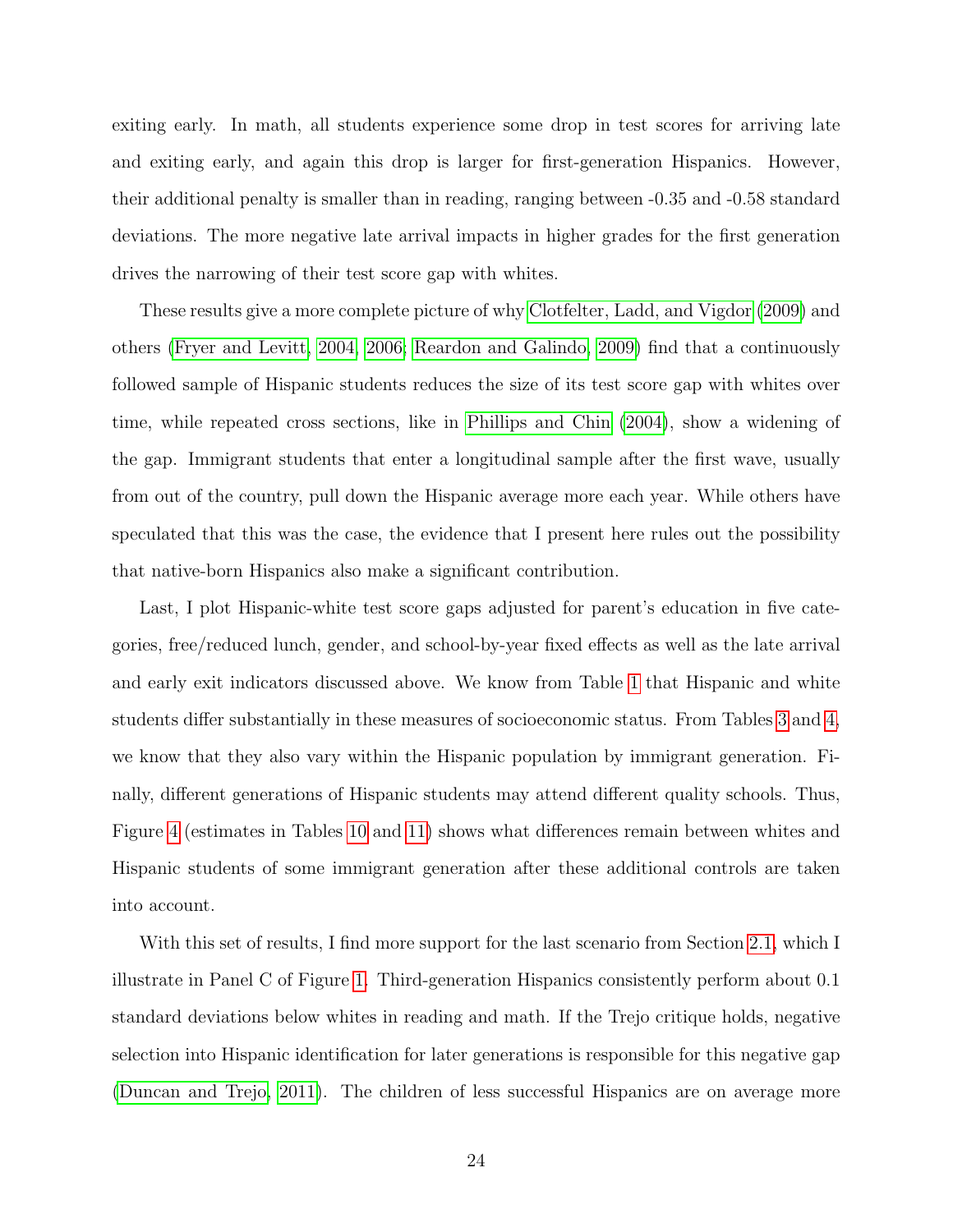exiting early. In math, all students experience some drop in test scores for arriving late and exiting early, and again this drop is larger for first-generation Hispanics. However, their additional penalty is smaller than in reading, ranging between -0.35 and -0.58 standard deviations. The more negative late arrival impacts in higher grades for the first generation drives the narrowing of their test score gap with whites.

These results give a more complete picture of why Clotfelter, Ladd, and Vigdor (2009) and others (Fryer and Levitt, 2004, 2006; Reardon and Galindo, 2009) find that a continuously followed sample of Hispanic students reduces the size of its test score gap with whites over time, while repeated cross sections, like in Phillips and Chin (2004), show a widening of the gap. Immigrant students that enter a longitudinal sample after the first wave, usually from out of the country, pull down the Hispanic average more each year. While others have speculated that this was the case, the evidence that I present here rules out the possibility that native-born Hispanics also make a significant contribution.

Last, I plot Hispanic-white test score gaps adjusted for parent's education in five categories, free/reduced lunch, gender, and school-by-year fixed effects as well as the late arrival and early exit indicators discussed above. We know from Table 1 that Hispanic and white students differ substantially in these measures of socioeconomic status. From Tables 3 and 4, we know that they also vary within the Hispanic population by immigrant generation. Finally, different generations of Hispanic students may attend different quality schools. Thus, Figure 4 (estimates in Tables 10 and 11) shows what differences remain between whites and Hispanic students of some immigrant generation after these additional controls are taken into account.

With this set of results, I find more support for the last scenario from Section 2.1, which I illustrate in Panel C of Figure 1. Third-generation Hispanics consistently perform about 0.1 standard deviations below whites in reading and math. If the Trejo critique holds, negative selection into Hispanic identification for later generations is responsible for this negative gap (Duncan and Trejo, 2011). The children of less successful Hispanics are on average more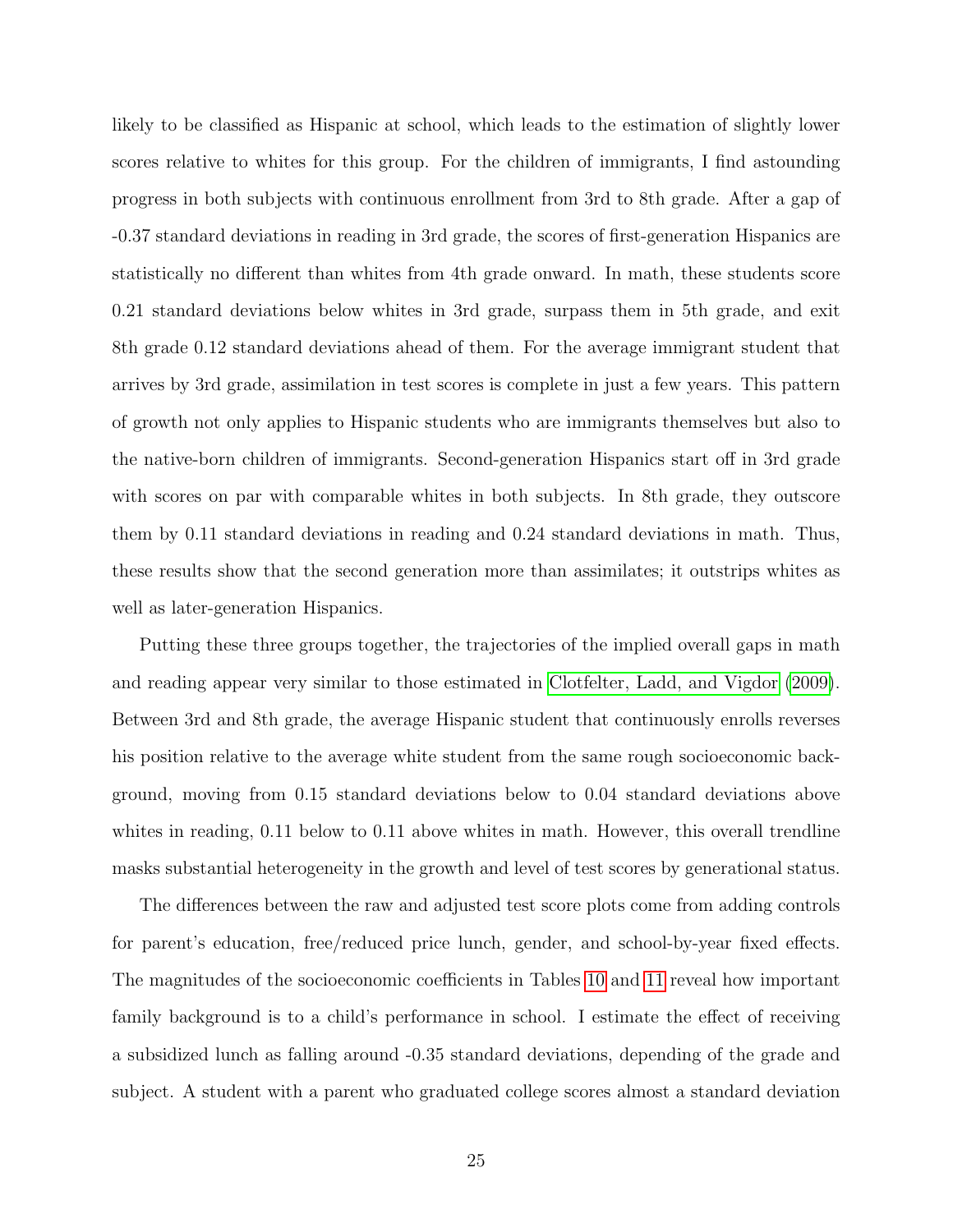likely to be classified as Hispanic at school, which leads to the estimation of slightly lower scores relative to whites for this group. For the children of immigrants, I find astounding progress in both subjects with continuous enrollment from 3rd to 8th grade. After a gap of -0.37 standard deviations in reading in 3rd grade, the scores of first-generation Hispanics are statistically no different than whites from 4th grade onward. In math, these students score 0.21 standard deviations below whites in 3rd grade, surpass them in 5th grade, and exit 8th grade 0.12 standard deviations ahead of them. For the average immigrant student that arrives by 3rd grade, assimilation in test scores is complete in just a few years. This pattern of growth not only applies to Hispanic students who are immigrants themselves but also to the native-born children of immigrants. Second-generation Hispanics start off in 3rd grade with scores on par with comparable whites in both subjects. In 8th grade, they outscore them by 0.11 standard deviations in reading and 0.24 standard deviations in math. Thus, these results show that the second generation more than assimilates; it outstrips whites as well as later-generation Hispanics.

Putting these three groups together, the trajectories of the implied overall gaps in math and reading appear very similar to those estimated in Clotfelter, Ladd, and Vigdor (2009). Between 3rd and 8th grade, the average Hispanic student that continuously enrolls reverses his position relative to the average white student from the same rough socioeconomic background, moving from 0.15 standard deviations below to 0.04 standard deviations above whites in reading, 0.11 below to 0.11 above whites in math. However, this overall trendline masks substantial heterogeneity in the growth and level of test scores by generational status.

The differences between the raw and adjusted test score plots come from adding controls for parent's education, free/reduced price lunch, gender, and school-by-year fixed effects. The magnitudes of the socioeconomic coefficients in Tables 10 and 11 reveal how important family background is to a child's performance in school. I estimate the effect of receiving a subsidized lunch as falling around -0.35 standard deviations, depending of the grade and subject. A student with a parent who graduated college scores almost a standard deviation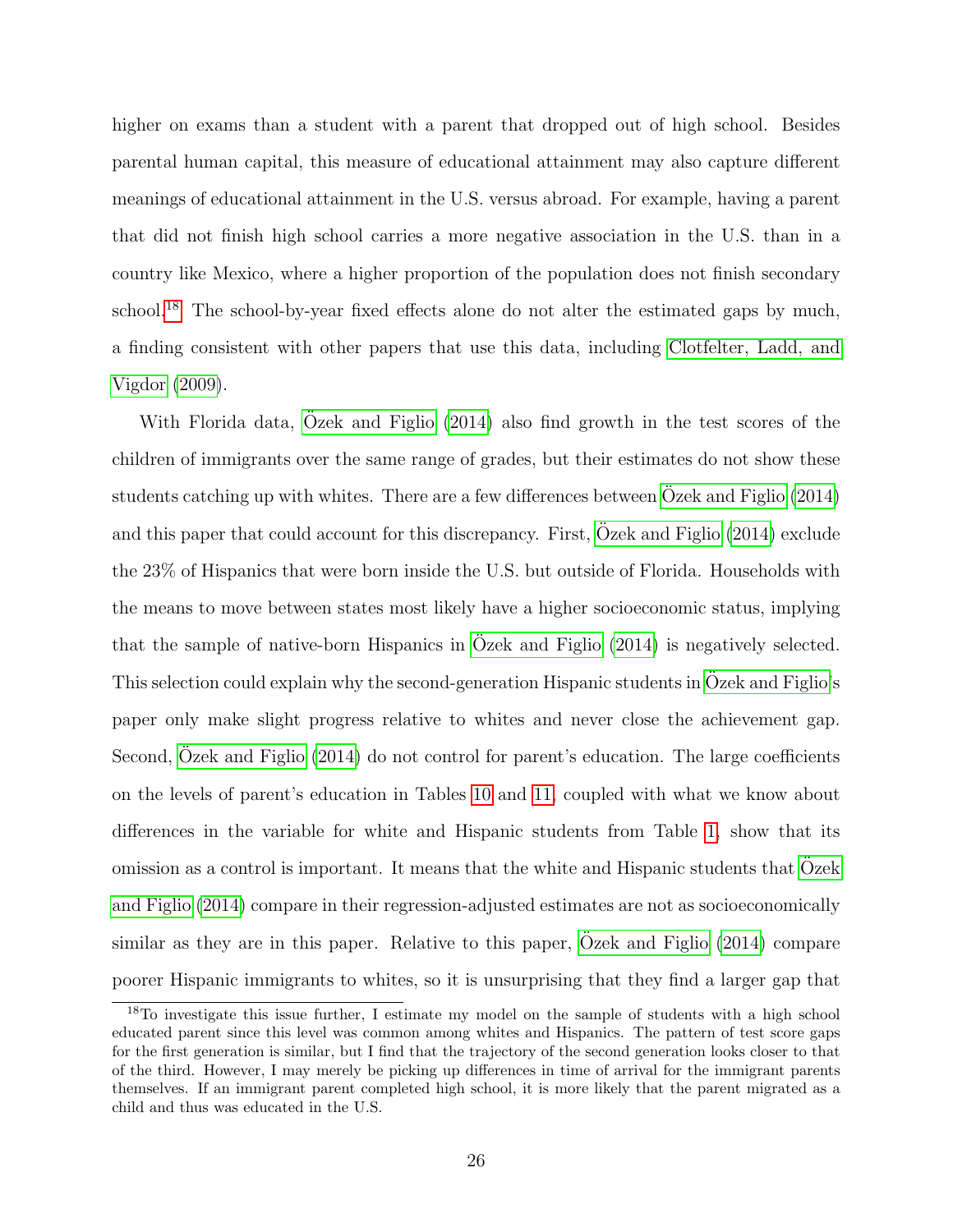higher on exams than a student with a parent that dropped out of high school. Besides parental human capital, this measure of educational attainment may also capture different meanings of educational attainment in the U.S. versus abroad. For example, having a parent that did not finish high school carries a more negative association in the U.S. than in a country like Mexico, where a higher proportion of the population does not finish secondary school.[18] The school-by-year fixed effects alone do not alter the estimated gaps by much, a finding consistent with other papers that use this data, including Clotfelter, Ladd, and Vigdor (2009).

With Florida data, Özek and Figlio (2014) also find growth in the test scores of the children of immigrants over the same range of grades, but their estimates do not show these students catching up with whites. There are a few differences between Özek and Figlio (2014) and this paper that could account for this discrepancy. First, Özek and Figlio (2014) exclude the 23% of Hispanics that were born inside the U.S. but outside of Florida. Households with the means to move between states most likely have a higher socioeconomic status, implying that the sample of native-born Hispanics in Özek and Figlio (2014) is negatively selected. This selection could explain why the second-generation Hispanic students in Özek and Figlio's paper only make slight progress relative to whites and never close the achievement gap. Second, Özek and Figlio (2014) do not control for parent's education. The large coefficients on the levels of parent's education in Tables 10 and 11, coupled with what we know about differences in the variable for white and Hispanic students from Table 1, show that its omission as a control is important. It means that the white and Hispanic students that Özek and Figlio (2014) compare in their regression-adjusted estimates are not as socioeconomically similar as they are in this paper. Relative to this paper, Özek and Figlio (2014) compare poorer Hispanic immigrants to whites, so it is unsurprising that they find a larger gap that

[18] To investigate this issue further, I estimate my model on the sample of students with a high school educated parent since this level was common among whites and Hispanics. The pattern of test score gaps for the first generation is similar, but I find that the trajectory of the second generation looks closer to that of the third. However, I may merely be picking up differences in time of arrival for the immigrant parents themselves. If an immigrant parent completed high school, it is more likely that the parent migrated as a child and thus was educated in the U.S.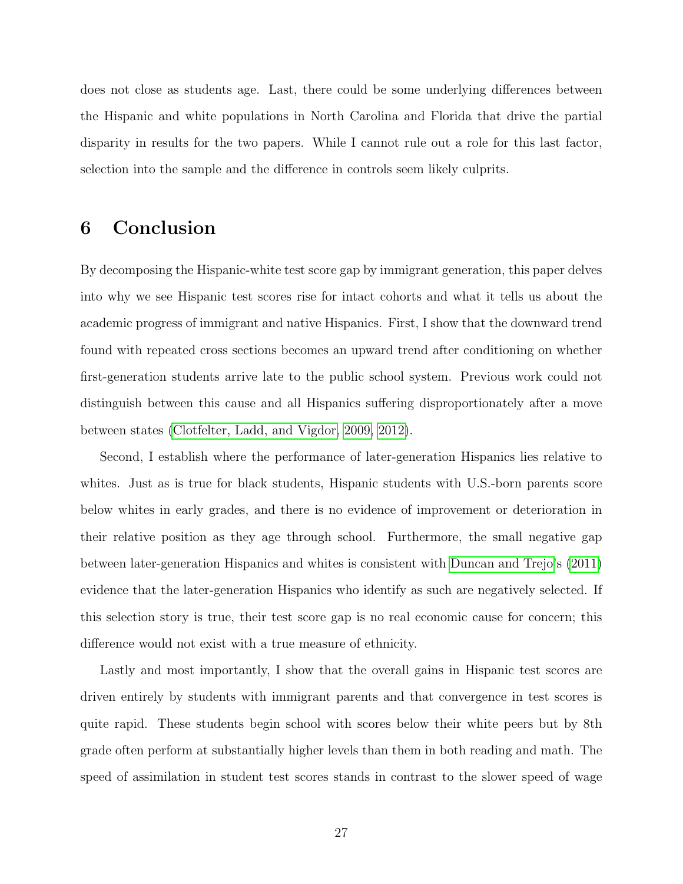does not close as students age. Last, there could be some underlying differences between the Hispanic and white populations in North Carolina and Florida that drive the partial disparity in results for the two papers. While I cannot rule out a role for this last factor, selection into the sample and the difference in controls seem likely culprits.

# 6 Conclusion

By decomposing the Hispanic-white test score gap by immigrant generation, this paper delves into why we see Hispanic test scores rise for intact cohorts and what it tells us about the academic progress of immigrant and native Hispanics. First, I show that the downward trend found with repeated cross sections becomes an upward trend after conditioning on whether first-generation students arrive late to the public school system. Previous work could not distinguish between this cause and all Hispanics suffering disproportionately after a move between states (Clotfelter, Ladd, and Vigdor, 2009, 2012).

Second, I establish where the performance of later-generation Hispanics lies relative to whites. Just as is true for black students, Hispanic students with U.S.-born parents score below whites in early grades, and there is no evidence of improvement or deterioration in their relative position as they age through school. Furthermore, the small negative gap between later-generation Hispanics and whites is consistent with Duncan and Trejo's (2011) evidence that the later-generation Hispanics who identify as such are negatively selected. If this selection story is true, their test score gap is no real economic cause for concern; this difference would not exist with a true measure of ethnicity.

Lastly and most importantly, I show that the overall gains in Hispanic test scores are driven entirely by students with immigrant parents and that convergence in test scores is quite rapid. These students begin school with scores below their white peers but by 8th grade often perform at substantially higher levels than them in both reading and math. The speed of assimilation in student test scores stands in contrast to the slower speed of wage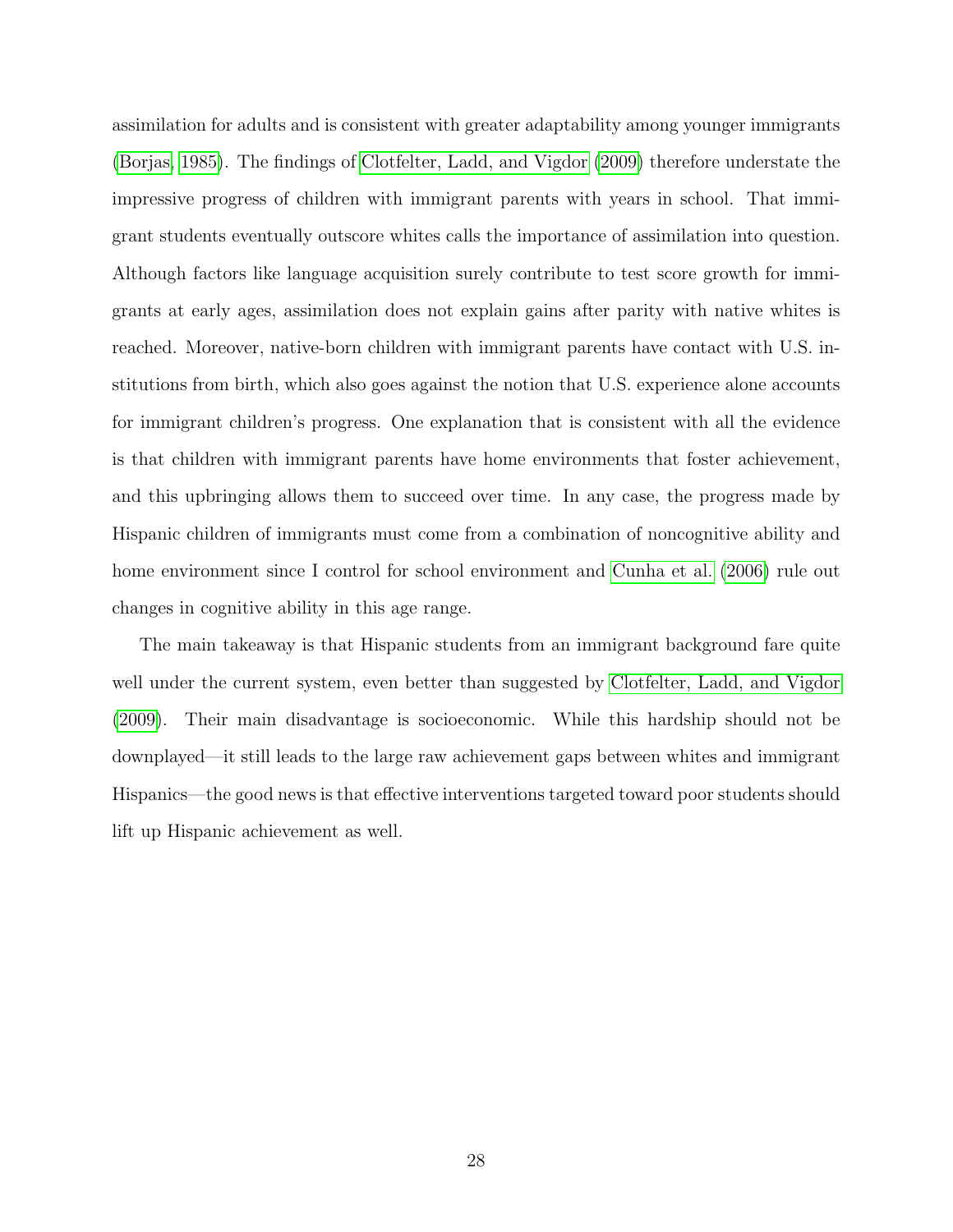assimilation for adults and is consistent with greater adaptability among younger immigrants (Borjas, 1985). The findings of Clotfelter, Ladd, and Vigdor (2009) therefore understate the impressive progress of children with immigrant parents with years in school. That immigrant students eventually outscore whites calls the importance of assimilation into question. Although factors like language acquisition surely contribute to test score growth for immigrants at early ages, assimilation does not explain gains after parity with native whites is reached. Moreover, native-born children with immigrant parents have contact with U.S. institutions from birth, which also goes against the notion that U.S. experience alone accounts for immigrant children's progress. One explanation that is consistent with all the evidence is that children with immigrant parents have home environments that foster achievement, and this upbringing allows them to succeed over time. In any case, the progress made by Hispanic children of immigrants must come from a combination of noncognitive ability and home environment since I control for school environment and Cunha et al. (2006) rule out changes in cognitive ability in this age range.

The main takeaway is that Hispanic students from an immigrant background fare quite well under the current system, even better than suggested by Clotfelter, Ladd, and Vigdor (2009). Their main disadvantage is socioeconomic. While this hardship should not be downplayed—it still leads to the large raw achievement gaps between whites and immigrant Hispanics—the good news is that effective interventions targeted toward poor students should lift up Hispanic achievement as well.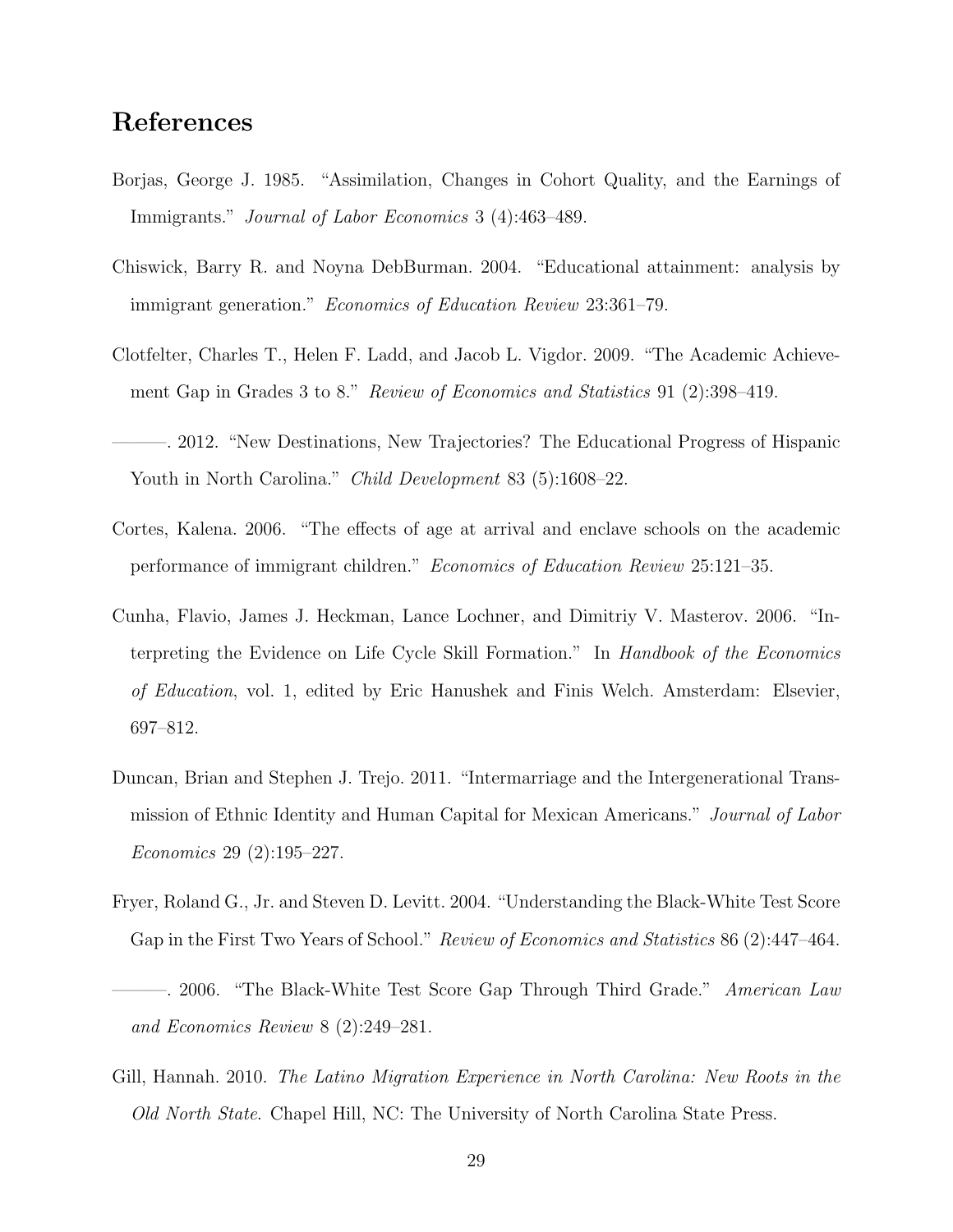## References

Borjas, George J. 1985. "Assimilation, Changes in Cohort Quality, and the Earnings of Immigrants." *Journal of Labor Economics* 3 (4):463–489.

Chiswick, Barry R. and Noyna DebBurman. 2004. "Educational attainment: analysis by immigrant generation." *Economics of Education Review* 23:361–79.

Clotfelter, Charles T., Helen F. Ladd, and Jacob L. Vigdor. 2009. "The Academic Achievement Gap in Grades 3 to 8." *Review of Economics and Statistics* 91 (2):398–419.

———. 2012. "New Destinations, New Trajectories? The Educational Progress of Hispanic Youth in North Carolina." *Child Development* 83 (5):1608–22.

Cortes, Kalena. 2006. "The effects of age at arrival and enclave schools on the academic performance of immigrant children." *Economics of Education Review* 25:121–35.

Cunha, Flavio, James J. Heckman, Lance Lochner, and Dimitriy V. Masterov. 2006. "Interpreting the Evidence on Life Cycle Skill Formation." In *Handbook of the Economics of Education*, vol. 1, edited by Eric Hanushek and Finis Welch. Amsterdam: Elsevier, 697–812.

Duncan, Brian and Stephen J. Trejo. 2011. "Intermarriage and the Intergenerational Transmission of Ethnic Identity and Human Capital for Mexican Americans." *Journal of Labor Economics* 29 (2):195–227.

Fryer, Roland G., Jr. and Steven D. Levitt. 2004. "Understanding the Black-White Test Score Gap in the First Two Years of School." *Review of Economics and Statistics* 86 (2):447–464.

———. 2006. "The Black-White Test Score Gap Through Third Grade." *American Law and Economics Review* 8 (2):249–281.

Gill, Hannah. 2010. *The Latino Migration Experience in North Carolina: New Roots in the Old North State*. Chapel Hill, NC: The University of North Carolina State Press.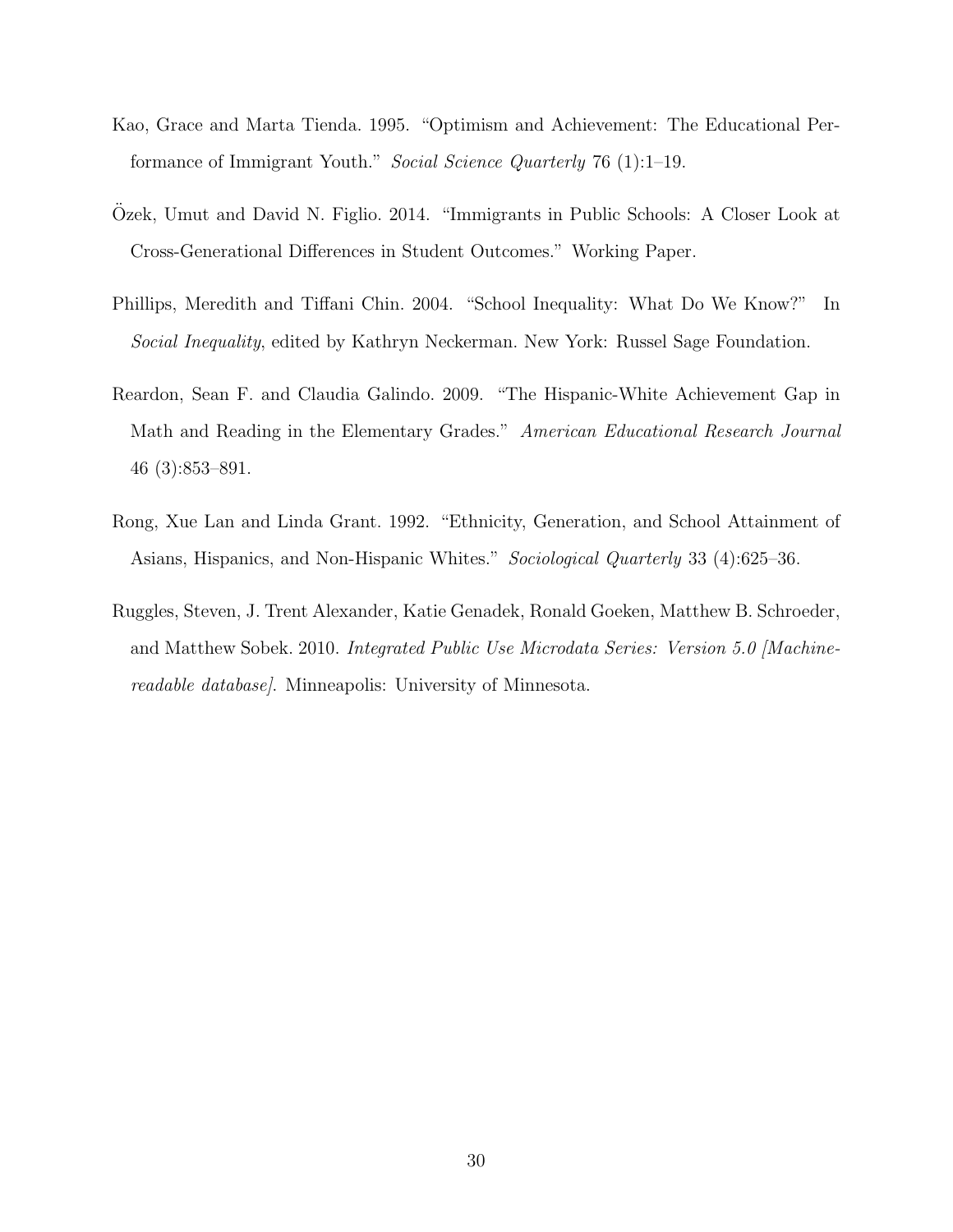Kao, Grace and Marta Tienda. 1995. "Optimism and Achievement: The Educational Performance of Immigrant Youth." *Social Science Quarterly* 76 (1):1–19.

Özek, Umut and David N. Figlio. 2014. "Immigrants in Public Schools: A Closer Look at Cross-Generational Differences in Student Outcomes." Working Paper.

Phillips, Meredith and Tiffani Chin. 2004. "School Inequality: What Do We Know?" In *Social Inequality*, edited by Kathryn Neckerman. New York: Russel Sage Foundation.

Reardon, Sean F. and Claudia Galindo. 2009. "The Hispanic-White Achievement Gap in Math and Reading in the Elementary Grades." *American Educational Research Journal* 46 (3):853–891.

Rong, Xue Lan and Linda Grant. 1992. "Ethnicity, Generation, and School Attainment of Asians, Hispanics, and Non-Hispanic Whites." *Sociological Quarterly* 33 (4):625–36.

Ruggles, Steven, J. Trent Alexander, Katie Genadek, Ronald Goeken, Matthew B. Schroeder, and Matthew Sobek. 2010. *Integrated Public Use Microdata Series: Version 5.0 [Machine-readable database]*. Minneapolis: University of Minnesota.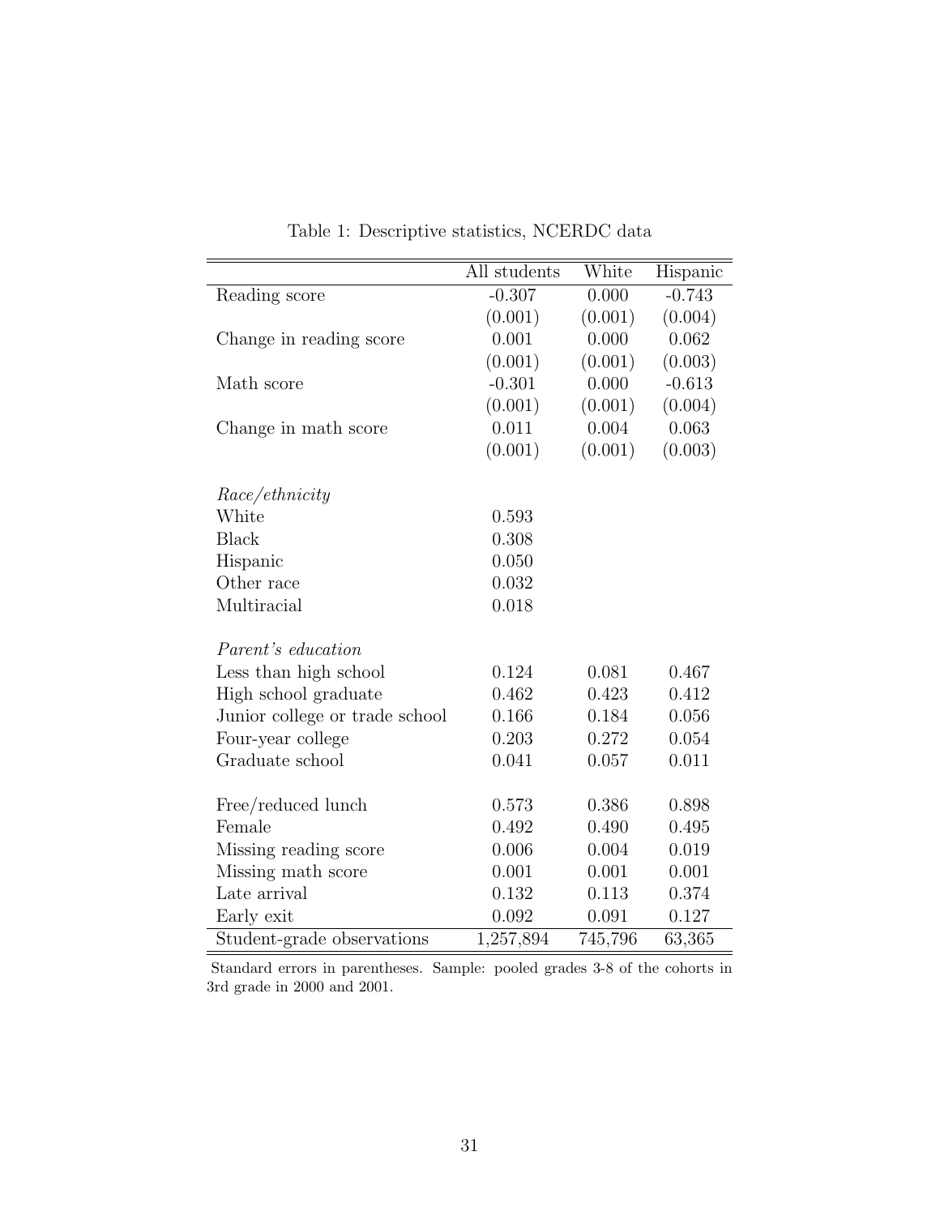Table 1: Descriptive statistics, NCERDC data

| | All students | White | Hispanic |
|---|---|---|---|
| Reading score | -0.307 | 0.000 | -0.743 |
| | (0.001) | (0.001) | (0.004) |
| Change in reading score | 0.001 | 0.000 | 0.062 |
| | (0.001) | (0.001) | (0.003) |
| Math score | -0.301 | 0.000 | -0.613 |
| | (0.001) | (0.001) | (0.004) |
| Change in math score | 0.011 | 0.004 | 0.063 |
| | (0.001) | (0.001) | (0.003) |
| *Race/ethnicity* | | | |
| White | 0.593 | | |
| Black | 0.308 | | |
| Hispanic | 0.050 | | |
| Other race | 0.032 | | |
| Multiracial | 0.018 | | |
| *Parent's education* | | | |
| Less than high school | 0.124 | 0.081 | 0.467 |
| High school graduate | 0.462 | 0.423 | 0.412 |
| Junior college or trade school | 0.166 | 0.184 | 0.056 |
| Four-year college | 0.203 | 0.272 | 0.054 |
| Graduate school | 0.041 | 0.057 | 0.011 |
| Free/reduced lunch | 0.573 | 0.386 | 0.898 |
| Female | 0.492 | 0.490 | 0.495 |
| Missing reading score | 0.006 | 0.004 | 0.019 |
| Missing math score | 0.001 | 0.001 | 0.001 |
| Late arrival | 0.132 | 0.113 | 0.374 |
| Early exit | 0.092 | 0.091 | 0.127 |
| Student-grade observations | 1,257,894 | 745,796 | 63,365 |

Standard errors in parentheses. Sample: pooled grades 3-8 of the cohorts in 3rd grade in 2000 and 2001.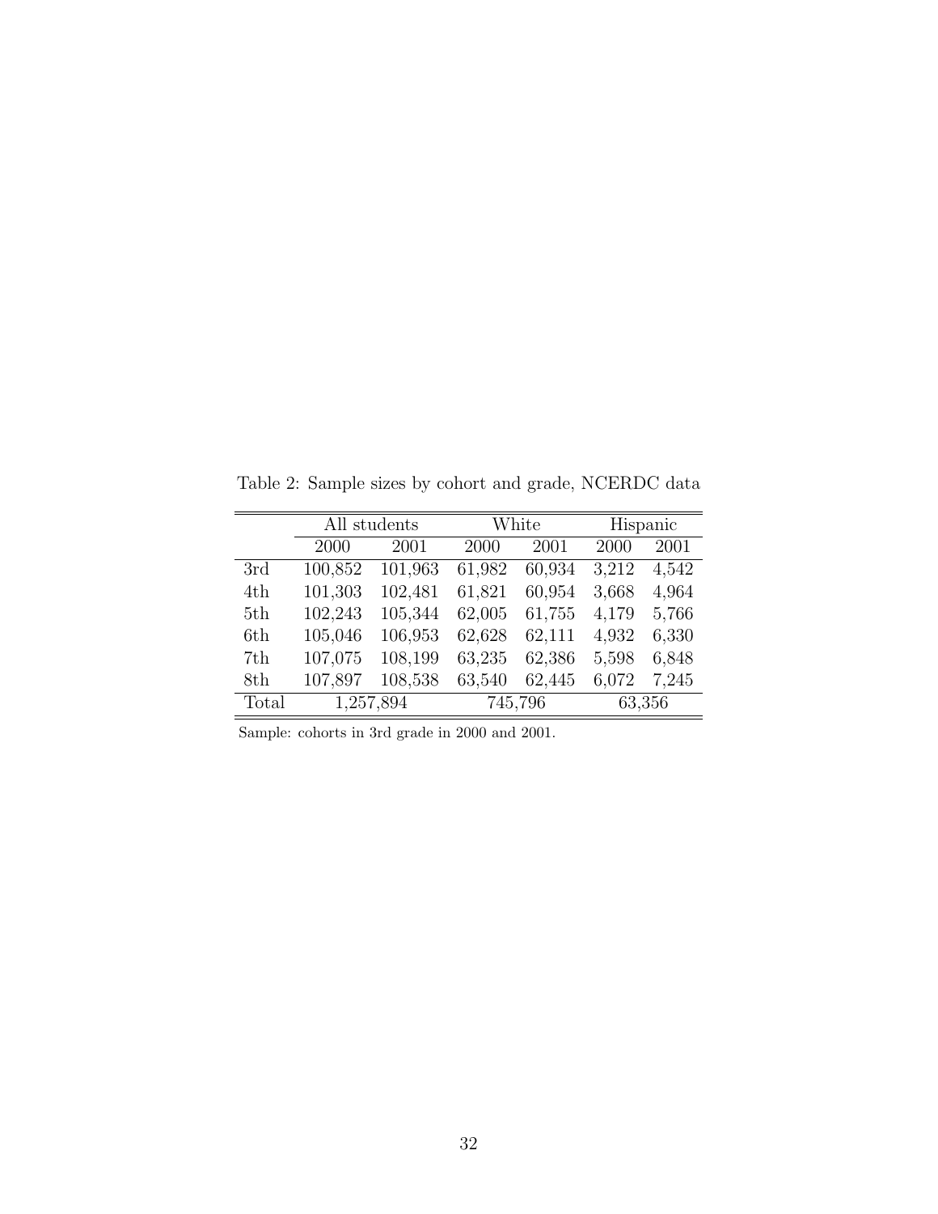Table 2: Sample sizes by cohort and grade, NCERDC data

| | All students | | White | | Hispanic | |
|---|---|---|---|---|---|---|
| | 2000 | 2001 | 2000 | 2001 | 2000 | 2001 |
| 3rd | 100,852 | 101,963 | 61,982 | 60,934 | 3,212 | 4,542 |
| 4th | 101,303 | 102,481 | 61,821 | 60,954 | 3,668 | 4,964 |
| 5th | 102,243 | 105,344 | 62,005 | 61,755 | 4,179 | 5,766 |
| 6th | 105,046 | 106,953 | 62,628 | 62,111 | 4,932 | 6,330 |
| 7th | 107,075 | 108,199 | 63,235 | 62,386 | 5,598 | 6,848 |
| 8th | 107,897 | 108,538 | 63,540 | 62,445 | 6,072 | 7,245 |
| Total | 1,257,894 | | 745,796 | | 63,356 | |

Sample: cohorts in 3rd grade in 2000 and 2001.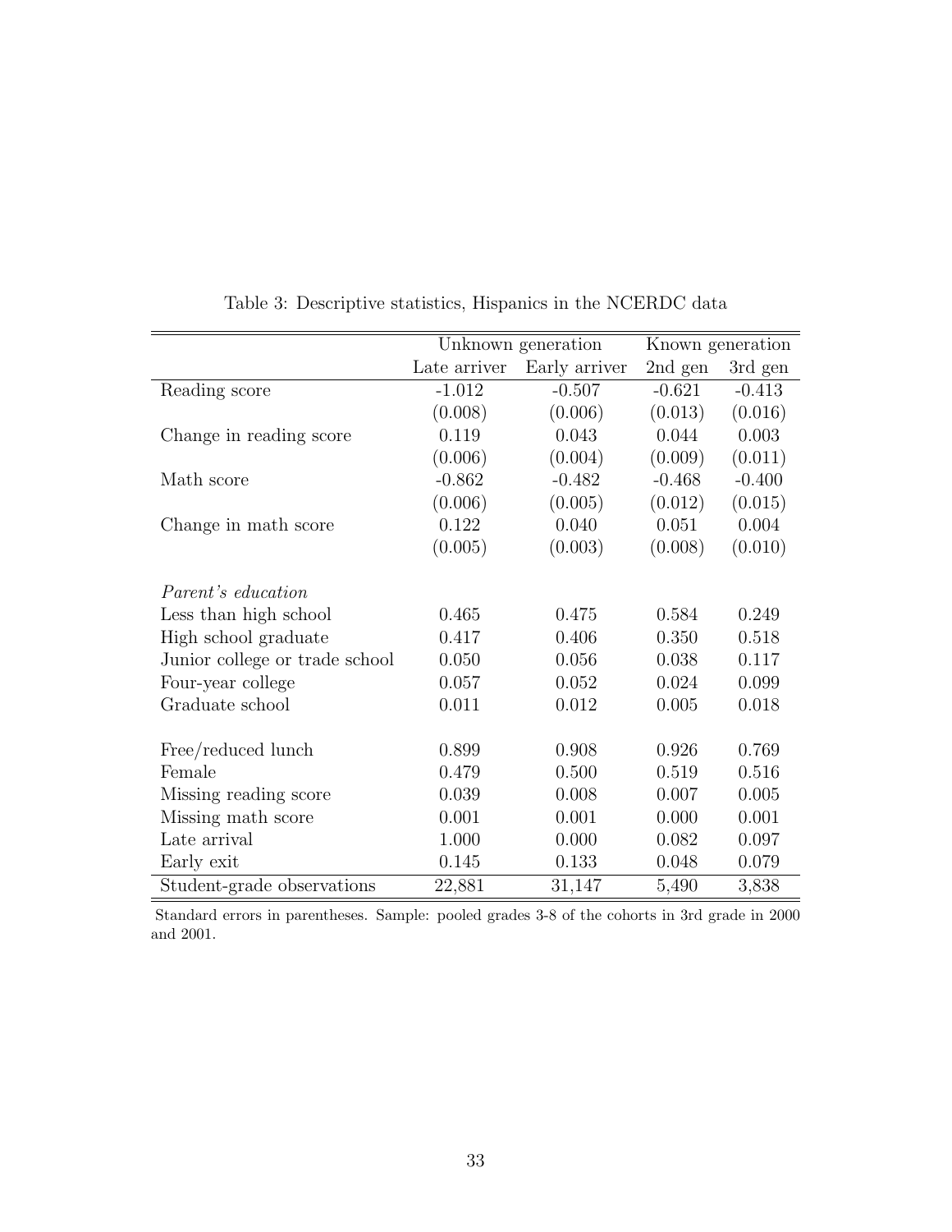Table 3: Descriptive statistics, Hispanics in the NCERDC data

| | Unknown generation | | Known generation | |
|---|---|---|---|---|
| | Late arriver | Early arriver | 2nd gen | 3rd gen |
| Reading score | -1.012 | -0.507 | -0.621 | -0.413 |
| | (0.008) | (0.006) | (0.013) | (0.016) |
| Change in reading score | 0.119 | 0.043 | 0.044 | 0.003 |
| | (0.006) | (0.004) | (0.009) | (0.011) |
| Math score | -0.862 | -0.482 | -0.468 | -0.400 |
| | (0.006) | (0.005) | (0.012) | (0.015) |
| Change in math score | 0.122 | 0.040 | 0.051 | 0.004 |
| | (0.005) | (0.003) | (0.008) | (0.010) |
| *Parent's education* | | | | |
| Less than high school | 0.465 | 0.475 | 0.584 | 0.249 |
| High school graduate | 0.417 | 0.406 | 0.350 | 0.518 |
| Junior college or trade school | 0.050 | 0.056 | 0.038 | 0.117 |
| Four-year college | 0.057 | 0.052 | 0.024 | 0.099 |
| Graduate school | 0.011 | 0.012 | 0.005 | 0.018 |
| Free/reduced lunch | 0.899 | 0.908 | 0.926 | 0.769 |
| Female | 0.479 | 0.500 | 0.519 | 0.516 |
| Missing reading score | 0.039 | 0.008 | 0.007 | 0.005 |
| Missing math score | 0.001 | 0.001 | 0.000 | 0.001 |
| Late arrival | 1.000 | 0.000 | 0.082 | 0.097 |
| Early exit | 0.145 | 0.133 | 0.048 | 0.079 |
| Student-grade observations | 22,881 | 31,147 | 5,490 | 3,838 |

Standard errors in parentheses. Sample: pooled grades 3-8 of the cohorts in 3rd grade in 2000 and 2001.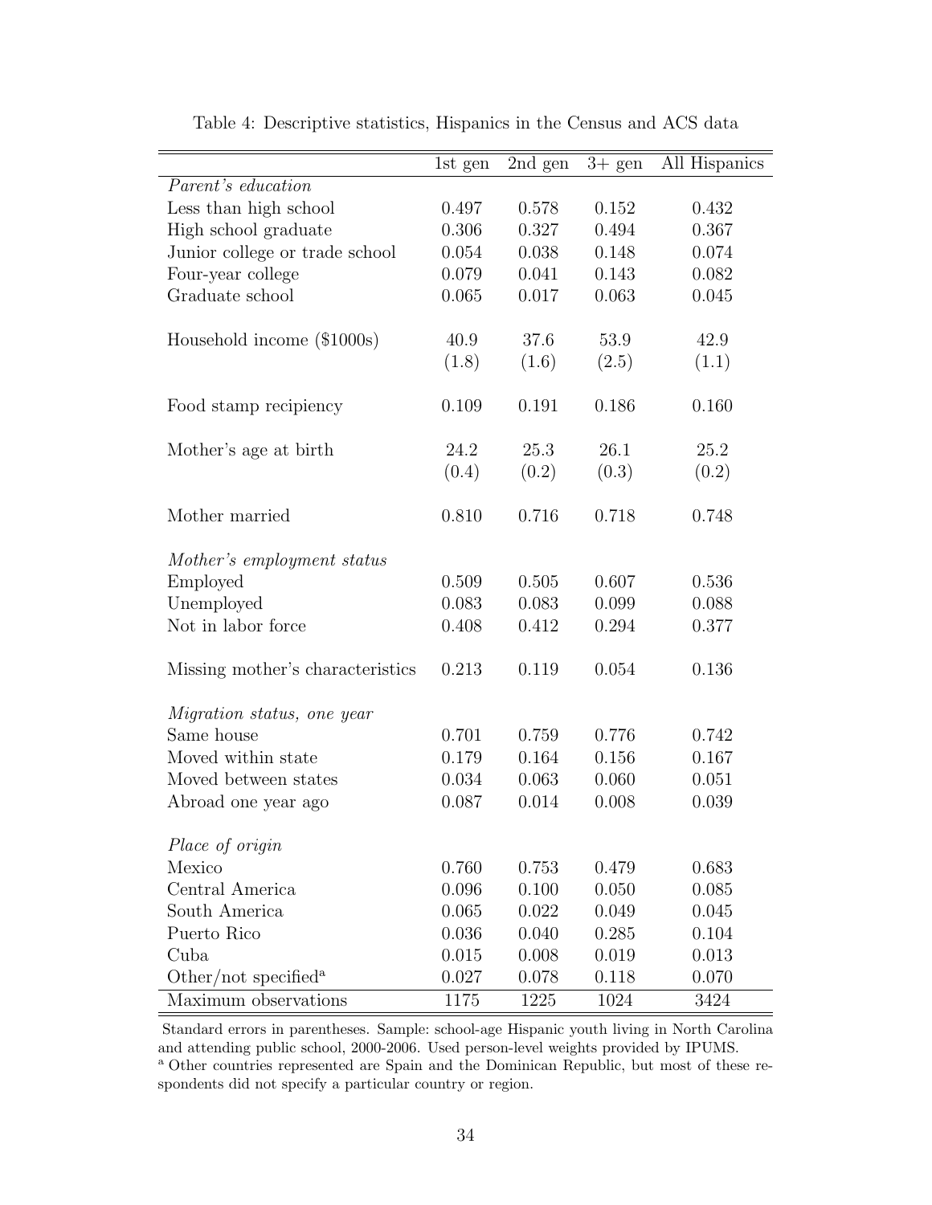Table 4: Descriptive statistics, Hispanics in the Census and ACS data

| | 1st gen | 2nd gen | 3+ gen | All Hispanics |
|---|---|---|---|---|
| *Parent's education* | | | | |
| Less than high school | 0.497 | 0.578 | 0.152 | 0.432 |
| High school graduate | 0.306 | 0.327 | 0.494 | 0.367 |
| Junior college or trade school | 0.054 | 0.038 | 0.148 | 0.074 |
| Four-year college | 0.079 | 0.041 | 0.143 | 0.082 |
| Graduate school | 0.065 | 0.017 | 0.063 | 0.045 |
| Household income ($1000s) | 40.9 | 37.6 | 53.9 | 42.9 |
| | (1.8) | (1.6) | (2.5) | (1.1) |
| Food stamp recipiency | 0.109 | 0.191 | 0.186 | 0.160 |
| Mother's age at birth | 24.2 | 25.3 | 26.1 | 25.2 |
| | (0.4) | (0.2) | (0.3) | (0.2) |
| Mother married | 0.810 | 0.716 | 0.718 | 0.748 |
| *Mother's employment status* | | | | |
| Employed | 0.509 | 0.505 | 0.607 | 0.536 |
| Unemployed | 0.083 | 0.083 | 0.099 | 0.088 |
| Not in labor force | 0.408 | 0.412 | 0.294 | 0.377 |
| Missing mother's characteristics | 0.213 | 0.119 | 0.054 | 0.136 |
| *Migration status, one year* | | | | |
| Same house | 0.701 | 0.759 | 0.776 | 0.742 |
| Moved within state | 0.179 | 0.164 | 0.156 | 0.167 |
| Moved between states | 0.034 | 0.063 | 0.060 | 0.051 |
| Abroad one year ago | 0.087 | 0.014 | 0.008 | 0.039 |
| *Place of origin* | | | | |
| Mexico | 0.760 | 0.753 | 0.479 | 0.683 |
| Central America | 0.096 | 0.100 | 0.050 | 0.085 |
| South America | 0.065 | 0.022 | 0.049 | 0.045 |
| Puerto Rico | 0.036 | 0.040 | 0.285 | 0.104 |
| Cuba | 0.015 | 0.008 | 0.019 | 0.013 |
| Other/not specified[a] | 0.027 | 0.078 | 0.118 | 0.070 |
| Maximum observations | 1175 | 1225 | 1024 | 3424 |

Standard errors in parentheses. Sample: school-age Hispanic youth living in North Carolina and attending public school, 2000-2006. Used person-level weights provided by IPUMS.
[a] Other countries represented are Spain and the Dominican Republic, but most of these respondents did not specify a particular country or region.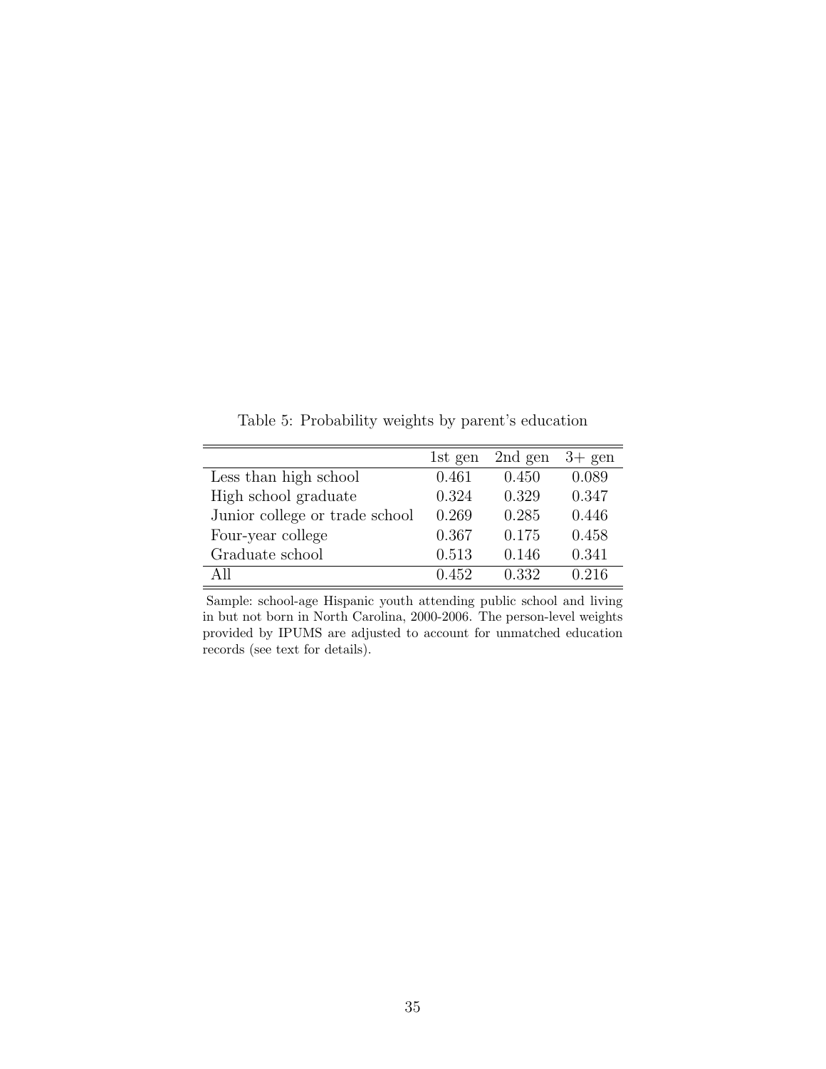Table 5: Probability weights by parent's education

| | 1st gen | 2nd gen | 3+ gen |
|---|---|---|---|
| Less than high school | 0.461 | 0.450 | 0.089 |
| High school graduate | 0.324 | 0.329 | 0.347 |
| Junior college or trade school | 0.269 | 0.285 | 0.446 |
| Four-year college | 0.367 | 0.175 | 0.458 |
| Graduate school | 0.513 | 0.146 | 0.341 |
| All | 0.452 | 0.332 | 0.216 |

Sample: school-age Hispanic youth attending public school and living in but not born in North Carolina, 2000-2006. The person-level weights provided by IPUMS are adjusted to account for unmatched education records (see text for details).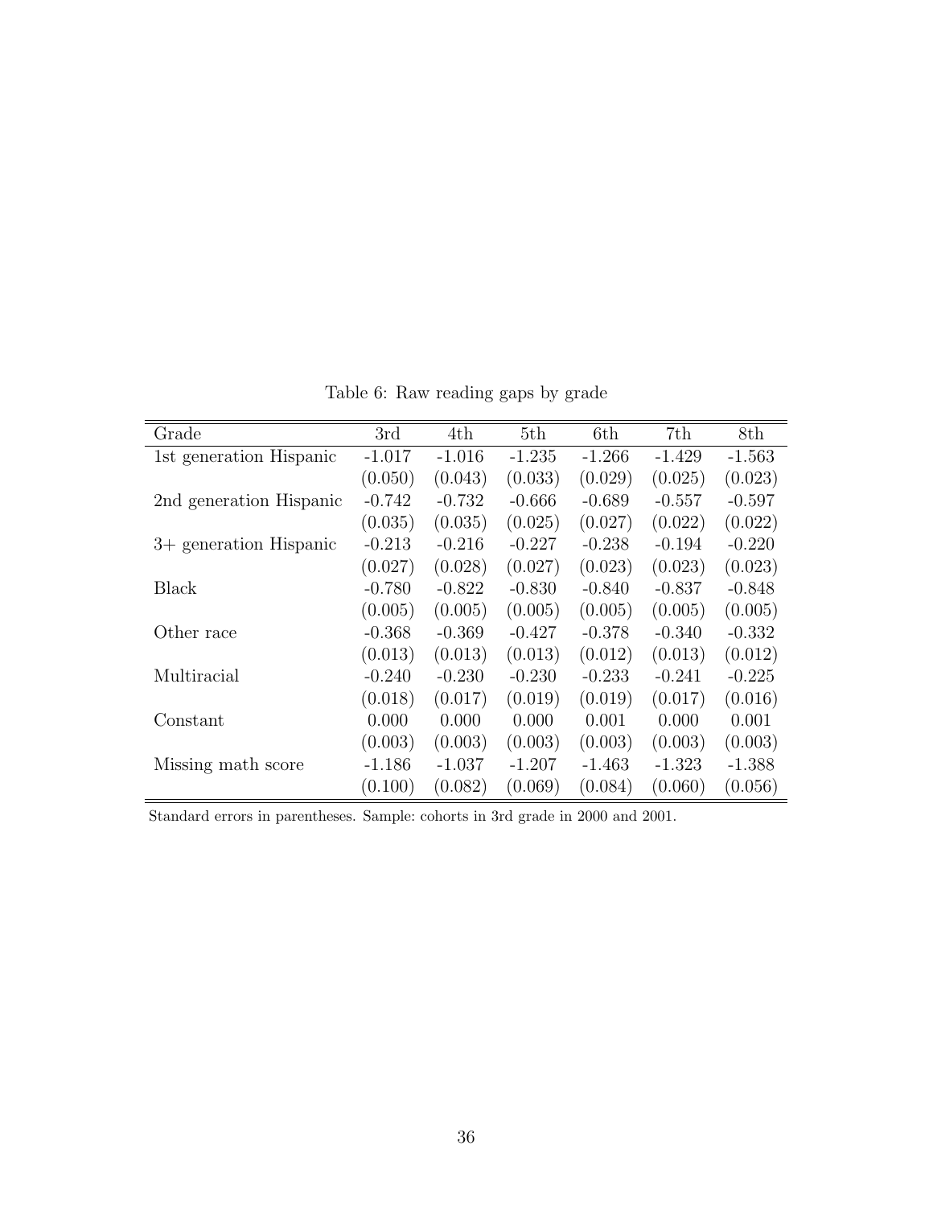Table 6: Raw reading gaps by grade

| Grade | 3rd | 4th | 5th | 6th | 7th | 8th |
|---|---|---|---|---|---|---|
| 1st generation Hispanic | -1.017 | -1.016 | -1.235 | -1.266 | -1.429 | -1.563 |
| | (0.050) | (0.043) | (0.033) | (0.029) | (0.025) | (0.023) |
| 2nd generation Hispanic | -0.742 | -0.732 | -0.666 | -0.689 | -0.557 | -0.597 |
| | (0.035) | (0.035) | (0.025) | (0.027) | (0.022) | (0.022) |
| 3+ generation Hispanic | -0.213 | -0.216 | -0.227 | -0.238 | -0.194 | -0.220 |
| | (0.027) | (0.028) | (0.027) | (0.023) | (0.023) | (0.023) |
| Black | -0.780 | -0.822 | -0.830 | -0.840 | -0.837 | -0.848 |
| | (0.005) | (0.005) | (0.005) | (0.005) | (0.005) | (0.005) |
| Other race | -0.368 | -0.369 | -0.427 | -0.378 | -0.340 | -0.332 |
| | (0.013) | (0.013) | (0.013) | (0.012) | (0.013) | (0.012) |
| Multiracial | -0.240 | -0.230 | -0.230 | -0.233 | -0.241 | -0.225 |
| | (0.018) | (0.017) | (0.019) | (0.019) | (0.017) | (0.016) |
| Constant | 0.000 | 0.000 | 0.000 | 0.001 | 0.000 | 0.001 |
| | (0.003) | (0.003) | (0.003) | (0.003) | (0.003) | (0.003) |
| Missing math score | -1.186 | -1.037 | -1.207 | -1.463 | -1.323 | -1.388 |
| | (0.100) | (0.082) | (0.069) | (0.084) | (0.060) | (0.056) |

Standard errors in parentheses. Sample: cohorts in 3rd grade in 2000 and 2001.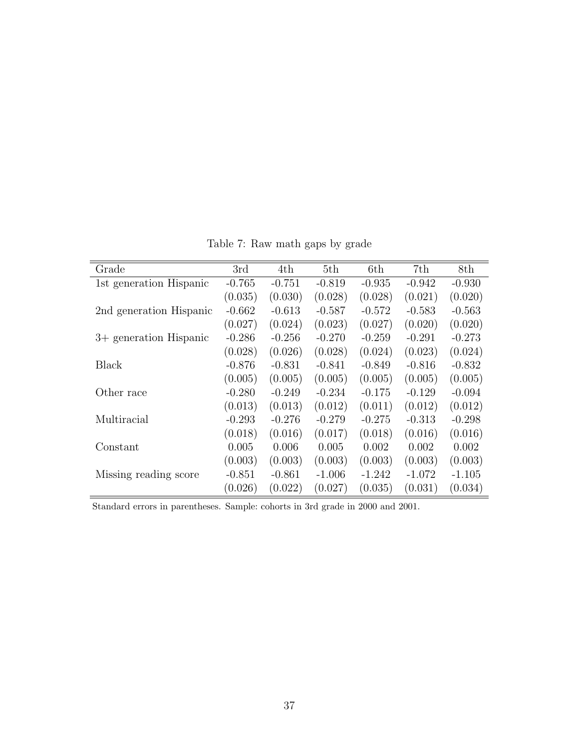Table 7: Raw math gaps by grade

| Grade | 3rd | 4th | 5th | 6th | 7th | 8th |
|---|---|---|---|---|---|---|
| 1st generation Hispanic | -0.765 | -0.751 | -0.819 | -0.935 | -0.942 | -0.930 |
| | (0.035) | (0.030) | (0.028) | (0.028) | (0.021) | (0.020) |
| 2nd generation Hispanic | -0.662 | -0.613 | -0.587 | -0.572 | -0.583 | -0.563 |
| | (0.027) | (0.024) | (0.023) | (0.027) | (0.020) | (0.020) |
| 3+ generation Hispanic | -0.286 | -0.256 | -0.270 | -0.259 | -0.291 | -0.273 |
| | (0.028) | (0.026) | (0.028) | (0.024) | (0.023) | (0.024) |
| Black | -0.876 | -0.831 | -0.841 | -0.849 | -0.816 | -0.832 |
| | (0.005) | (0.005) | (0.005) | (0.005) | (0.005) | (0.005) |
| Other race | -0.280 | -0.249 | -0.234 | -0.175 | -0.129 | -0.094 |
| | (0.013) | (0.013) | (0.012) | (0.011) | (0.012) | (0.012) |
| Multiracial | -0.293 | -0.276 | -0.279 | -0.275 | -0.313 | -0.298 |
| | (0.018) | (0.016) | (0.017) | (0.018) | (0.016) | (0.016) |
| Constant | 0.005 | 0.006 | 0.005 | 0.002 | 0.002 | 0.002 |
| | (0.003) | (0.003) | (0.003) | (0.003) | (0.003) | (0.003) |
| Missing reading score | -0.851 | -0.861 | -1.006 | -1.242 | -1.072 | -1.105 |
| | (0.026) | (0.022) | (0.027) | (0.035) | (0.031) | (0.034) |

Standard errors in parentheses. Sample: cohorts in 3rd grade in 2000 and 2001.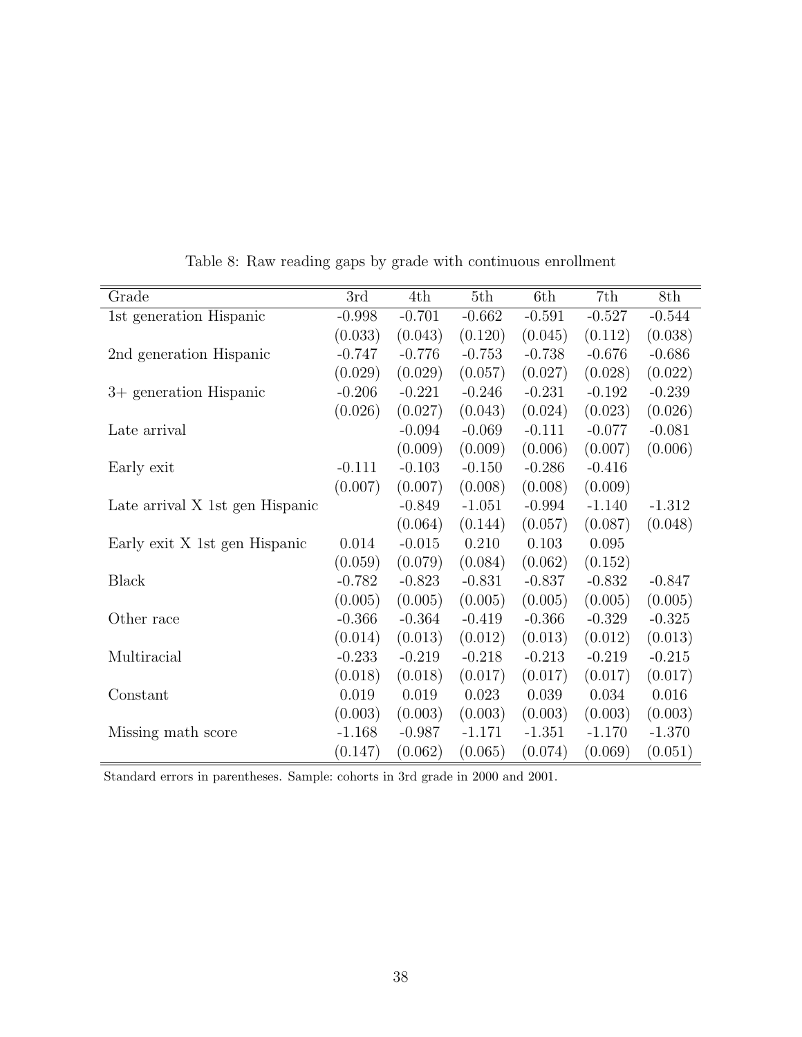Table 8: Raw reading gaps by grade with continuous enrollment

| Grade | 3rd | 4th | 5th | 6th | 7th | 8th |
|---|---|---|---|---|---|---|
| 1st generation Hispanic | -0.998 | -0.701 | -0.662 | -0.591 | -0.527 | -0.544 |
| | (0.033) | (0.043) | (0.120) | (0.045) | (0.112) | (0.038) |
| 2nd generation Hispanic | -0.747 | -0.776 | -0.753 | -0.738 | -0.676 | -0.686 |
| | (0.029) | (0.029) | (0.057) | (0.027) | (0.028) | (0.022) |
| 3+ generation Hispanic | -0.206 | -0.221 | -0.246 | -0.231 | -0.192 | -0.239 |
| | (0.026) | (0.027) | (0.043) | (0.024) | (0.023) | (0.026) |
| Late arrival | | -0.094 | -0.069 | -0.111 | -0.077 | -0.081 |
| | | (0.009) | (0.009) | (0.006) | (0.007) | (0.006) |
| Early exit | -0.111 | -0.103 | -0.150 | -0.286 | -0.416 | |
| | (0.007) | (0.007) | (0.008) | (0.008) | (0.009) | |
| Late arrival X 1st gen Hispanic | | -0.849 | -1.051 | -0.994 | -1.140 | -1.312 |
| | | (0.064) | (0.144) | (0.057) | (0.087) | (0.048) |
| Early exit X 1st gen Hispanic | 0.014 | -0.015 | 0.210 | 0.103 | 0.095 | |
| | (0.059) | (0.079) | (0.084) | (0.062) | (0.152) | |
| Black | -0.782 | -0.823 | -0.831 | -0.837 | -0.832 | -0.847 |
| | (0.005) | (0.005) | (0.005) | (0.005) | (0.005) | (0.005) |
| Other race | -0.366 | -0.364 | -0.419 | -0.366 | -0.329 | -0.325 |
| | (0.014) | (0.013) | (0.012) | (0.013) | (0.012) | (0.013) |
| Multiracial | -0.233 | -0.219 | -0.218 | -0.213 | -0.219 | -0.215 |
| | (0.018) | (0.018) | (0.017) | (0.017) | (0.017) | (0.017) |
| Constant | 0.019 | 0.019 | 0.023 | 0.039 | 0.034 | 0.016 |
| | (0.003) | (0.003) | (0.003) | (0.003) | (0.003) | (0.003) |
| Missing math score | -1.168 | -0.987 | -1.171 | -1.351 | -1.170 | -1.370 |
| | (0.147) | (0.062) | (0.065) | (0.074) | (0.069) | (0.051) |

Standard errors in parentheses. Sample: cohorts in 3rd grade in 2000 and 2001.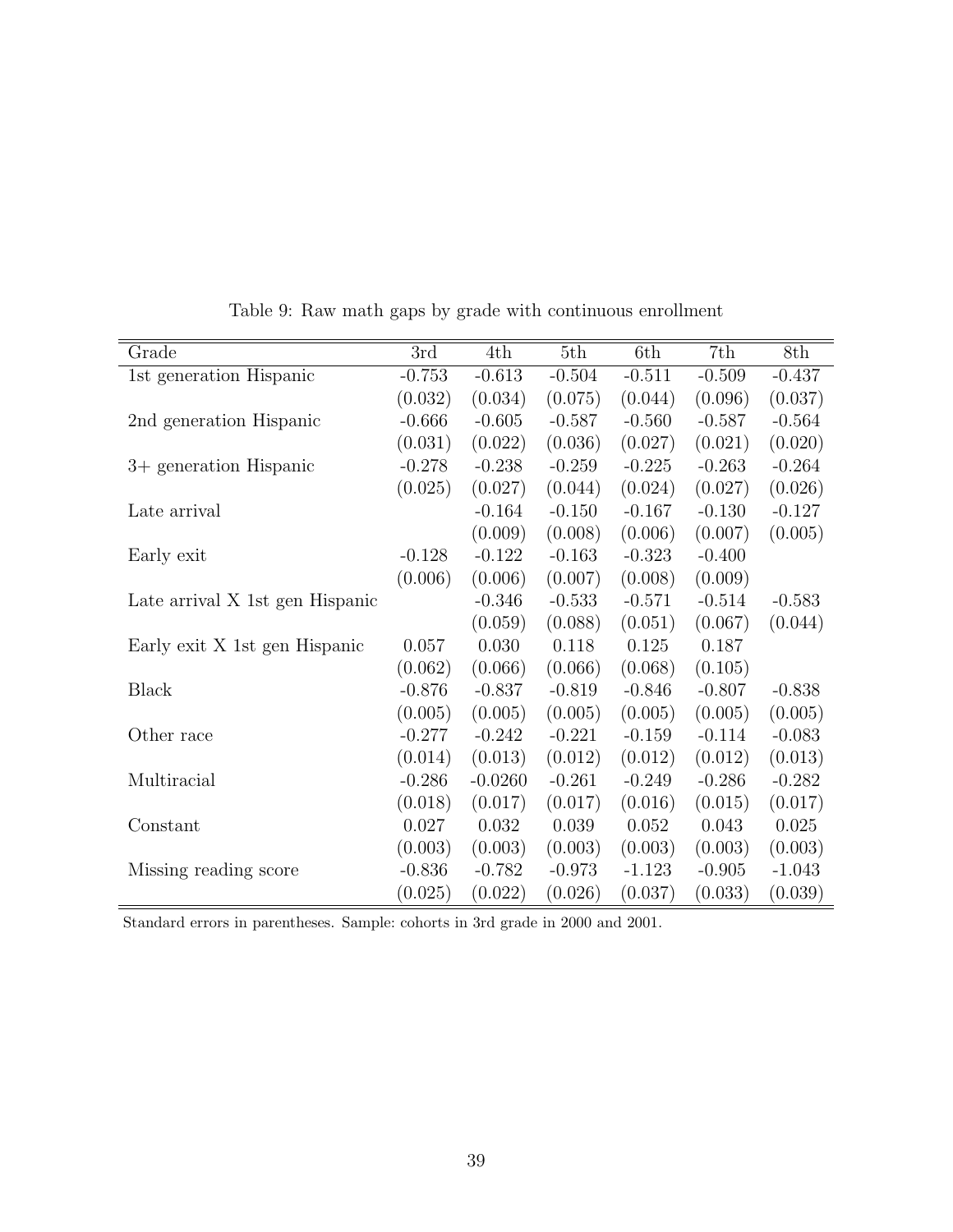Table 9: Raw math gaps by grade with continuous enrollment

| Grade | 3rd | 4th | 5th | 6th | 7th | 8th |
|---|---|---|---|---|---|---|
| 1st generation Hispanic | -0.753 | -0.613 | -0.504 | -0.511 | -0.509 | -0.437 |
| | (0.032) | (0.034) | (0.075) | (0.044) | (0.096) | (0.037) |
| 2nd generation Hispanic | -0.666 | -0.605 | -0.587 | -0.560 | -0.587 | -0.564 |
| | (0.031) | (0.022) | (0.036) | (0.027) | (0.021) | (0.020) |
| 3+ generation Hispanic | -0.278 | -0.238 | -0.259 | -0.225 | -0.263 | -0.264 |
| | (0.025) | (0.027) | (0.044) | (0.024) | (0.027) | (0.026) |
| Late arrival | | -0.164 | -0.150 | -0.167 | -0.130 | -0.127 |
| | | (0.009) | (0.008) | (0.006) | (0.007) | (0.005) |
| Early exit | -0.128 | -0.122 | -0.163 | -0.323 | -0.400 | |
| | (0.006) | (0.006) | (0.007) | (0.008) | (0.009) | |
| Late arrival X 1st gen Hispanic | | -0.346 | -0.533 | -0.571 | -0.514 | -0.583 |
| | | (0.059) | (0.088) | (0.051) | (0.067) | (0.044) |
| Early exit X 1st gen Hispanic | 0.057 | 0.030 | 0.118 | 0.125 | 0.187 | |
| | (0.062) | (0.066) | (0.066) | (0.068) | (0.105) | |
| Black | -0.876 | -0.837 | -0.819 | -0.846 | -0.807 | -0.838 |
| | (0.005) | (0.005) | (0.005) | (0.005) | (0.005) | (0.005) |
| Other race | -0.277 | -0.242 | -0.221 | -0.159 | -0.114 | -0.083 |
| | (0.014) | (0.013) | (0.012) | (0.012) | (0.012) | (0.013) |
| Multiracial | -0.286 | -0.0260 | -0.261 | -0.249 | -0.286 | -0.282 |
| | (0.018) | (0.017) | (0.017) | (0.016) | (0.015) | (0.017) |
| Constant | 0.027 | 0.032 | 0.039 | 0.052 | 0.043 | 0.025 |
| | (0.003) | (0.003) | (0.003) | (0.003) | (0.003) | (0.003) |
| Missing reading score | -0.836 | -0.782 | -0.973 | -1.123 | -0.905 | -1.043 |
| | (0.025) | (0.022) | (0.026) | (0.037) | (0.033) | (0.039) |

Standard errors in parentheses. Sample: cohorts in 3rd grade in 2000 and 2001.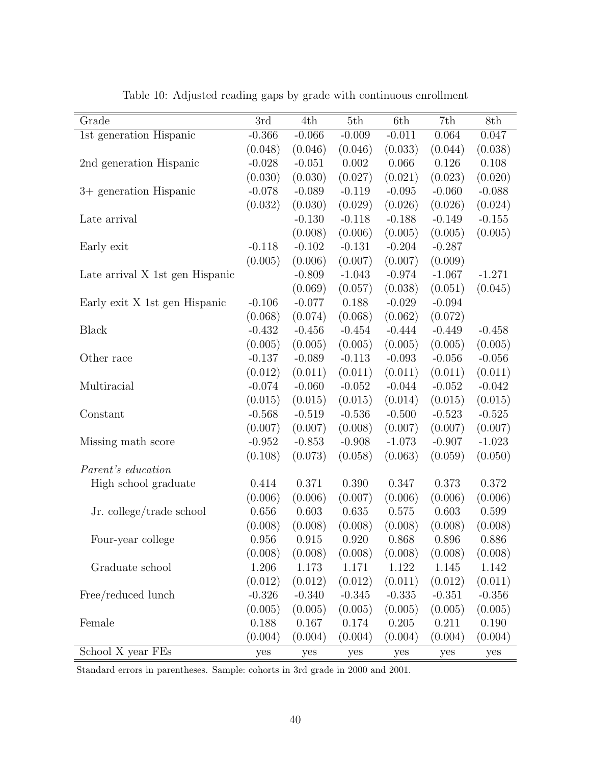Table 10: Adjusted reading gaps by grade with continuous enrollment

| Grade | 3rd | 4th | 5th | 6th | 7th | 8th |
|---|---|---|---|---|---|---|
| 1st generation Hispanic | -0.366 | -0.066 | -0.009 | -0.011 | 0.064 | 0.047 |
| | (0.048) | (0.046) | (0.046) | (0.033) | (0.044) | (0.038) |
| 2nd generation Hispanic | -0.028 | -0.051 | 0.002 | 0.066 | 0.126 | 0.108 |
| | (0.030) | (0.030) | (0.027) | (0.021) | (0.023) | (0.020) |
| 3+ generation Hispanic | -0.078 | -0.089 | -0.119 | -0.095 | -0.060 | -0.088 |
| | (0.032) | (0.030) | (0.029) | (0.026) | (0.026) | (0.024) |
| Late arrival | | -0.130 | -0.118 | -0.188 | -0.149 | -0.155 |
| | | (0.008) | (0.006) | (0.005) | (0.005) | (0.005) |
| Early exit | -0.118 | -0.102 | -0.131 | -0.204 | -0.287 | |
| | (0.005) | (0.006) | (0.007) | (0.007) | (0.009) | |
| Late arrival X 1st gen Hispanic | | -0.809 | -1.043 | -0.974 | -1.067 | -1.271 |
| | | (0.069) | (0.057) | (0.038) | (0.051) | (0.045) |
| Early exit X 1st gen Hispanic | -0.106 | -0.077 | 0.188 | -0.029 | -0.094 | |
| | (0.068) | (0.074) | (0.068) | (0.062) | (0.072) | |
| Black | -0.432 | -0.456 | -0.454 | -0.444 | -0.449 | -0.458 |
| | (0.005) | (0.005) | (0.005) | (0.005) | (0.005) | (0.005) |
| Other race | -0.137 | -0.089 | -0.113 | -0.093 | -0.056 | -0.056 |
| | (0.012) | (0.011) | (0.011) | (0.011) | (0.011) | (0.011) |
| Multiracial | -0.074 | -0.060 | -0.052 | -0.044 | -0.052 | -0.042 |
| | (0.015) | (0.015) | (0.015) | (0.014) | (0.015) | (0.015) |
| Constant | -0.568 | -0.519 | -0.536 | -0.500 | -0.523 | -0.525 |
| | (0.007) | (0.007) | (0.008) | (0.007) | (0.007) | (0.007) |
| Missing math score | -0.952 | -0.853 | -0.908 | -1.073 | -0.907 | -1.023 |
| | (0.108) | (0.073) | (0.058) | (0.063) | (0.059) | (0.050) |
| *Parent's education* | | | | | | |
| High school graduate | 0.414 | 0.371 | 0.390 | 0.347 | 0.373 | 0.372 |
| | (0.006) | (0.006) | (0.007) | (0.006) | (0.006) | (0.006) |
| Jr. college/trade school | 0.656 | 0.603 | 0.635 | 0.575 | 0.603 | 0.599 |
| | (0.008) | (0.008) | (0.008) | (0.008) | (0.008) | (0.008) |
| Four-year college | 0.956 | 0.915 | 0.920 | 0.868 | 0.896 | 0.886 |
| | (0.008) | (0.008) | (0.008) | (0.008) | (0.008) | (0.008) |
| Graduate school | 1.206 | 1.173 | 1.171 | 1.122 | 1.145 | 1.142 |
| | (0.012) | (0.012) | (0.012) | (0.011) | (0.012) | (0.011) |
| Free/reduced lunch | -0.326 | -0.340 | -0.345 | -0.335 | -0.351 | -0.356 |
| | (0.005) | (0.005) | (0.005) | (0.005) | (0.005) | (0.005) |
| Female | 0.188 | 0.167 | 0.174 | 0.205 | 0.211 | 0.190 |
| | (0.004) | (0.004) | (0.004) | (0.004) | (0.004) | (0.004) |
| School X year FEs | yes | yes | yes | yes | yes | yes |

Standard errors in parentheses. Sample: cohorts in 3rd grade in 2000 and 2001.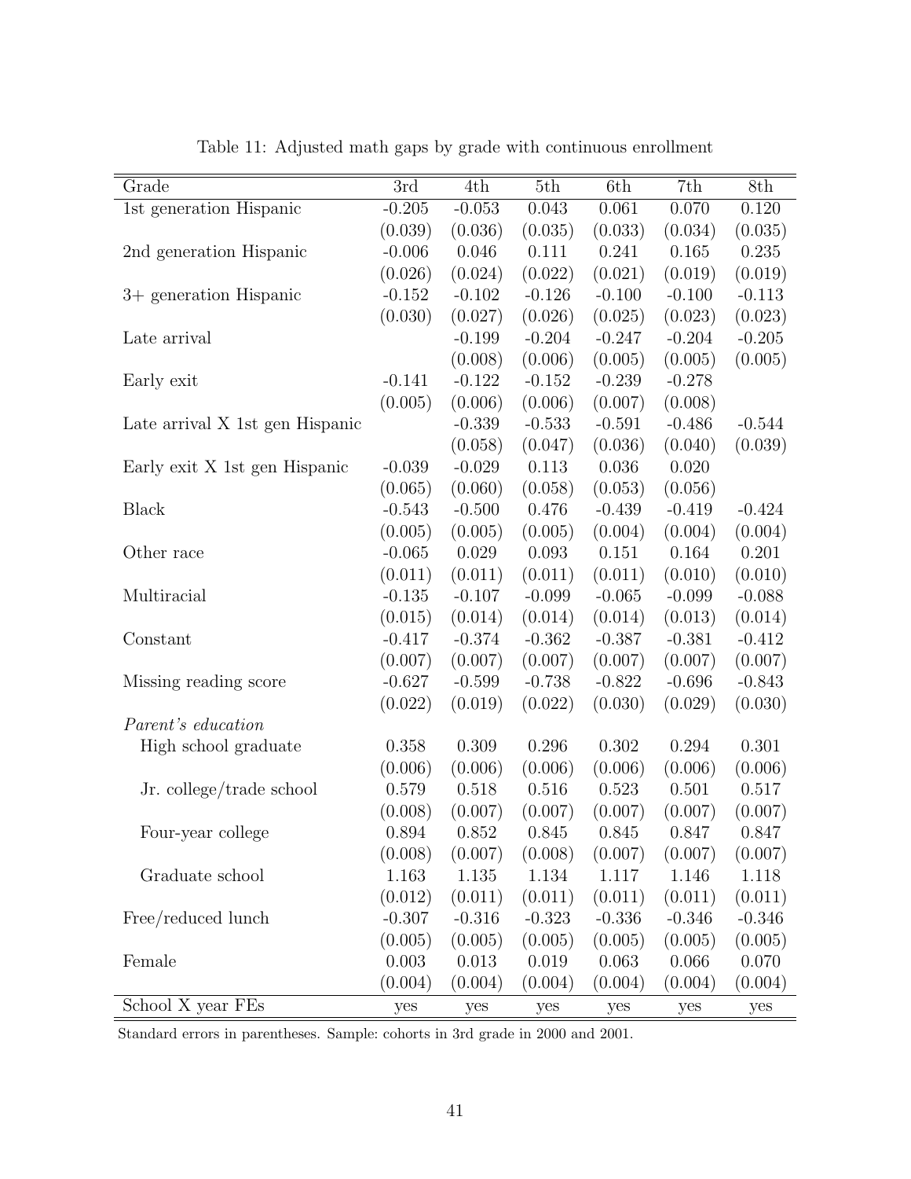Table 11: Adjusted math gaps by grade with continuous enrollment

| Grade | 3rd | 4th | 5th | 6th | 7th | 8th |
|---|---|---|---|---|---|---|
| 1st generation Hispanic | -0.205 | -0.053 | 0.043 | 0.061 | 0.070 | 0.120 |
| | (0.039) | (0.036) | (0.035) | (0.033) | (0.034) | (0.035) |
| 2nd generation Hispanic | -0.006 | 0.046 | 0.111 | 0.241 | 0.165 | 0.235 |
| | (0.026) | (0.024) | (0.022) | (0.021) | (0.019) | (0.019) |
| 3+ generation Hispanic | -0.152 | -0.102 | -0.126 | -0.100 | -0.100 | -0.113 |
| | (0.030) | (0.027) | (0.026) | (0.025) | (0.023) | (0.023) |
| Late arrival | | -0.199 | -0.204 | -0.247 | -0.204 | -0.205 |
| | | (0.008) | (0.006) | (0.005) | (0.005) | (0.005) |
| Early exit | -0.141 | -0.122 | -0.152 | -0.239 | -0.278 | |
| | (0.005) | (0.006) | (0.006) | (0.007) | (0.008) | |
| Late arrival X 1st gen Hispanic | | -0.339 | -0.533 | -0.591 | -0.486 | -0.544 |
| | | (0.058) | (0.047) | (0.036) | (0.040) | (0.039) |
| Early exit X 1st gen Hispanic | -0.039 | -0.029 | 0.113 | 0.036 | 0.020 | |
| | (0.065) | (0.060) | (0.058) | (0.053) | (0.056) | |
| Black | -0.543 | -0.500 | 0.476 | -0.439 | -0.419 | -0.424 |
| | (0.005) | (0.005) | (0.005) | (0.004) | (0.004) | (0.004) |
| Other race | -0.065 | 0.029 | 0.093 | 0.151 | 0.164 | 0.201 |
| | (0.011) | (0.011) | (0.011) | (0.011) | (0.010) | (0.010) |
| Multiracial | -0.135 | -0.107 | -0.099 | -0.065 | -0.099 | -0.088 |
| | (0.015) | (0.014) | (0.014) | (0.014) | (0.013) | (0.014) |
| Constant | -0.417 | -0.374 | -0.362 | -0.387 | -0.381 | -0.412 |
| | (0.007) | (0.007) | (0.007) | (0.007) | (0.007) | (0.007) |
| Missing reading score | -0.627 | -0.599 | -0.738 | -0.822 | -0.696 | -0.843 |
| | (0.022) | (0.019) | (0.022) | (0.030) | (0.029) | (0.030) |
| *Parent's education* | | | | | | |
| High school graduate | 0.358 | 0.309 | 0.296 | 0.302 | 0.294 | 0.301 |
| | (0.006) | (0.006) | (0.006) | (0.006) | (0.006) | (0.006) |
| Jr. college/trade school | 0.579 | 0.518 | 0.516 | 0.523 | 0.501 | 0.517 |
| | (0.008) | (0.007) | (0.007) | (0.007) | (0.007) | (0.007) |
| Four-year college | 0.894 | 0.852 | 0.845 | 0.845 | 0.847 | 0.847 |
| | (0.008) | (0.007) | (0.008) | (0.007) | (0.007) | (0.007) |
| Graduate school | 1.163 | 1.135 | 1.134 | 1.117 | 1.146 | 1.118 |
| | (0.012) | (0.011) | (0.011) | (0.011) | (0.011) | (0.011) |
| Free/reduced lunch | -0.307 | -0.316 | -0.323 | -0.336 | -0.346 | -0.346 |
| | (0.005) | (0.005) | (0.005) | (0.005) | (0.005) | (0.005) |
| Female | 0.003 | 0.013 | 0.019 | 0.063 | 0.066 | 0.070 |
| | (0.004) | (0.004) | (0.004) | (0.004) | (0.004) | (0.004) |
| School X year FEs | yes | yes | yes | yes | yes | yes |

Standard errors in parentheses. Sample: cohorts in 3rd grade in 2000 and 2001.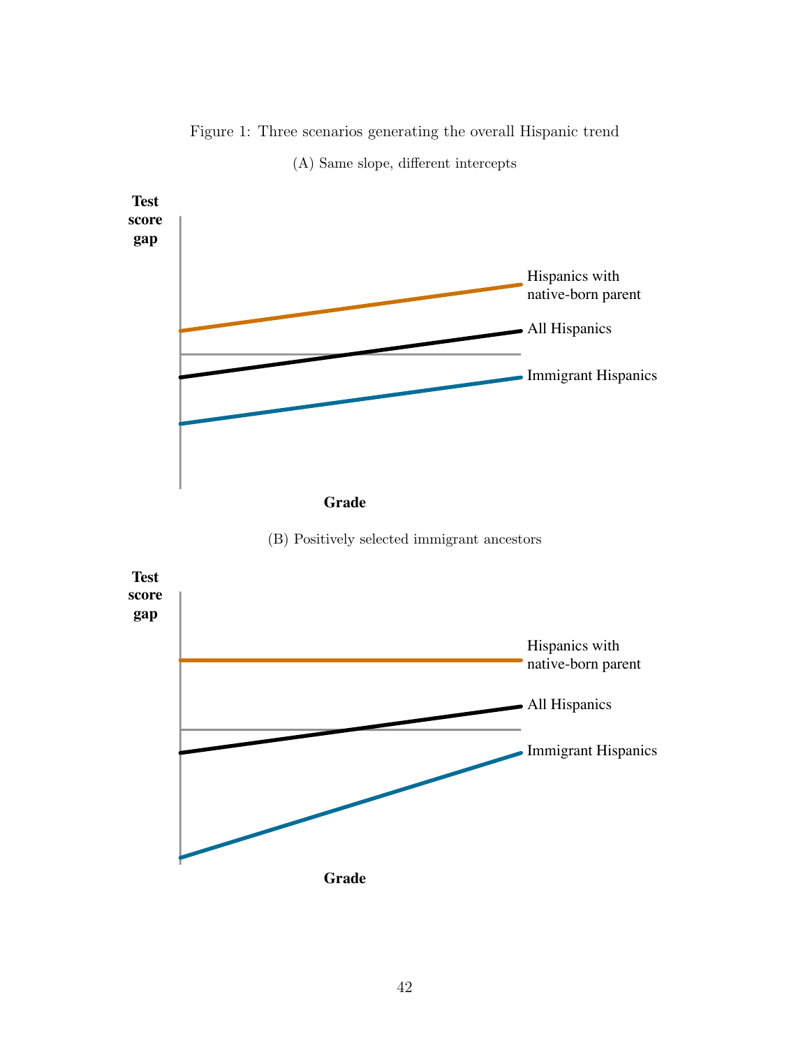Figure 1: Three scenarios generating the overall Hispanic trend

(A) Same slope, different intercepts

(B) Positively selected immigrant ancestors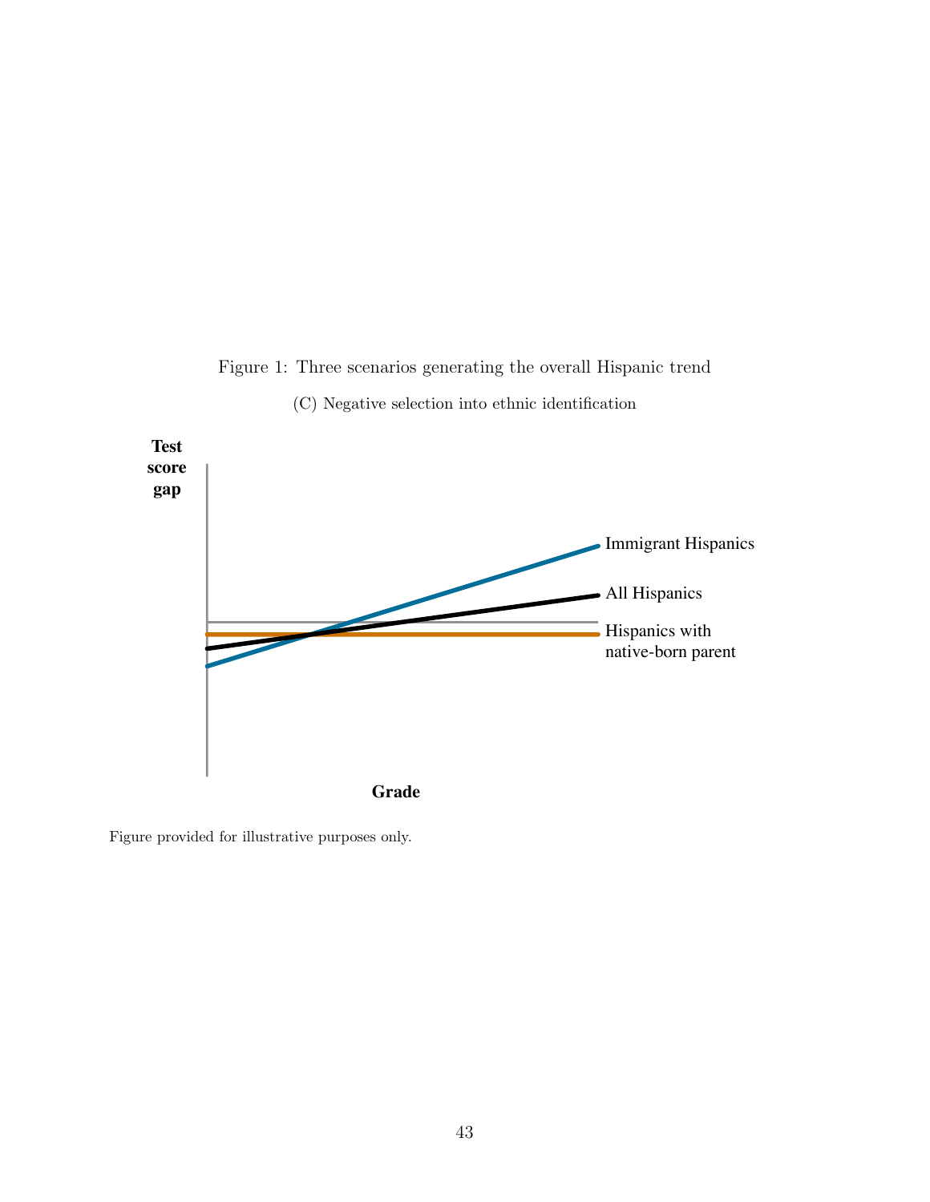Figure 1: Three scenarios generating the overall Hispanic trend

(C) Negative selection into ethnic identification

Figure provided for illustrative purposes only.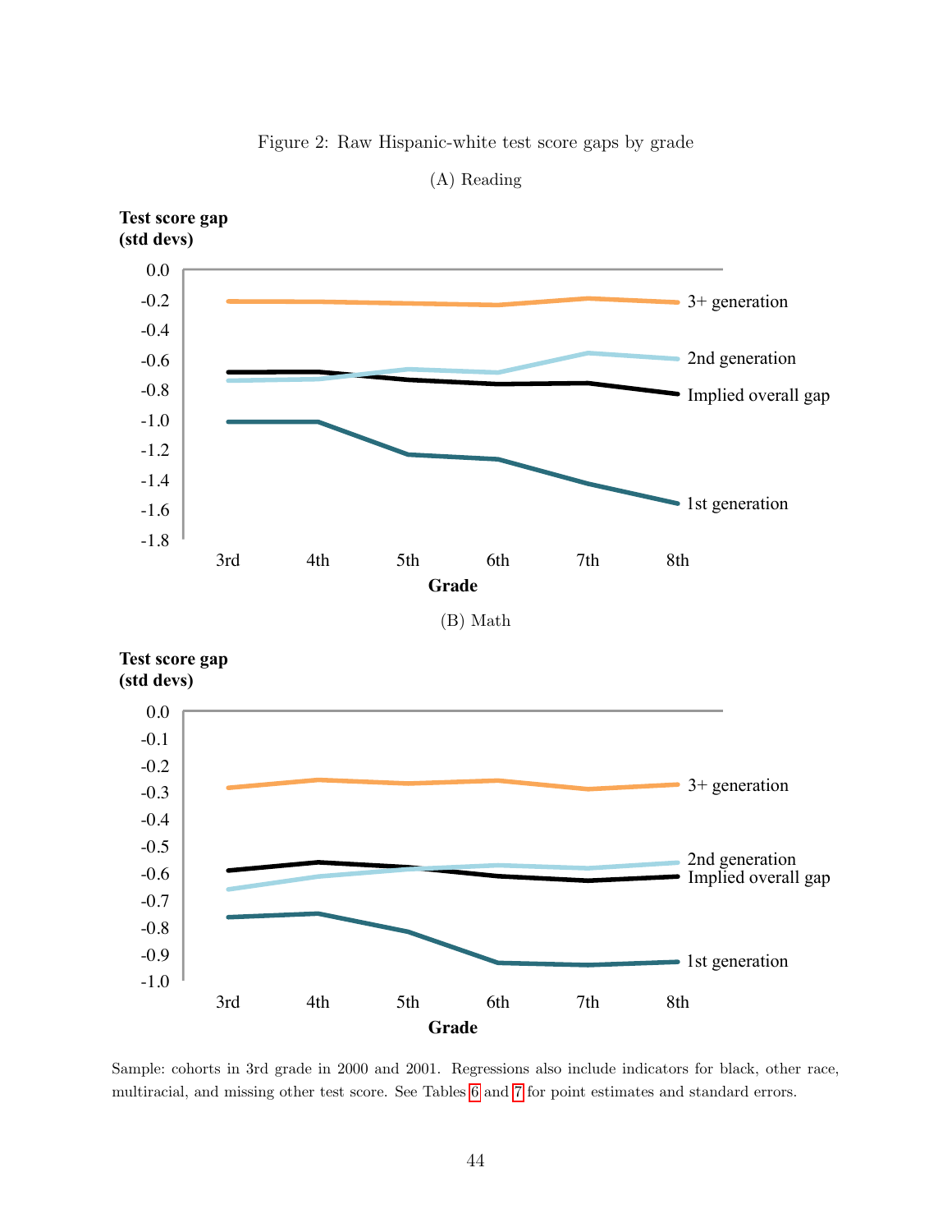Figure 2: Raw Hispanic-white test score gaps by grade

(A) Reading

**Test score gap (std devs)**

0.0, -0.2, -0.4, -0.6, -0.8, -1.0, -1.2, -1.4, -1.6, -1.8

3+ generation

2nd generation

Implied overall gap

1st generation

3rd 4th 5th 6th 7th 8th

**Grade**

(B) Math

**Test score gap (std devs)**

0.0, -0.1, -0.2, -0.3, -0.4, -0.5, -0.6, -0.7, -0.8, -0.9, -1.0

3+ generation

2nd generation

Implied overall gap

1st generation

3rd 4th 5th 6th 7th 8th

**Grade**

Sample: cohorts in 3rd grade in 2000 and 2001. Regressions also include indicators for black, other race, multiracial, and missing other test score. See Tables 6 and 7 for point estimates and standard errors.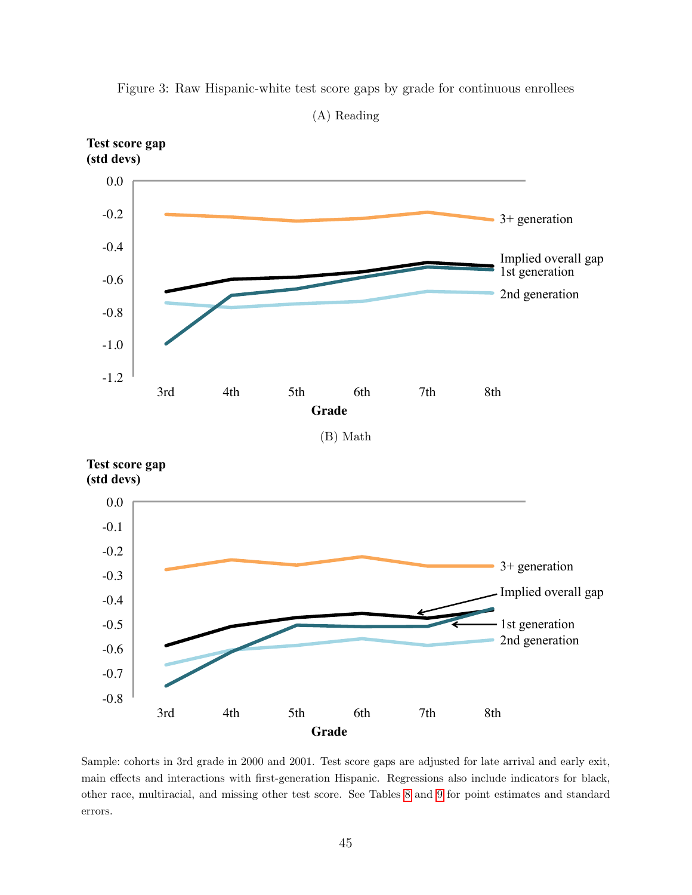Figure 3: Raw Hispanic-white test score gaps by grade for continuous enrollees

(A) Reading

(B) Math

Sample: cohorts in 3rd grade in 2000 and 2001. Test score gaps are adjusted for late arrival and early exit, main effects and interactions with first-generation Hispanic. Regressions also include indicators for black, other race, multiracial, and missing other test score. See Tables 8 and 9 for point estimates and standard errors.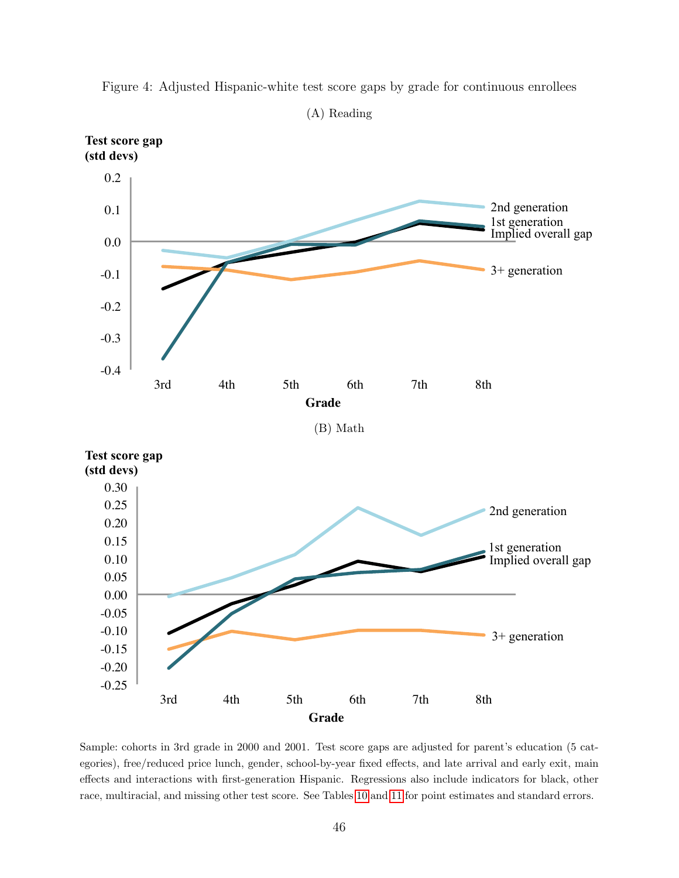Figure 4: Adjusted Hispanic-white test score gaps by grade for continuous enrollees

(A) Reading

(B) Math

Sample: cohorts in 3rd grade in 2000 and 2001. Test score gaps are adjusted for parent's education (5 categories), free/reduced price lunch, gender, school-by-year fixed effects, and late arrival and early exit, main effects and interactions with first-generation Hispanic. Regressions also include indicators for black, other race, multiracial, and missing other test score. See Tables 10 and 11 for point estimates and standard errors.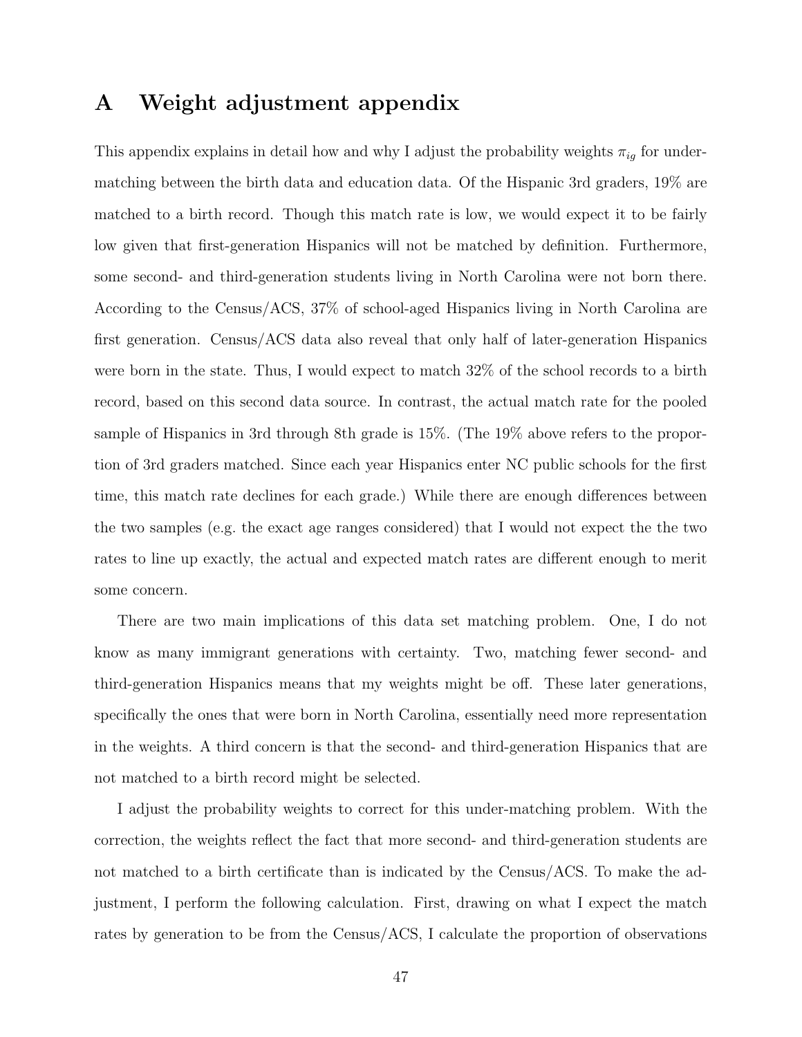# A Weight adjustment appendix

This appendix explains in detail how and why I adjust the probability weights $\pi_{ig}$ for under-matching between the birth data and education data. Of the Hispanic 3rd graders, 19% are matched to a birth record. Though this match rate is low, we would expect it to be fairly low given that first-generation Hispanics will not be matched by definition. Furthermore, some second- and third-generation students living in North Carolina were not born there. According to the Census/ACS, 37% of school-aged Hispanics living in North Carolina are first generation. Census/ACS data also reveal that only half of later-generation Hispanics were born in the state. Thus, I would expect to match 32% of the school records to a birth record, based on this second data source. In contrast, the actual match rate for the pooled sample of Hispanics in 3rd through 8th grade is 15%. (The 19% above refers to the proportion of 3rd graders matched. Since each year Hispanics enter NC public schools for the first time, this match rate declines for each grade.) While there are enough differences between the two samples (e.g. the exact age ranges considered) that I would not expect the the two rates to line up exactly, the actual and expected match rates are different enough to merit some concern.

There are two main implications of this data set matching problem. One, I do not know as many immigrant generations with certainty. Two, matching fewer second- and third-generation Hispanics means that my weights might be off. These later generations, specifically the ones that were born in North Carolina, essentially need more representation in the weights. A third concern is that the second- and third-generation Hispanics that are not matched to a birth record might be selected.

I adjust the probability weights to correct for this under-matching problem. With the correction, the weights reflect the fact that more second- and third-generation students are not matched to a birth certificate than is indicated by the Census/ACS. To make the adjustment, I perform the following calculation. First, drawing on what I expect the match rates by generation to be from the Census/ACS, I calculate the proportion of observations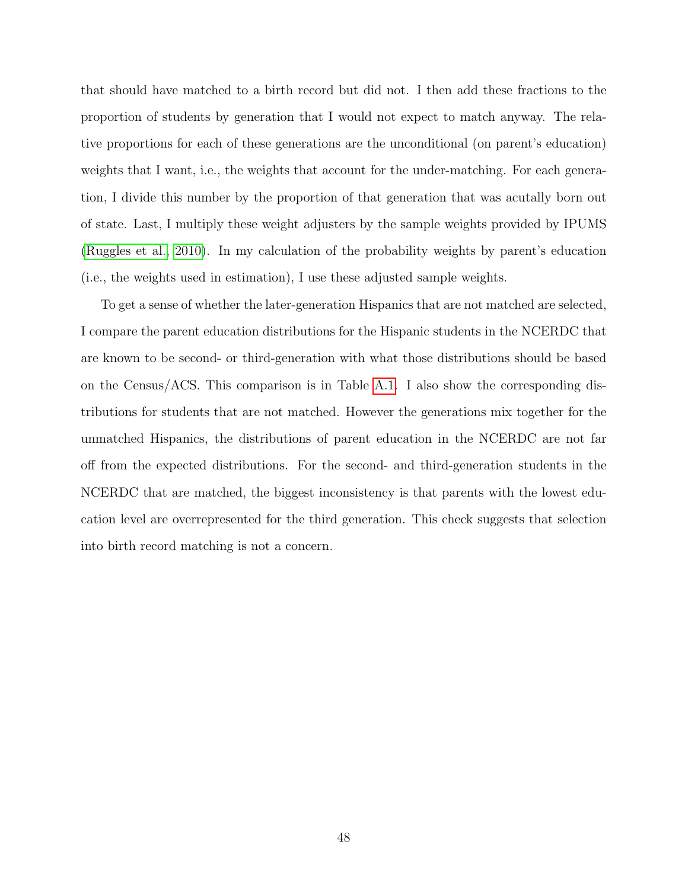that should have matched to a birth record but did not. I then add these fractions to the proportion of students by generation that I would not expect to match anyway. The relative proportions for each of these generations are the unconditional (on parent's education) weights that I want, i.e., the weights that account for the under-matching. For each generation, I divide this number by the proportion of that generation that was acutally born out of state. Last, I multiply these weight adjusters by the sample weights provided by IPUMS (Ruggles et al., 2010). In my calculation of the probability weights by parent's education (i.e., the weights used in estimation), I use these adjusted sample weights.

To get a sense of whether the later-generation Hispanics that are not matched are selected, I compare the parent education distributions for the Hispanic students in the NCERDC that are known to be second- or third-generation with what those distributions should be based on the Census/ACS. This comparison is in Table A.1. I also show the corresponding distributions for students that are not matched. However the generations mix together for the unmatched Hispanics, the distributions of parent education in the NCERDC are not far off from the expected distributions. For the second- and third-generation students in the NCERDC that are matched, the biggest inconsistency is that parents with the lowest education level are overrepresented for the third generation. This check suggests that selection into birth record matching is not a concern.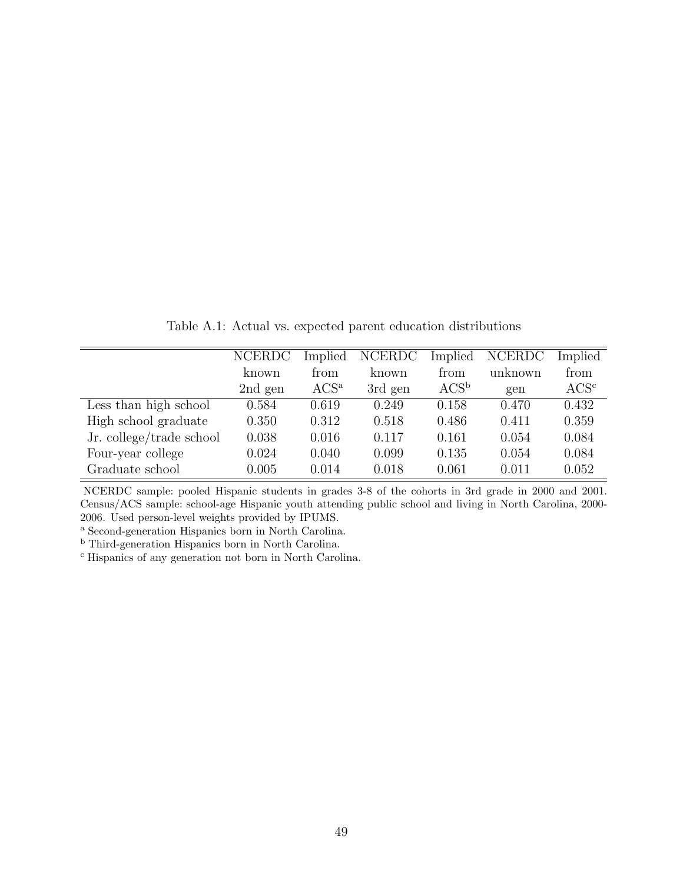Table A.1: Actual vs. expected parent education distributions

| | NCERDC known 2nd gen | Implied from ACS[a] | NCERDC known 3rd gen | Implied from ACS[b] | NCERDC unknown gen | Implied from ACS[c] |
|---|---|---|---|---|---|---|
| Less than high school | 0.584 | 0.619 | 0.249 | 0.158 | 0.470 | 0.432 |
| High school graduate | 0.350 | 0.312 | 0.518 | 0.486 | 0.411 | 0.359 |
| Jr. college/trade school | 0.038 | 0.016 | 0.117 | 0.161 | 0.054 | 0.084 |
| Four-year college | 0.024 | 0.040 | 0.099 | 0.135 | 0.054 | 0.084 |
| Graduate school | 0.005 | 0.014 | 0.018 | 0.061 | 0.011 | 0.052 |

NCERDC sample: pooled Hispanic students in grades 3-8 of the cohorts in 3rd grade in 2000 and 2001. Census/ACS sample: school-age Hispanic youth attending public school and living in North Carolina, 2000-2006. Used person-level weights provided by IPUMS.

[a] Second-generation Hispanics born in North Carolina.

[b] Third-generation Hispanics born in North Carolina.

[c] Hispanics of any generation not born in North Carolina.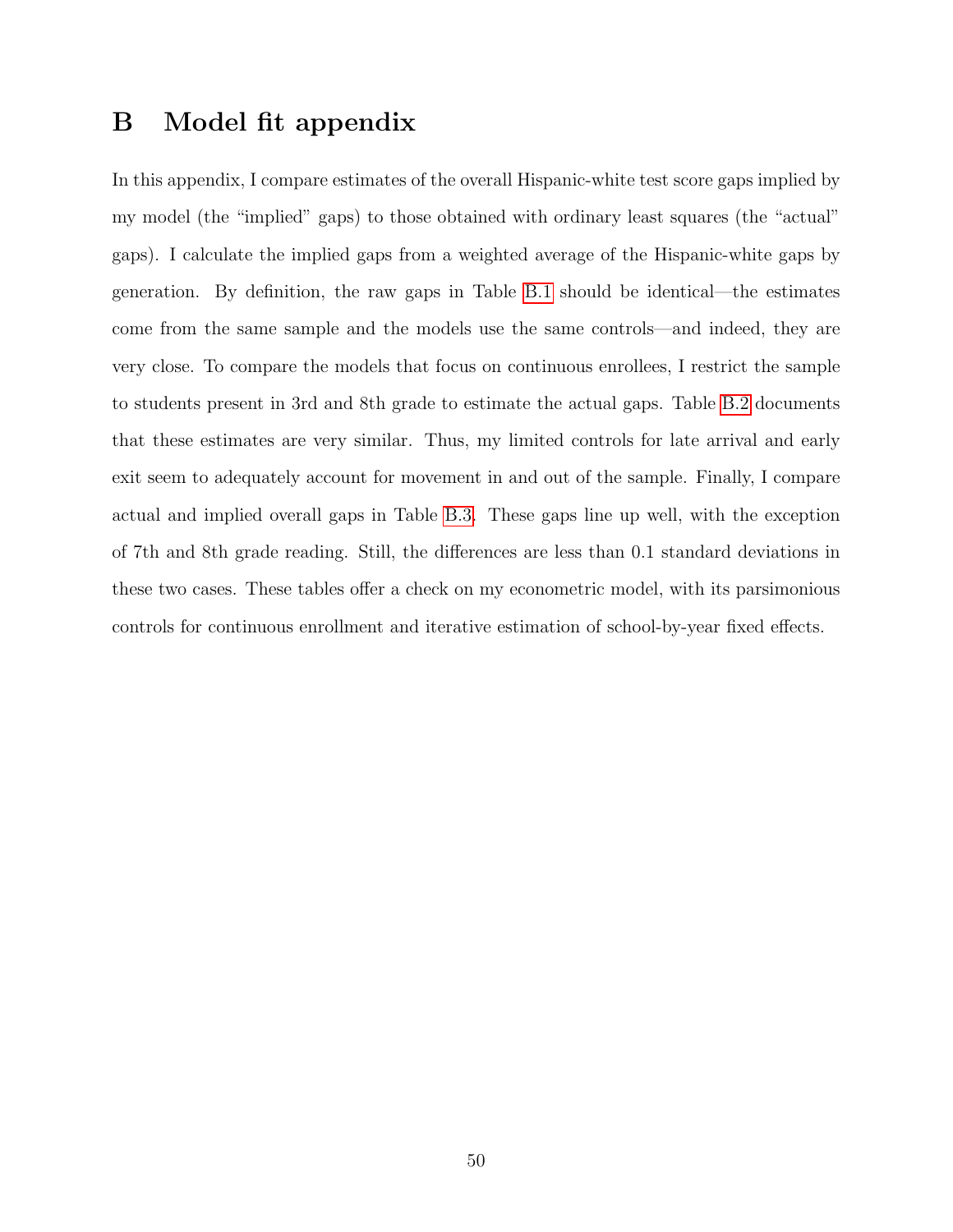# B Model fit appendix

In this appendix, I compare estimates of the overall Hispanic-white test score gaps implied by my model (the "implied" gaps) to those obtained with ordinary least squares (the "actual" gaps). I calculate the implied gaps from a weighted average of the Hispanic-white gaps by generation. By definition, the raw gaps in Table B.1 should be identical—the estimates come from the same sample and the models use the same controls—and indeed, they are very close. To compare the models that focus on continuous enrollees, I restrict the sample to students present in 3rd and 8th grade to estimate the actual gaps. Table B.2 documents that these estimates are very similar. Thus, my limited controls for late arrival and early exit seem to adequately account for movement in and out of the sample. Finally, I compare actual and implied overall gaps in Table B.3. These gaps line up well, with the exception of 7th and 8th grade reading. Still, the differences are less than 0.1 standard deviations in these two cases. These tables offer a check on my econometric model, with its parsimonious controls for continuous enrollment and iterative estimation of school-by-year fixed effects.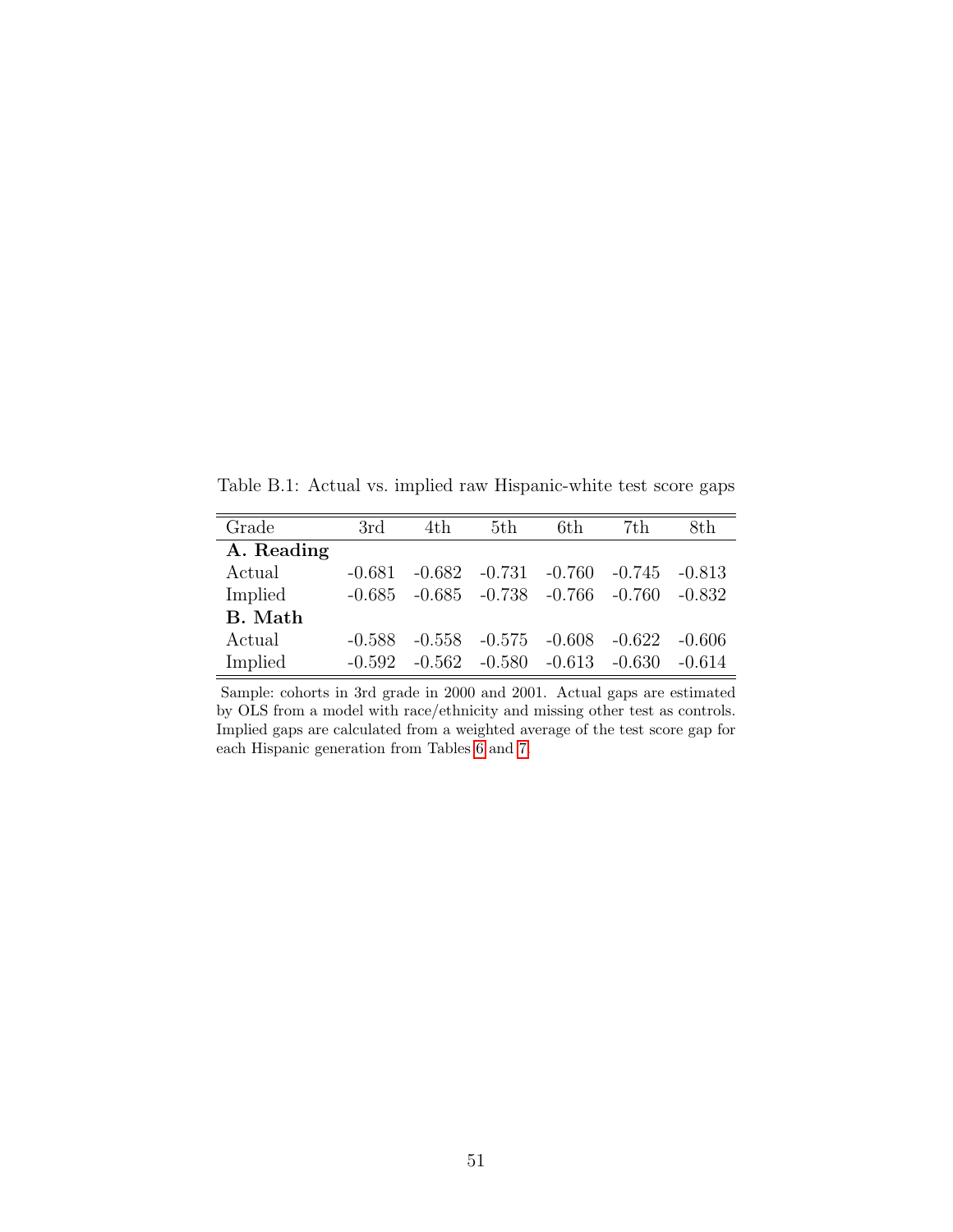Table B.1: Actual vs. implied raw Hispanic-white test score gaps

| Grade | 3rd | 4th | 5th | 6th | 7th | 8th |
|---|---|---|---|---|---|---|
| **A. Reading** | | | | | | |
| Actual | -0.681 | -0.682 | -0.731 | -0.760 | -0.745 | -0.813 |
| Implied | -0.685 | -0.685 | -0.738 | -0.766 | -0.760 | -0.832 |
| **B. Math** | | | | | | |
| Actual | -0.588 | -0.558 | -0.575 | -0.608 | -0.622 | -0.606 |
| Implied | -0.592 | -0.562 | -0.580 | -0.613 | -0.630 | -0.614 |

Sample: cohorts in 3rd grade in 2000 and 2001. Actual gaps are estimated by OLS from a model with race/ethnicity and missing other test as controls. Implied gaps are calculated from a weighted average of the test score gap for each Hispanic generation from Tables 6 and 7.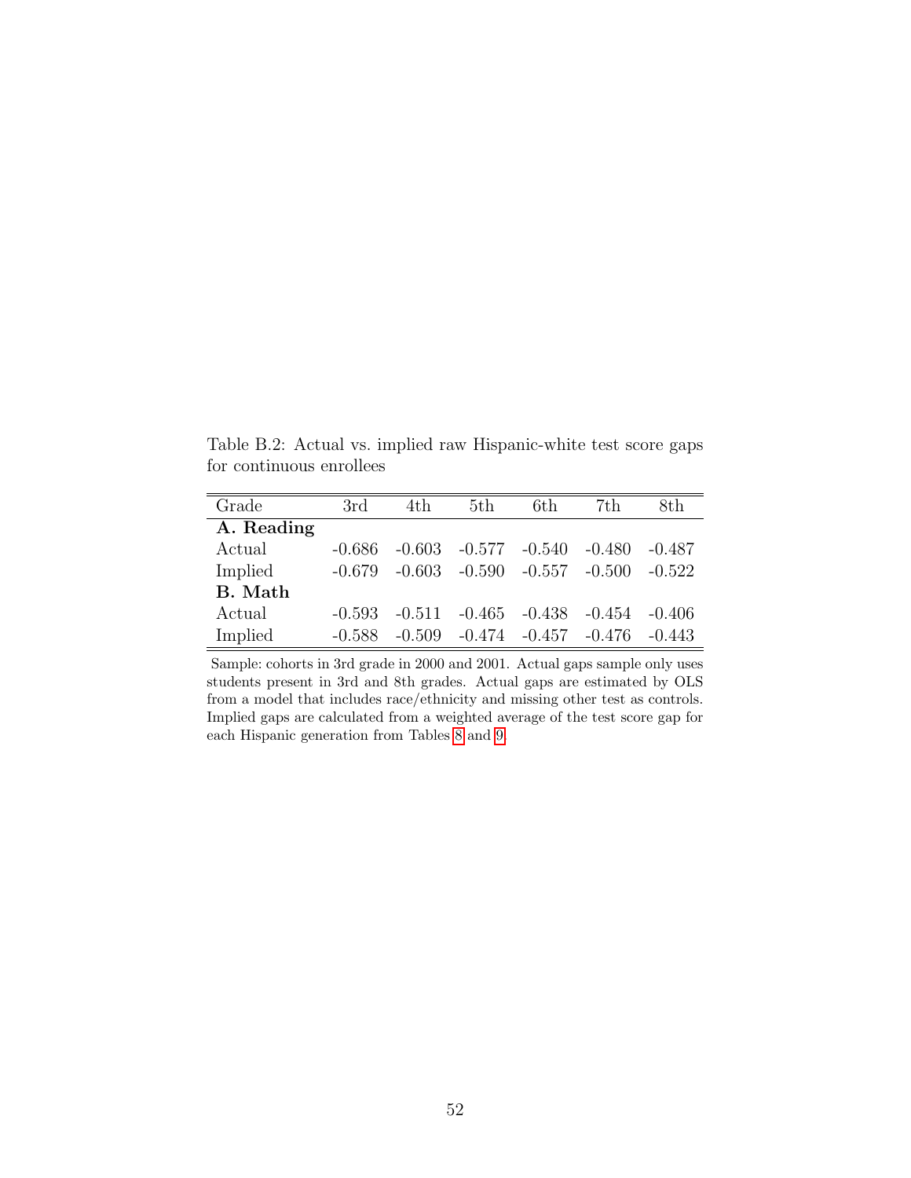Table B.2: Actual vs. implied raw Hispanic-white test score gaps for continuous enrollees

| Grade | 3rd | 4th | 5th | 6th | 7th | 8th |
|---|---|---|---|---|---|---|
| **A. Reading** | | | | | | |
| Actual | -0.686 | -0.603 | -0.577 | -0.540 | -0.480 | -0.487 |
| Implied | -0.679 | -0.603 | -0.590 | -0.557 | -0.500 | -0.522 |
| **B. Math** | | | | | | |
| Actual | -0.593 | -0.511 | -0.465 | -0.438 | -0.454 | -0.406 |
| Implied | -0.588 | -0.509 | -0.474 | -0.457 | -0.476 | -0.443 |

Sample: cohorts in 3rd grade in 2000 and 2001. Actual gaps sample only uses students present in 3rd and 8th grades. Actual gaps are estimated by OLS from a model that includes race/ethnicity and missing other test as controls. Implied gaps are calculated from a weighted average of the test score gap for each Hispanic generation from Tables 8 and 9.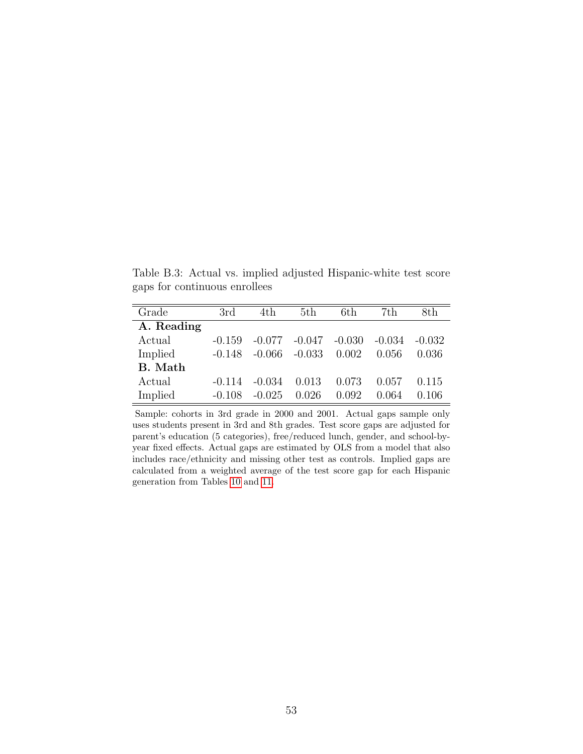Table B.3: Actual vs. implied adjusted Hispanic-white test score gaps for continuous enrollees

| Grade | 3rd | 4th | 5th | 6th | 7th | 8th |
|---|---|---|---|---|---|---|
| **A. Reading** | | | | | | |
| Actual | -0.159 | -0.077 | -0.047 | -0.030 | -0.034 | -0.032 |
| Implied | -0.148 | -0.066 | -0.033 | 0.002 | 0.056 | 0.036 |
| **B. Math** | | | | | | |
| Actual | -0.114 | -0.034 | 0.013 | 0.073 | 0.057 | 0.115 |
| Implied | -0.108 | -0.025 | 0.026 | 0.092 | 0.064 | 0.106 |

Sample: cohorts in 3rd grade in 2000 and 2001. Actual gaps sample only uses students present in 3rd and 8th grades. Test score gaps are adjusted for parent's education (5 categories), free/reduced lunch, gender, and school-by-year fixed effects. Actual gaps are estimated by OLS from a model that also includes race/ethnicity and missing other test as controls. Implied gaps are calculated from a weighted average of the test score gap for each Hispanic generation from Tables 10 and 11.